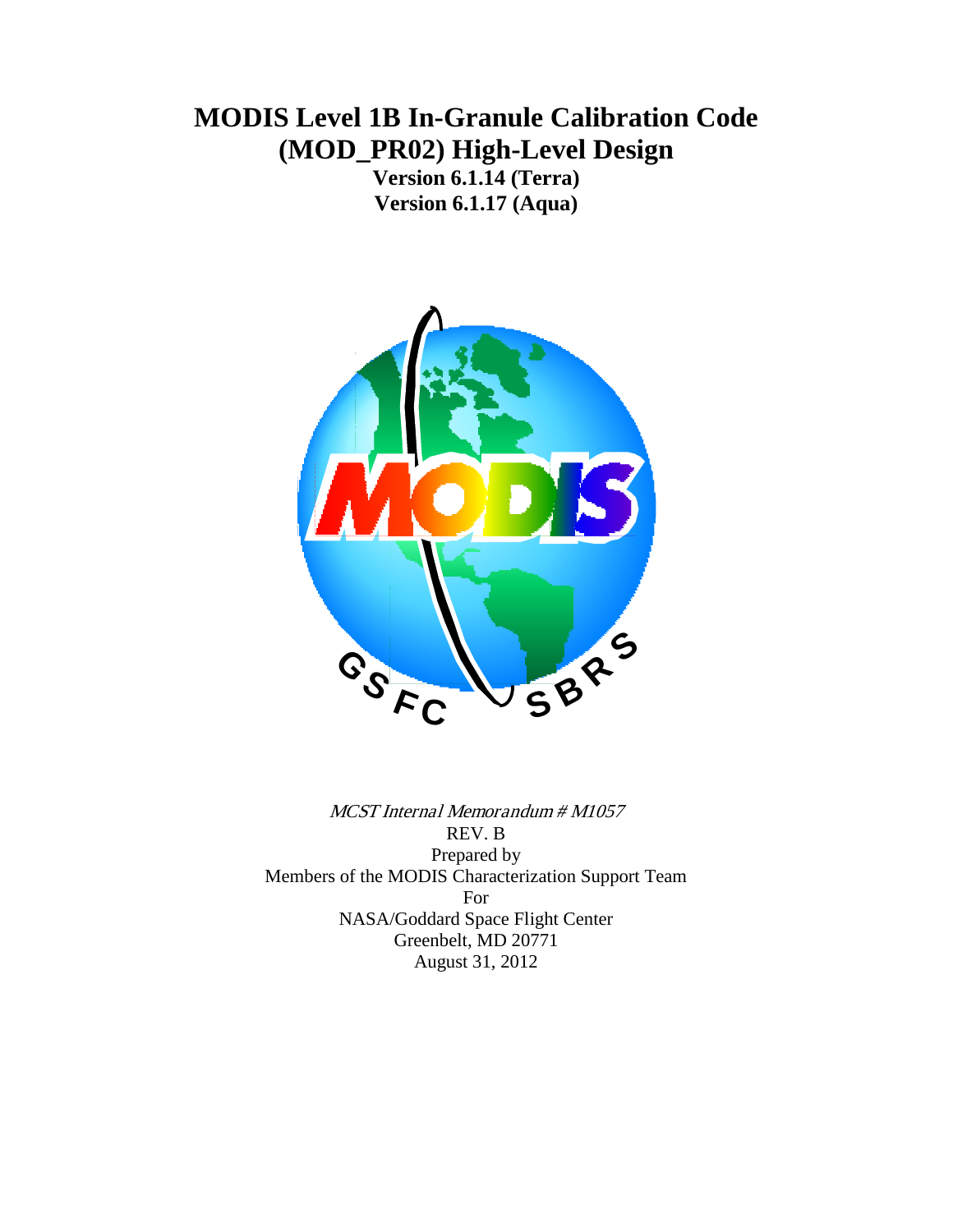# MODIS Level 1B In-Granule Calibration Code (MOD_PR02) High-Level Design

**Version 6.1.14 (Terra)**

**Version 6.1.17 (Aqua)**

*MCST Internal Memorandum # M1057*

REV. B

Prepared by

Members of the MODIS Characterization Support Team

For

NASA/Goddard Space Flight Center

Greenbelt, MD 20771

August 31, 2012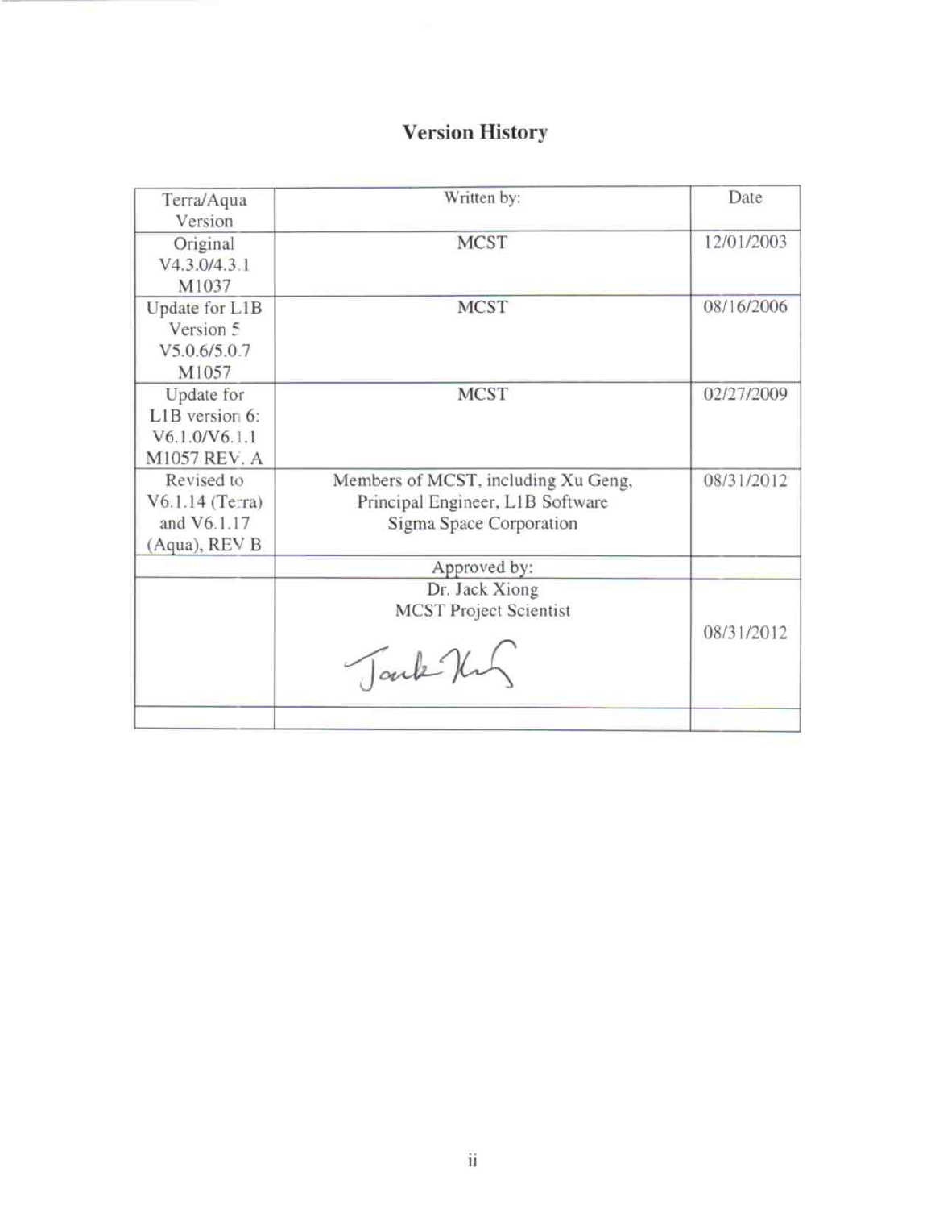# Version History

| Terra/Aqua Version | Written by: | Date |
|---|---|---|
| Original V4.3.0/4.3.1 M1037 | MCST | 12/01/2003 |
| Update for L1B Version 5 V5.0.6/5.0.7 M1057 | MCST | 08/16/2006 |
| Update for L1B version 6: V6.1.0/V6.1.1 M1057 REV. A | MCST | 02/27/2009 |
| Revised to V6.1.14 (Terra) and V6.1.17 (Aqua), REV B | Members of MCST, including Xu Geng, Principal Engineer, L1B Software Sigma Space Corporation | 08/31/2012 |
| | Approved by: | |
| | Dr. Jack Xiong MCST Project Scientist | 08/31/2012 |
| | | |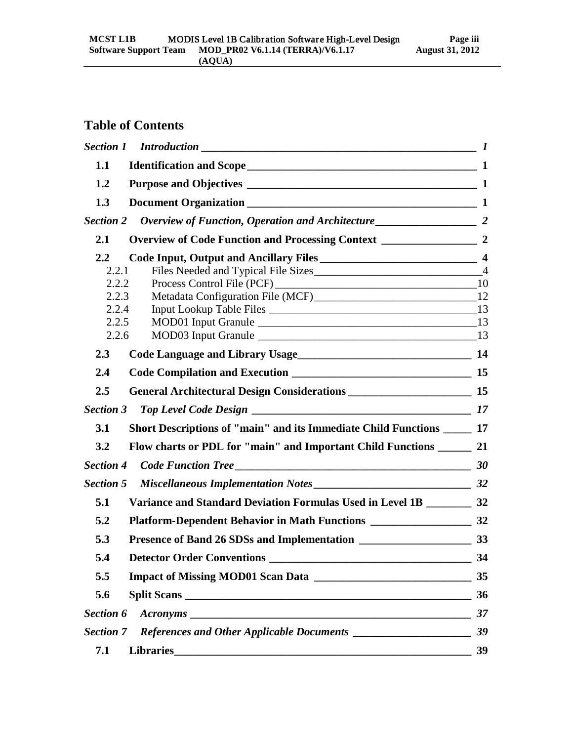## Table of Contents

*Section 1 Introduction* ____ *1*

**1.1 Identification and Scope** ____ **1**

**1.2 Purpose and Objectives** ____ **1**

**1.3 Document Organization** ____ **1**

*Section 2 Overview of Function, Operation and Architecture* ____ *2*

**2.1 Overview of Code Function and Processing Context** ____ **2**

**2.2 Code Input, Output and Ancillary Files** ____ **4**

2.2.1 Files Needed and Typical File Sizes ____ 4

2.2.2 Process Control File (PCF) ____ 10

2.2.3 Metadata Configuration File (MCF) ____ 12

2.2.4 Input Lookup Table Files ____ 13

2.2.5 MOD01 Input Granule ____ 13

2.2.6 MOD03 Input Granule ____ 13

**2.3 Code Language and Library Usage** ____ **14**

**2.4 Code Compilation and Execution** ____ **15**

**2.5 General Architectural Design Considerations** ____ **15**

*Section 3 Top Level Code Design* ____ *17*

**3.1 Short Descriptions of "main" and its Immediate Child Functions** ____ **17**

**3.2 Flow charts or PDL for "main" and Important Child Functions** ____ **21**

*Section 4 Code Function Tree* ____ *30*

*Section 5 Miscellaneous Implementation Notes* ____ *32*

**5.1 Variance and Standard Deviation Formulas Used in Level 1B** ____ **32**

**5.2 Platform-Dependent Behavior in Math Functions** ____ **32**

**5.3 Presence of Band 26 SDSs and Implementation** ____ **33**

**5.4 Detector Order Conventions** ____ **34**

**5.5 Impact of Missing MOD01 Scan Data** ____ **35**

**5.6 Split Scans** ____ **36**

*Section 6 Acronyms* ____ *37*

*Section 7 References and Other Applicable Documents* ____ *39*

**7.1 Libraries** ____ **39**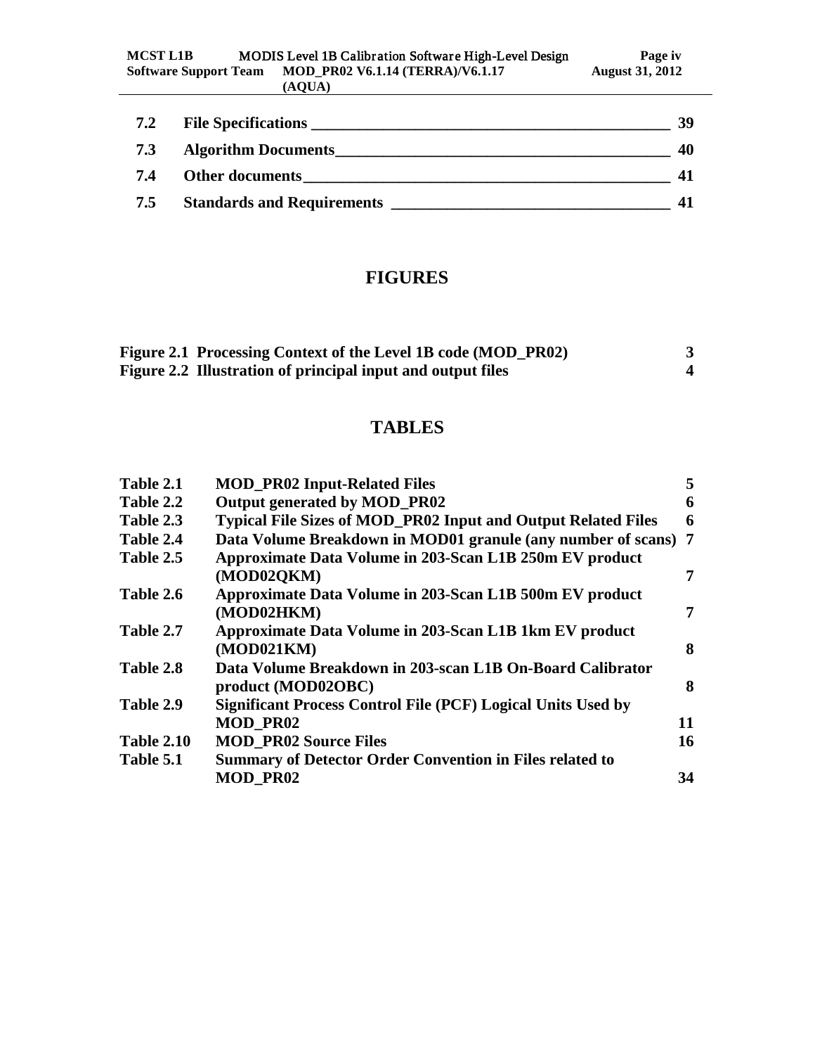| | | |
|---|---|---|
| 7.2 | File Specifications | 39 |
| 7.3 | Algorithm Documents | 40 |
| 7.4 | Other documents | 41 |
| 7.5 | Standards and Requirements | 41 |

# FIGURES

| | | |
|---|---|---|
| Figure 2.1 | Processing Context of the Level 1B code (MOD_PR02) | 3 |
| Figure 2.2 | Illustration of principal input and output files | 4 |

# TABLES

| | | |
|---|---|---|
| Table 2.1 | MOD_PR02 Input-Related Files | 5 |
| Table 2.2 | Output generated by MOD_PR02 | 6 |
| Table 2.3 | Typical File Sizes of MOD_PR02 Input and Output Related Files | 6 |
| Table 2.4 | Data Volume Breakdown in MOD01 granule (any number of scans) | 7 |
| Table 2.5 | Approximate Data Volume in 203-Scan L1B 250m EV product (MOD02QKM) | 7 |
| Table 2.6 | Approximate Data Volume in 203-Scan L1B 500m EV product (MOD02HKM) | 7 |
| Table 2.7 | Approximate Data Volume in 203-Scan L1B 1km EV product (MOD021KM) | 8 |
| Table 2.8 | Data Volume Breakdown in 203-scan L1B On-Board Calibrator product (MOD02OBC) | 8 |
| Table 2.9 | Significant Process Control File (PCF) Logical Units Used by MOD_PR02 | 11 |
| Table 2.10 | MOD_PR02 Source Files | 16 |
| Table 5.1 | Summary of Detector Order Convention in Files related to MOD_PR02 | 34 |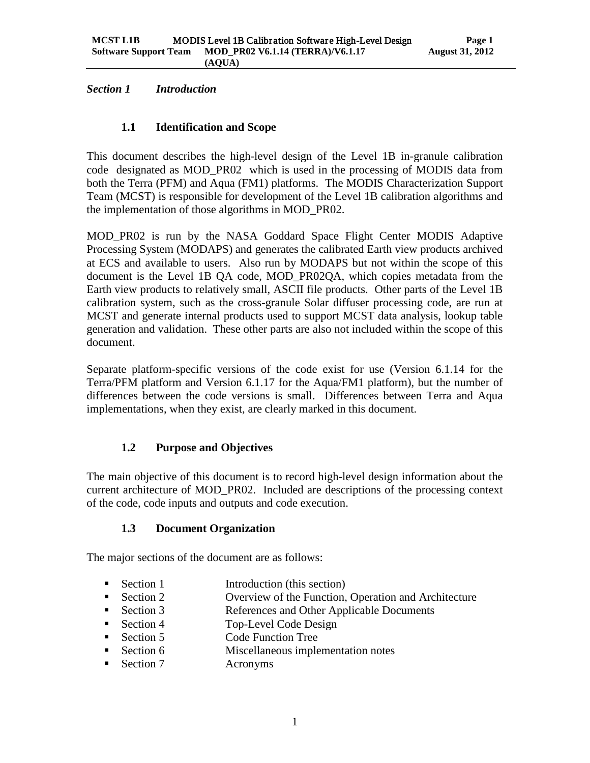## *Section 1 Introduction*

### 1.1 Identification and Scope

This document describes the high-level design of the Level 1B in-granule calibration code designated as MOD_PR02 which is used in the processing of MODIS data from both the Terra (PFM) and Aqua (FM1) platforms. The MODIS Characterization Support Team (MCST) is responsible for development of the Level 1B calibration algorithms and the implementation of those algorithms in MOD_PR02.

MOD_PR02 is run by the NASA Goddard Space Flight Center MODIS Adaptive Processing System (MODAPS) and generates the calibrated Earth view products archived at ECS and available to users. Also run by MODAPS but not within the scope of this document is the Level 1B QA code, MOD_PR02QA, which copies metadata from the Earth view products to relatively small, ASCII file products. Other parts of the Level 1B calibration system, such as the cross-granule Solar diffuser processing code, are run at MCST and generate internal products used to support MCST data analysis, lookup table generation and validation. These other parts are also not included within the scope of this document.

Separate platform-specific versions of the code exist for use (Version 6.1.14 for the Terra/PFM platform and Version 6.1.17 for the Aqua/FM1 platform), but the number of differences between the code versions is small. Differences between Terra and Aqua implementations, when they exist, are clearly marked in this document.

### 1.2 Purpose and Objectives

The main objective of this document is to record high-level design information about the current architecture of MOD_PR02. Included are descriptions of the processing context of the code, code inputs and outputs and code execution.

### 1.3 Document Organization

The major sections of the document are as follows:

- Section 1 Introduction (this section)
- Section 2 Overview of the Function, Operation and Architecture
- Section 3 References and Other Applicable Documents
- Section 4 Top-Level Code Design
- Section 5 Code Function Tree
- Section 6 Miscellaneous implementation notes
- Section 7 Acronyms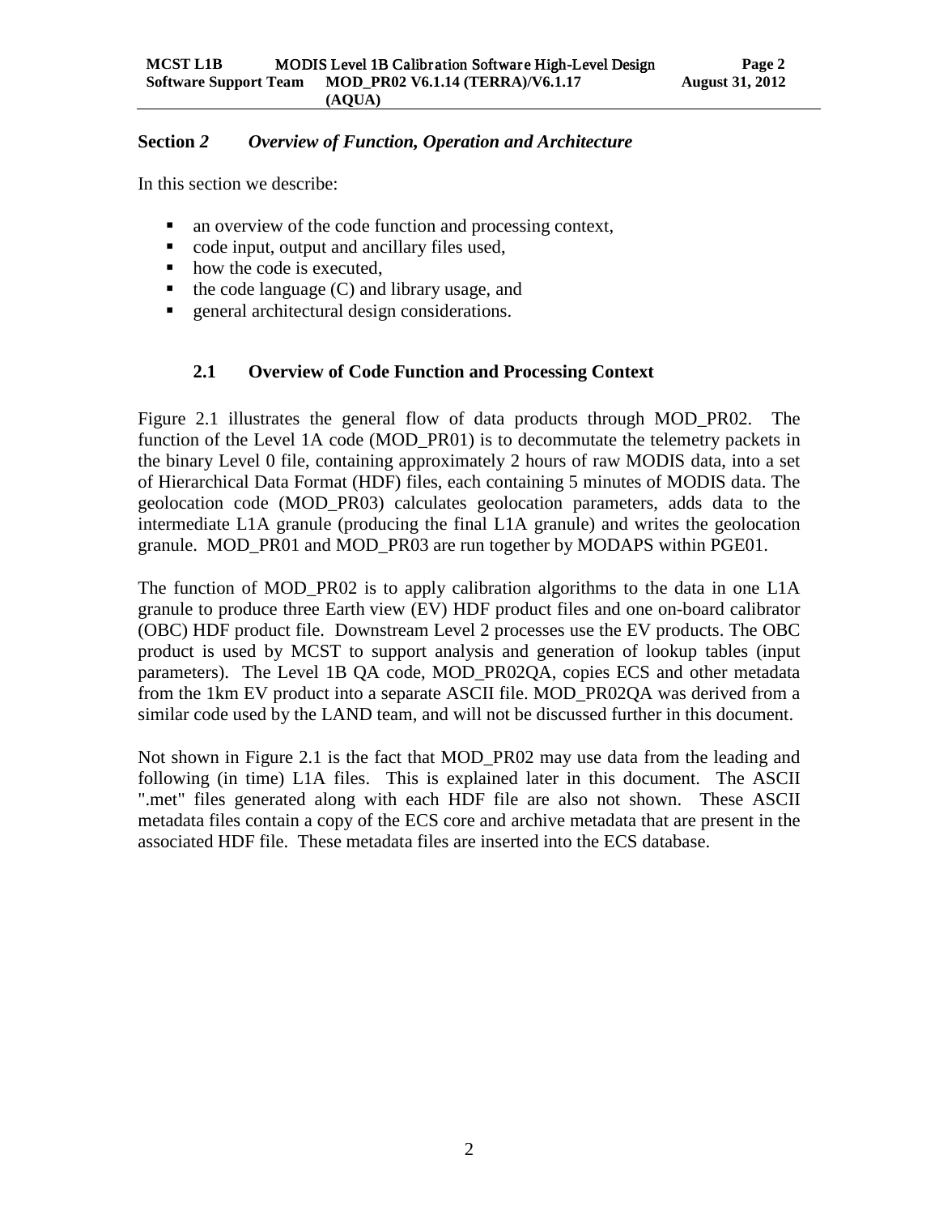# Section *2* *Overview of Function, Operation and Architecture*

In this section we describe:

- an overview of the code function and processing context,
- code input, output and ancillary files used,
- how the code is executed,
- the code language (C) and library usage, and
- general architectural design considerations.

## 2.1 Overview of Code Function and Processing Context

Figure 2.1 illustrates the general flow of data products through MOD_PR02. The function of the Level 1A code (MOD_PR01) is to decommutate the telemetry packets in the binary Level 0 file, containing approximately 2 hours of raw MODIS data, into a set of Hierarchical Data Format (HDF) files, each containing 5 minutes of MODIS data. The geolocation code (MOD_PR03) calculates geolocation parameters, adds data to the intermediate L1A granule (producing the final L1A granule) and writes the geolocation granule. MOD_PR01 and MOD_PR03 are run together by MODAPS within PGE01.

The function of MOD_PR02 is to apply calibration algorithms to the data in one L1A granule to produce three Earth view (EV) HDF product files and one on-board calibrator (OBC) HDF product file. Downstream Level 2 processes use the EV products. The OBC product is used by MCST to support analysis and generation of lookup tables (input parameters). The Level 1B QA code, MOD_PR02QA, copies ECS and other metadata from the 1km EV product into a separate ASCII file. MOD_PR02QA was derived from a similar code used by the LAND team, and will not be discussed further in this document.

Not shown in Figure 2.1 is the fact that MOD_PR02 may use data from the leading and following (in time) L1A files. This is explained later in this document. The ASCII ".met" files generated along with each HDF file are also not shown. These ASCII metadata files contain a copy of the ECS core and archive metadata that are present in the associated HDF file. These metadata files are inserted into the ECS database.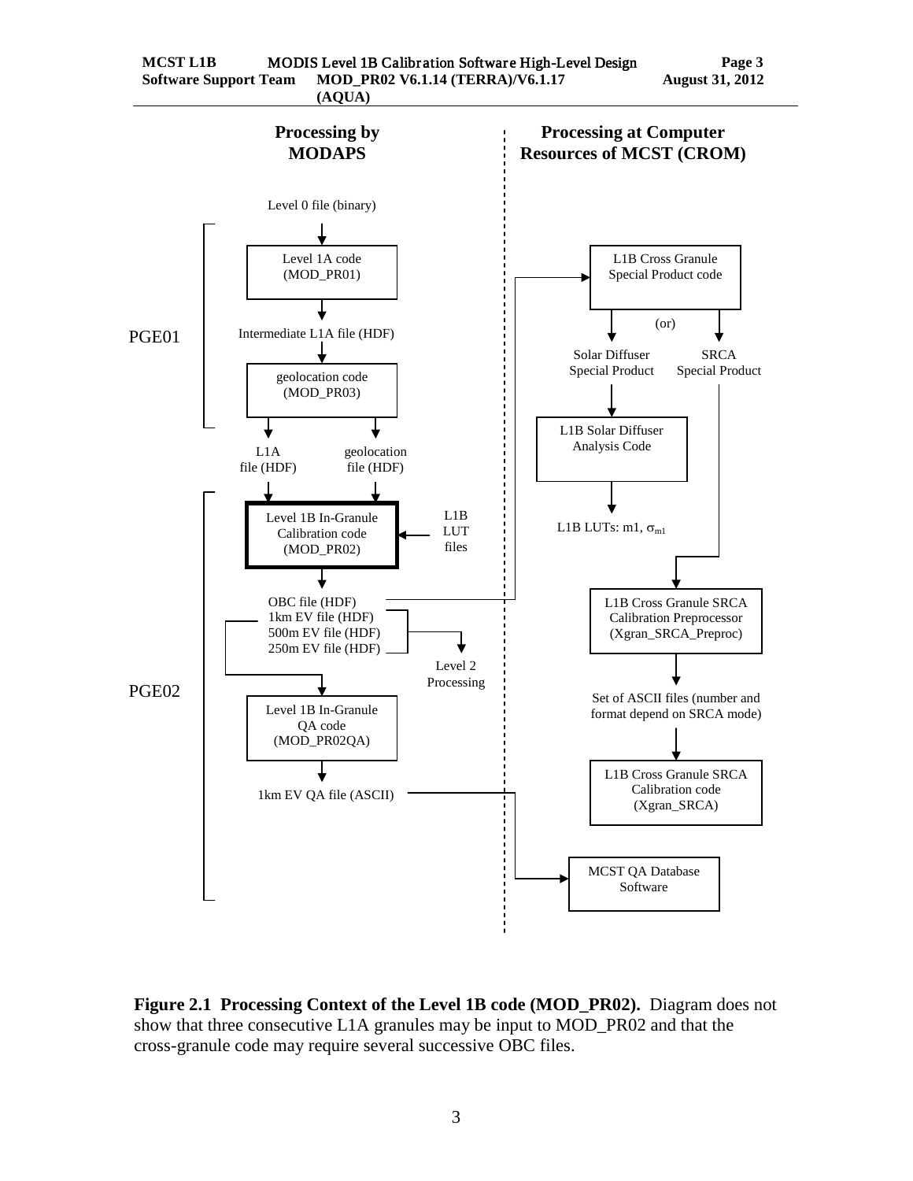**Processing by MODAPS** | **Processing at Computer Resources of MCST (CROM)**

PGE01:

- Level 0 file (binary)
- Level 1A code (MOD_PR01)
- Intermediate L1A file (HDF)
- geolocation code (MOD_PR03)
- L1A file (HDF)
- geolocation file (HDF)

PGE02:

- Level 1B In-Granule Calibration code (MOD_PR02)
- L1B LUT files
- OBC file (HDF)
- 1km EV file (HDF)
- 500m EV file (HDF)
- 250m EV file (HDF)
- Level 2 Processing
- Level 1B In-Granule QA code (MOD_PR02QA)
- 1km EV QA file (ASCII)

CROM:

- L1B Cross Granule Special Product code
- (or)
- Solar Diffuser Special Product
- SRCA Special Product
- L1B Solar Diffuser Analysis Code
- L1B LUTs: m1, $\sigma_{m1}$
- L1B Cross Granule SRCA Calibration Preprocessor (Xgran_SRCA_Preproc)
- Set of ASCII files (number and format depend on SRCA mode)
- L1B Cross Granule SRCA Calibration code (Xgran_SRCA)
- MCST QA Database Software

**Figure 2.1 Processing Context of the Level 1B code (MOD_PR02).** Diagram does not show that three consecutive L1A granules may be input to MOD_PR02 and that the cross-granule code may require several successive OBC files.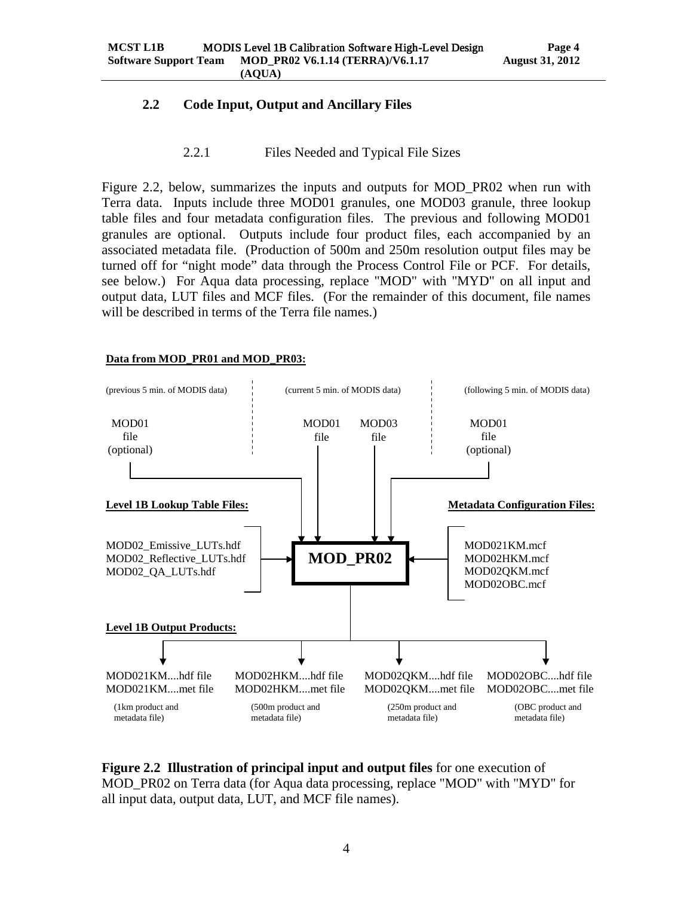## 2.2 Code Input, Output and Ancillary Files

### 2.2.1 Files Needed and Typical File Sizes

Figure 2.2, below, summarizes the inputs and outputs for MOD_PR02 when run with Terra data. Inputs include three MOD01 granules, one MOD03 granule, three lookup table files and four metadata configuration files. The previous and following MOD01 granules are optional. Outputs include four product files, each accompanied by an associated metadata file. (Production of 500m and 250m resolution output files may be turned off for "night mode" data through the Process Control File or PCF. For details, see below.) For Aqua data processing, replace "MOD" with "MYD" on all input and output data, LUT files and MCF files. (For the remainder of this document, file names will be described in terms of the Terra file names.)

**Data from MOD_PR01 and MOD_PR03:**

(previous 5 min. of MODIS data) — MOD01 file (optional)

(current 5 min. of MODIS data) — MOD01 file, MOD03 file

(following 5 min. of MODIS data) — MOD01 file (optional)

**Level 1B Lookup Table Files:**

MOD02_Emissive_LUTs.hdf
MOD02_Reflective_LUTs.hdf
MOD02_QA_LUTs.hdf

**MOD_PR02**

**Metadata Configuration Files:**

MOD021KM.mcf
MOD02HKM.mcf
MOD02QKM.mcf
MOD02OBC.mcf

**Level 1B Output Products:**

| MOD021KM....hdf file<br>MOD021KM....met file<br>(1km product and metadata file) | MOD02HKM....hdf file<br>MOD02HKM....met file<br>(500m product and metadata file) | MOD02QKM....hdf file<br>MOD02QKM....met file<br>(250m product and metadata file) | MOD02OBC....hdf file<br>MOD02OBC....met file<br>(OBC product and metadata file) |
|---|---|---|---|

**Figure 2.2 Illustration of principal input and output files** for one execution of MOD_PR02 on Terra data (for Aqua data processing, replace "MOD" with "MYD" for all input data, output data, LUT, and MCF file names).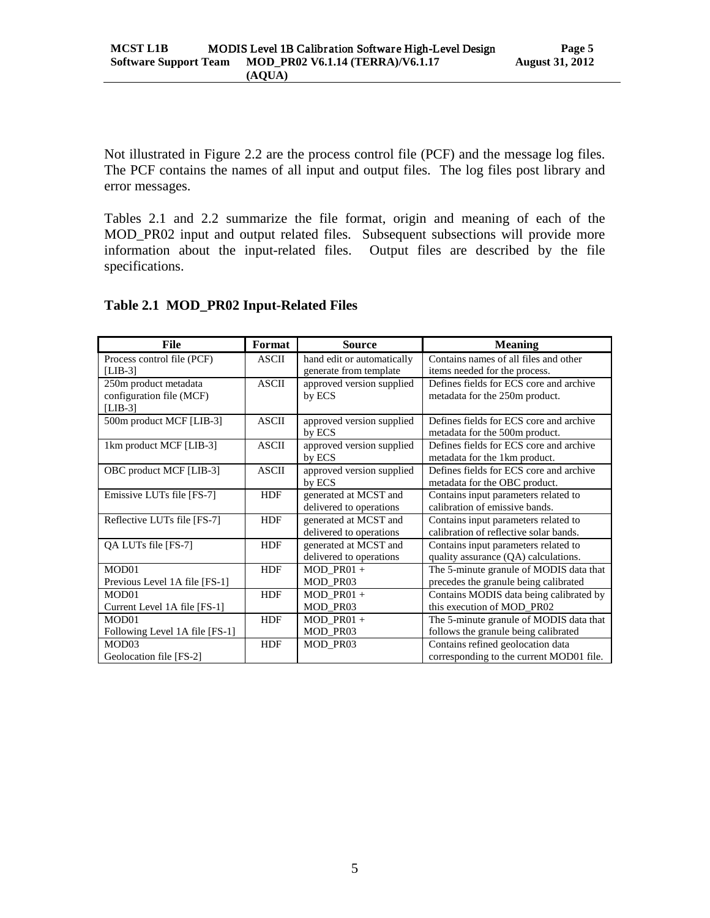Not illustrated in Figure 2.2 are the process control file (PCF) and the message log files. The PCF contains the names of all input and output files. The log files post library and error messages.

Tables 2.1 and 2.2 summarize the file format, origin and meaning of each of the MOD_PR02 input and output related files. Subsequent subsections will provide more information about the input-related files. Output files are described by the file specifications.

### Table 2.1 MOD_PR02 Input-Related Files

| File | Format | Source | Meaning |
|---|---|---|---|
| Process control file (PCF) [LIB-3] | ASCII | hand edit or automatically generate from template | Contains names of all files and other items needed for the process. |
| 250m product metadata configuration file (MCF) [LIB-3] | ASCII | approved version supplied by ECS | Defines fields for ECS core and archive metadata for the 250m product. |
| 500m product MCF [LIB-3] | ASCII | approved version supplied by ECS | Defines fields for ECS core and archive metadata for the 500m product. |
| 1km product MCF [LIB-3] | ASCII | approved version supplied by ECS | Defines fields for ECS core and archive metadata for the 1km product. |
| OBC product MCF [LIB-3] | ASCII | approved version supplied by ECS | Defines fields for ECS core and archive metadata for the OBC product. |
| Emissive LUTs file [FS-7] | HDF | generated at MCST and delivered to operations | Contains input parameters related to calibration of emissive bands. |
| Reflective LUTs file [FS-7] | HDF | generated at MCST and delivered to operations | Contains input parameters related to calibration of reflective solar bands. |
| QA LUTs file [FS-7] | HDF | generated at MCST and delivered to operations | Contains input parameters related to quality assurance (QA) calculations. |
| MOD01 Previous Level 1A file [FS-1] | HDF | MOD_PR01 + MOD_PR03 | The 5-minute granule of MODIS data that precedes the granule being calibrated |
| MOD01 Current Level 1A file [FS-1] | HDF | MOD_PR01 + MOD_PR03 | Contains MODIS data being calibrated by this execution of MOD_PR02 |
| MOD01 Following Level 1A file [FS-1] | HDF | MOD_PR01 + MOD_PR03 | The 5-minute granule of MODIS data that follows the granule being calibrated |
| MOD03 Geolocation file [FS-2] | HDF | MOD_PR03 | Contains refined geolocation data corresponding to the current MOD01 file. |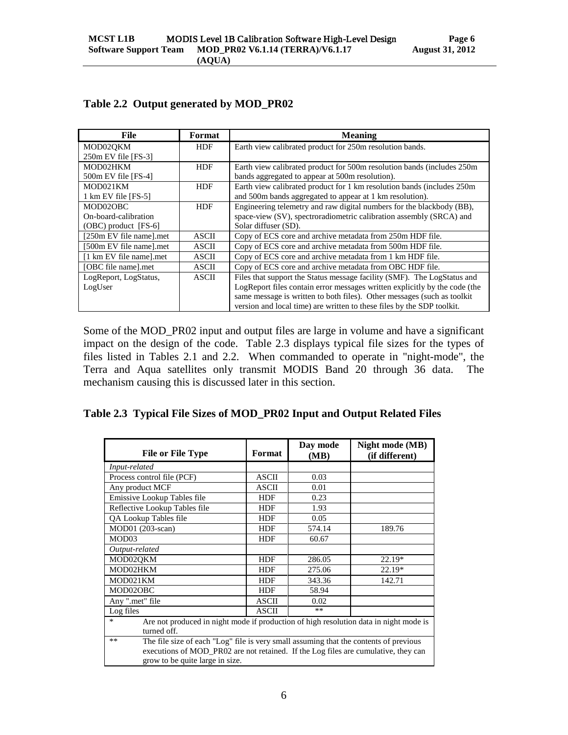**Table 2.2 Output generated by MOD_PR02**

| File | Format | Meaning |
|---|---|---|
| MOD02QKM<br>250m EV file [FS-3] | HDF | Earth view calibrated product for 250m resolution bands. |
| MOD02HKM<br>500m EV file [FS-4] | HDF | Earth view calibrated product for 500m resolution bands (includes 250m bands aggregated to appear at 500m resolution). |
| MOD021KM<br>1 km EV file [FS-5] | HDF | Earth view calibrated product for 1 km resolution bands (includes 250m and 500m bands aggregated to appear at 1 km resolution). |
| MOD02OBC<br>On-board-calibration (OBC) product [FS-6] | HDF | Engineering telemetry and raw digital numbers for the blackbody (BB), space-view (SV), spectroradiometric calibration assembly (SRCA) and Solar diffuser (SD). |
| [250m EV file name].met | ASCII | Copy of ECS core and archive metadata from 250m HDF file. |
| [500m EV file name].met | ASCII | Copy of ECS core and archive metadata from 500m HDF file. |
| [1 km EV file name].met | ASCII | Copy of ECS core and archive metadata from 1 km HDF file. |
| [OBC file name].met | ASCII | Copy of ECS core and archive metadata from OBC HDF file. |
| LogReport, LogStatus, LogUser | ASCII | Files that support the Status message facility (SMF). The LogStatus and LogReport files contain error messages written explicitly by the code (the same message is written to both files). Other messages (such as toolkit version and local time) are written to these files by the SDP toolkit. |

Some of the MOD_PR02 input and output files are large in volume and have a significant impact on the design of the code. Table 2.3 displays typical file sizes for the types of files listed in Tables 2.1 and 2.2. When commanded to operate in "night-mode", the Terra and Aqua satellites only transmit MODIS Band 20 through 36 data. The mechanism causing this is discussed later in this section.

**Table 2.3 Typical File Sizes of MOD_PR02 Input and Output Related Files**

| File or File Type | Format | Day mode (MB) | Night mode (MB) (if different) |
|---|---|---|---|
| *Input-related* | | | |
| Process control file (PCF) | ASCII | 0.03 | |
| Any product MCF | ASCII | 0.01 | |
| Emissive Lookup Tables file | HDF | 0.23 | |
| Reflective Lookup Tables file | HDF | 1.93 | |
| QA Lookup Tables file | HDF | 0.05 | |
| MOD01 (203-scan) | HDF | 574.14 | 189.76 |
| MOD03 | HDF | 60.67 | |
| *Output-related* | | | |
| MOD02QKM | HDF | 286.05 | 22.19* |
| MOD02HKM | HDF | 275.06 | 22.19* |
| MOD021KM | HDF | 343.36 | 142.71 |
| MOD02OBC | HDF | 58.94 | |
| Any ".met" file | ASCII | 0.02 | |
| Log files | ASCII | ** | |
| * Are not produced in night mode if production of high resolution data in night mode is turned off. | | | |
| ** The file size of each "Log" file is very small assuming that the contents of previous executions of MOD_PR02 are not retained. If the Log files are cumulative, they can grow to be quite large in size. | | | |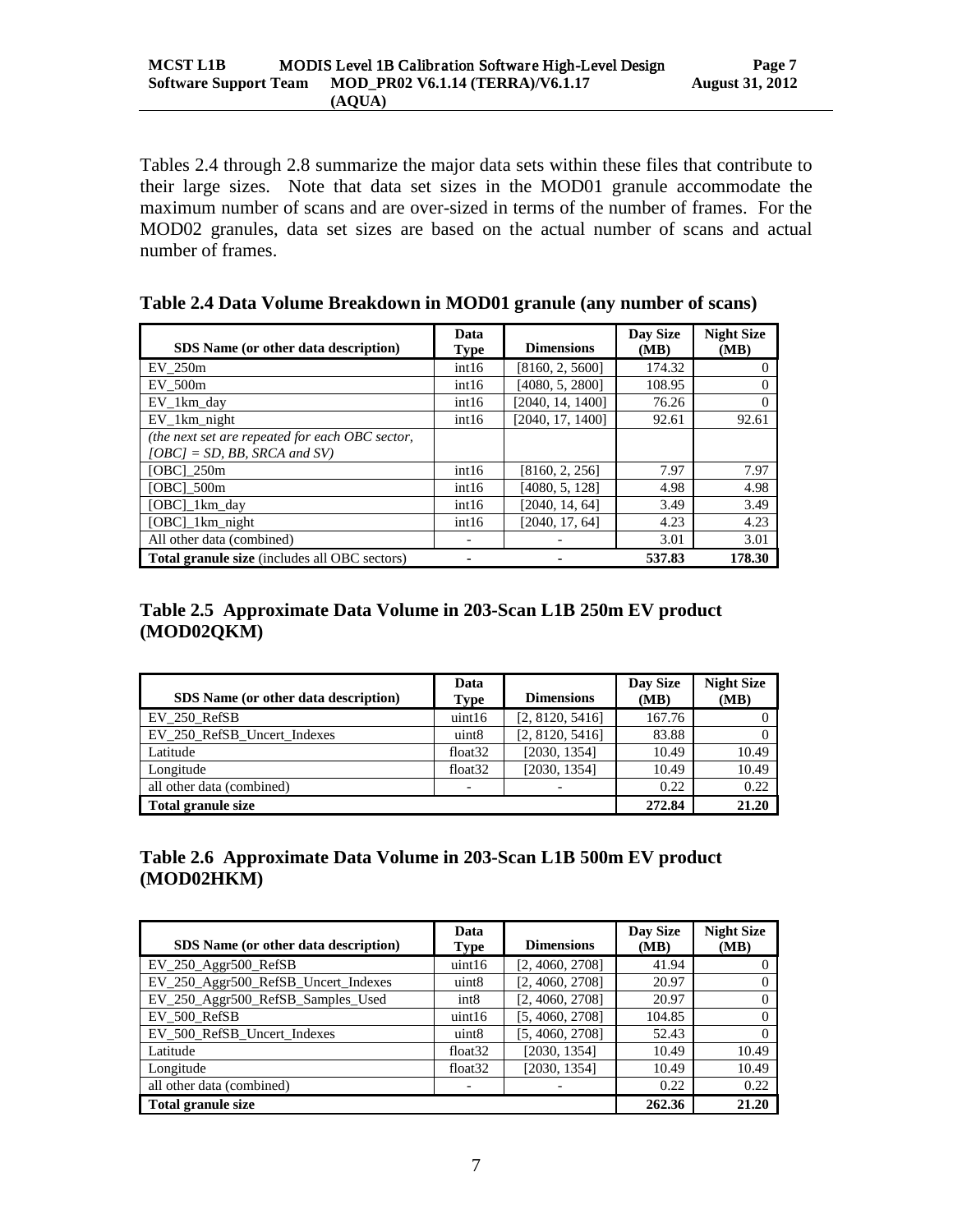Tables 2.4 through 2.8 summarize the major data sets within these files that contribute to their large sizes. Note that data set sizes in the MOD01 granule accommodate the maximum number of scans and are over-sized in terms of the number of frames. For the MOD02 granules, data set sizes are based on the actual number of scans and actual number of frames.

**Table 2.4 Data Volume Breakdown in MOD01 granule (any number of scans)**

| SDS Name (or other data description) | Data Type | Dimensions | Day Size (MB) | Night Size (MB) |
|---|---|---|---|---|
| EV_250m | int16 | [8160, 2, 5600] | 174.32 | 0 |
| EV_500m | int16 | [4080, 5, 2800] | 108.95 | 0 |
| EV_1km_day | int16 | [2040, 14, 1400] | 76.26 | 0 |
| EV_1km_night | int16 | [2040, 17, 1400] | 92.61 | 92.61 |
| *(the next set are repeated for each OBC sector, [OBC] = SD, BB, SRCA and SV)* | | | | |
| [OBC]_250m | int16 | [8160, 2, 256] | 7.97 | 7.97 |
| [OBC]_500m | int16 | [4080, 5, 128] | 4.98 | 4.98 |
| [OBC]_1km_day | int16 | [2040, 14, 64] | 3.49 | 3.49 |
| [OBC]_1km_night | int16 | [2040, 17, 64] | 4.23 | 4.23 |
| All other data (combined) | - | - | 3.01 | 3.01 |
| **Total granule size** (includes all OBC sectors) | - | - | **537.83** | **178.30** |

**Table 2.5 Approximate Data Volume in 203-Scan L1B 250m EV product (MOD02QKM)**

| SDS Name (or other data description) | Data Type | Dimensions | Day Size (MB) | Night Size (MB) |
|---|---|---|---|---|
| EV_250_RefSB | uint16 | [2, 8120, 5416] | 167.76 | 0 |
| EV_250_RefSB_Uncert_Indexes | uint8 | [2, 8120, 5416] | 83.88 | 0 |
| Latitude | float32 | [2030, 1354] | 10.49 | 10.49 |
| Longitude | float32 | [2030, 1354] | 10.49 | 10.49 |
| all other data (combined) | - | - | 0.22 | 0.22 |
| **Total granule size** | | | **272.84** | **21.20** |

**Table 2.6 Approximate Data Volume in 203-Scan L1B 500m EV product (MOD02HKM)**

| SDS Name (or other data description) | Data Type | Dimensions | Day Size (MB) | Night Size (MB) |
|---|---|---|---|---|
| EV_250_Aggr500_RefSB | uint16 | [2, 4060, 2708] | 41.94 | 0 |
| EV_250_Aggr500_RefSB_Uncert_Indexes | uint8 | [2, 4060, 2708] | 20.97 | 0 |
| EV_250_Aggr500_RefSB_Samples_Used | int8 | [2, 4060, 2708] | 20.97 | 0 |
| EV_500_RefSB | uint16 | [5, 4060, 2708] | 104.85 | 0 |
| EV_500_RefSB_Uncert_Indexes | uint8 | [5, 4060, 2708] | 52.43 | 0 |
| Latitude | float32 | [2030, 1354] | 10.49 | 10.49 |
| Longitude | float32 | [2030, 1354] | 10.49 | 10.49 |
| all other data (combined) | - | - | 0.22 | 0.22 |
| **Total granule size** | | | **262.36** | **21.20** |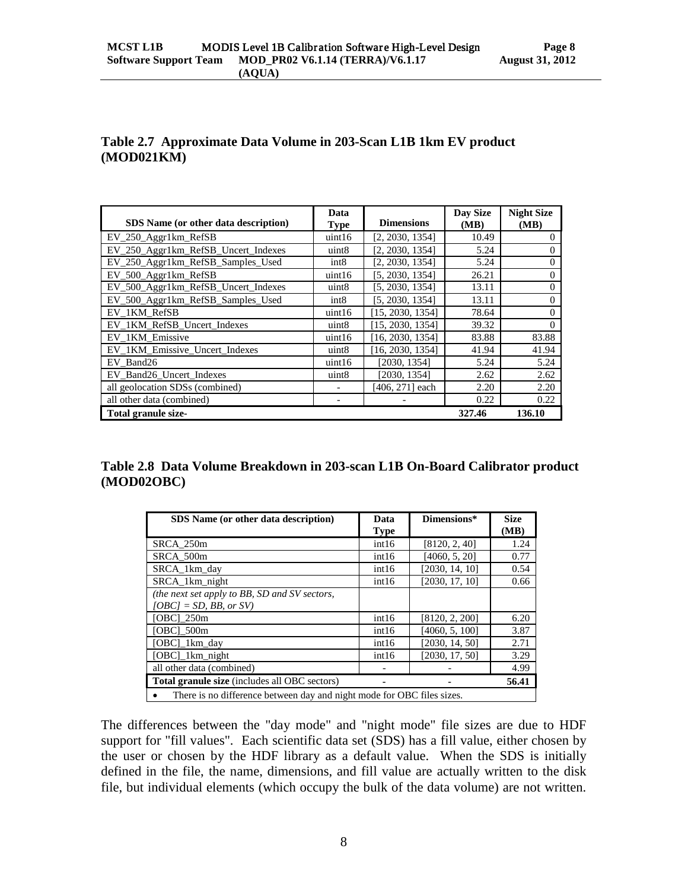**Table 2.7 Approximate Data Volume in 203-Scan L1B 1km EV product (MOD021KM)**

| SDS Name (or other data description) | Data Type | Dimensions | Day Size (MB) | Night Size (MB) |
|---|---|---|---|---|
| EV_250_Aggr1km_RefSB | uint16 | [2, 2030, 1354] | 10.49 | 0 |
| EV_250_Aggr1km_RefSB_Uncert_Indexes | uint8 | [2, 2030, 1354] | 5.24 | 0 |
| EV_250_Aggr1km_RefSB_Samples_Used | int8 | [2, 2030, 1354] | 5.24 | 0 |
| EV_500_Aggr1km_RefSB | uint16 | [5, 2030, 1354] | 26.21 | 0 |
| EV_500_Aggr1km_RefSB_Uncert_Indexes | uint8 | [5, 2030, 1354] | 13.11 | 0 |
| EV_500_Aggr1km_RefSB_Samples_Used | int8 | [5, 2030, 1354] | 13.11 | 0 |
| EV_1KM_RefSB | uint16 | [15, 2030, 1354] | 78.64 | 0 |
| EV_1KM_RefSB_Uncert_Indexes | uint8 | [15, 2030, 1354] | 39.32 | 0 |
| EV_1KM_Emissive | uint16 | [16, 2030, 1354] | 83.88 | 83.88 |
| EV_1KM_Emissive_Uncert_Indexes | uint8 | [16, 2030, 1354] | 41.94 | 41.94 |
| EV_Band26 | uint16 | [2030, 1354] | 5.24 | 5.24 |
| EV_Band26_Uncert_Indexes | uint8 | [2030, 1354] | 2.62 | 2.62 |
| all geolocation SDSs (combined) | - | [406, 271] each | 2.20 | 2.20 |
| all other data (combined) | - | - | 0.22 | 0.22 |
| **Total granule size-** | | | **327.46** | **136.10** |

**Table 2.8 Data Volume Breakdown in 203-scan L1B On-Board Calibrator product (MOD02OBC)**

| SDS Name (or other data description) | Data Type | Dimensions* | Size (MB) |
|---|---|---|---|
| SRCA_250m | int16 | [8120, 2, 40] | 1.24 |
| SRCA_500m | int16 | [4060, 5, 20] | 0.77 |
| SRCA_1km_day | int16 | [2030, 14, 10] | 0.54 |
| SRCA_1km_night | int16 | [2030, 17, 10] | 0.66 |
| *(the next set apply to BB, SD and SV sectors, [OBC] = SD, BB, or SV)* | | | |
| [OBC]_250m | int16 | [8120, 2, 200] | 6.20 |
| [OBC]_500m | int16 | [4060, 5, 100] | 3.87 |
| [OBC]_1km_day | int16 | [2030, 14, 50] | 2.71 |
| [OBC]_1km_night | int16 | [2030, 17, 50] | 3.29 |
| all other data (combined) | - | - | 4.99 |
| **Total granule size** (includes all OBC sectors) | - | - | **56.41** |

- There is no difference between day and night mode for OBC files sizes.

The differences between the "day mode" and "night mode" file sizes are due to HDF support for "fill values". Each scientific data set (SDS) has a fill value, either chosen by the user or chosen by the HDF library as a default value. When the SDS is initially defined in the file, the name, dimensions, and fill value are actually written to the disk file, but individual elements (which occupy the bulk of the data volume) are not written.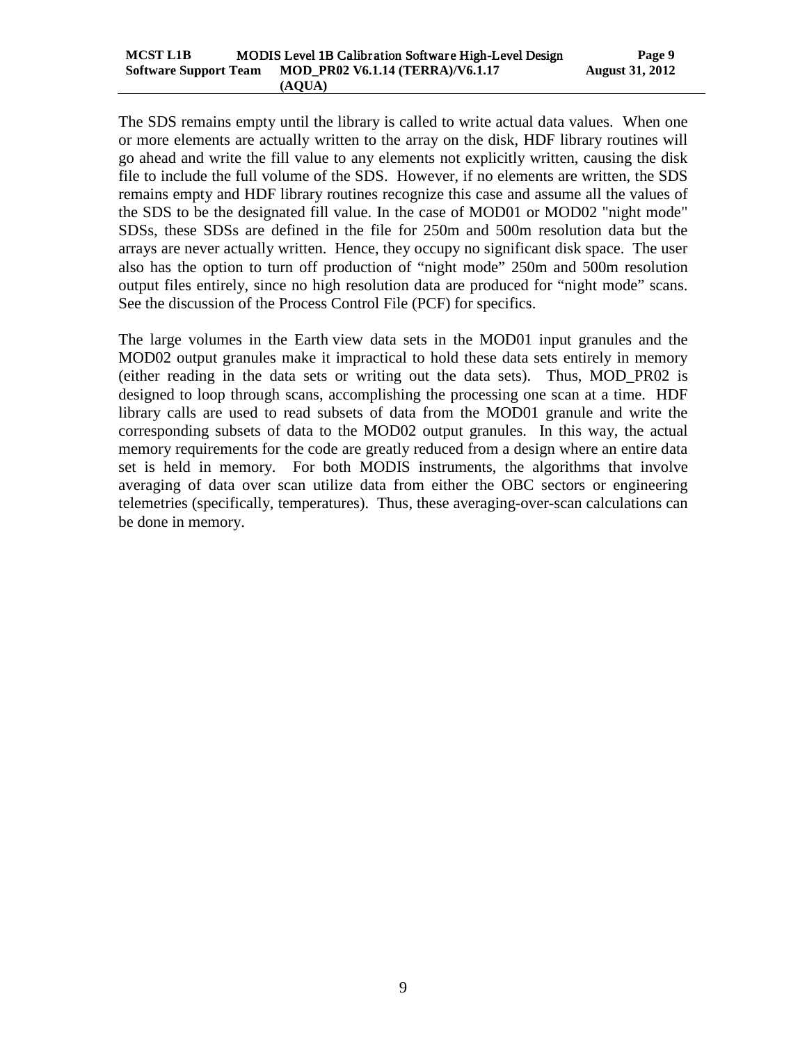The SDS remains empty until the library is called to write actual data values. When one or more elements are actually written to the array on the disk, HDF library routines will go ahead and write the fill value to any elements not explicitly written, causing the disk file to include the full volume of the SDS. However, if no elements are written, the SDS remains empty and HDF library routines recognize this case and assume all the values of the SDS to be the designated fill value. In the case of MOD01 or MOD02 "night mode" SDSs, these SDSs are defined in the file for 250m and 500m resolution data but the arrays are never actually written. Hence, they occupy no significant disk space. The user also has the option to turn off production of "night mode" 250m and 500m resolution output files entirely, since no high resolution data are produced for "night mode" scans. See the discussion of the Process Control File (PCF) for specifics.

The large volumes in the Earth view data sets in the MOD01 input granules and the MOD02 output granules make it impractical to hold these data sets entirely in memory (either reading in the data sets or writing out the data sets). Thus, MOD_PR02 is designed to loop through scans, accomplishing the processing one scan at a time. HDF library calls are used to read subsets of data from the MOD01 granule and write the corresponding subsets of data to the MOD02 output granules. In this way, the actual memory requirements for the code are greatly reduced from a design where an entire data set is held in memory. For both MODIS instruments, the algorithms that involve averaging of data over scan utilize data from either the OBC sectors or engineering telemetries (specifically, temperatures). Thus, these averaging-over-scan calculations can be done in memory.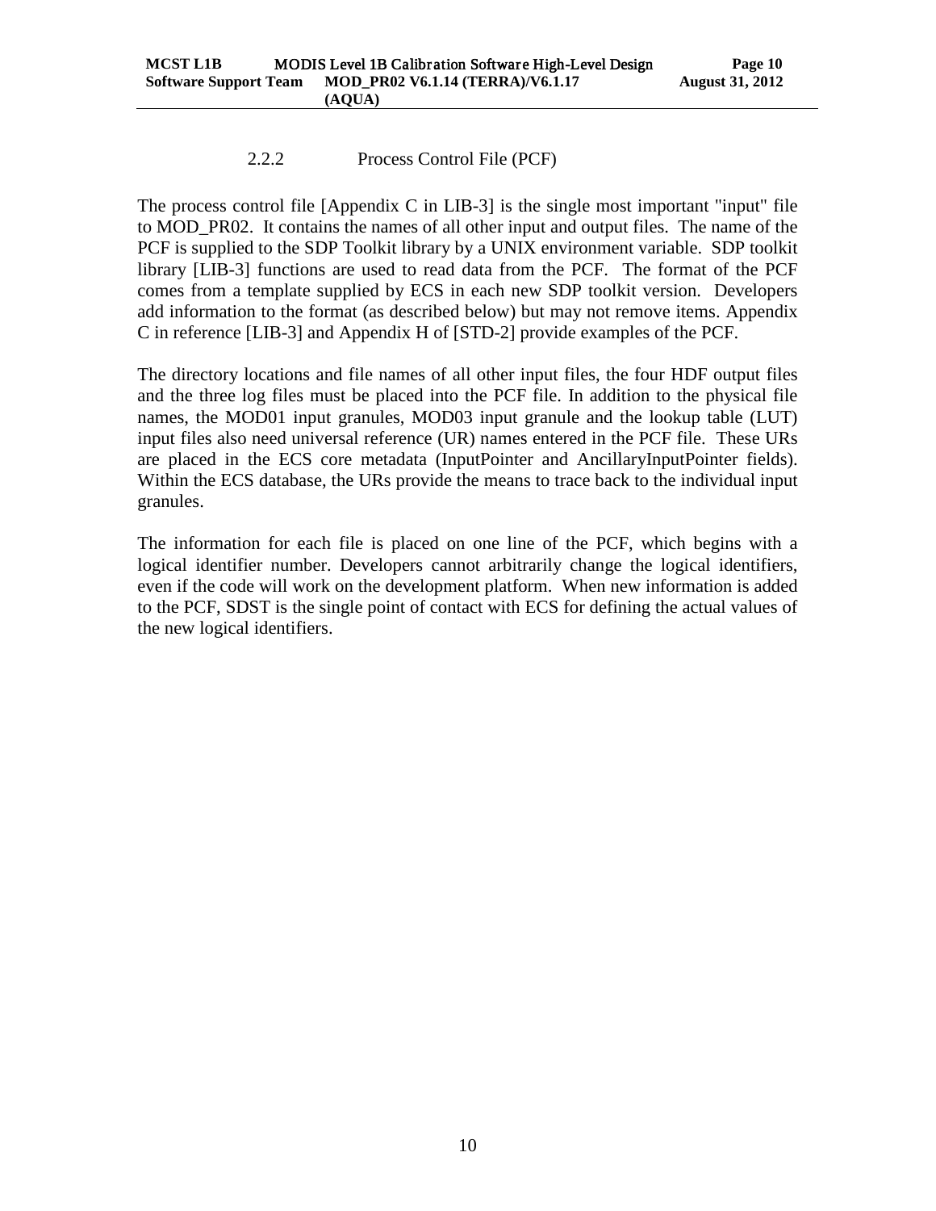### 2.2.2 Process Control File (PCF)

The process control file [Appendix C in LIB-3] is the single most important "input" file to MOD_PR02. It contains the names of all other input and output files. The name of the PCF is supplied to the SDP Toolkit library by a UNIX environment variable. SDP toolkit library [LIB-3] functions are used to read data from the PCF. The format of the PCF comes from a template supplied by ECS in each new SDP toolkit version. Developers add information to the format (as described below) but may not remove items. Appendix C in reference [LIB-3] and Appendix H of [STD-2] provide examples of the PCF.

The directory locations and file names of all other input files, the four HDF output files and the three log files must be placed into the PCF file. In addition to the physical file names, the MOD01 input granules, MOD03 input granule and the lookup table (LUT) input files also need universal reference (UR) names entered in the PCF file. These URs are placed in the ECS core metadata (InputPointer and AncillaryInputPointer fields). Within the ECS database, the URs provide the means to trace back to the individual input granules.

The information for each file is placed on one line of the PCF, which begins with a logical identifier number. Developers cannot arbitrarily change the logical identifiers, even if the code will work on the development platform. When new information is added to the PCF, SDST is the single point of contact with ECS for defining the actual values of the new logical identifiers.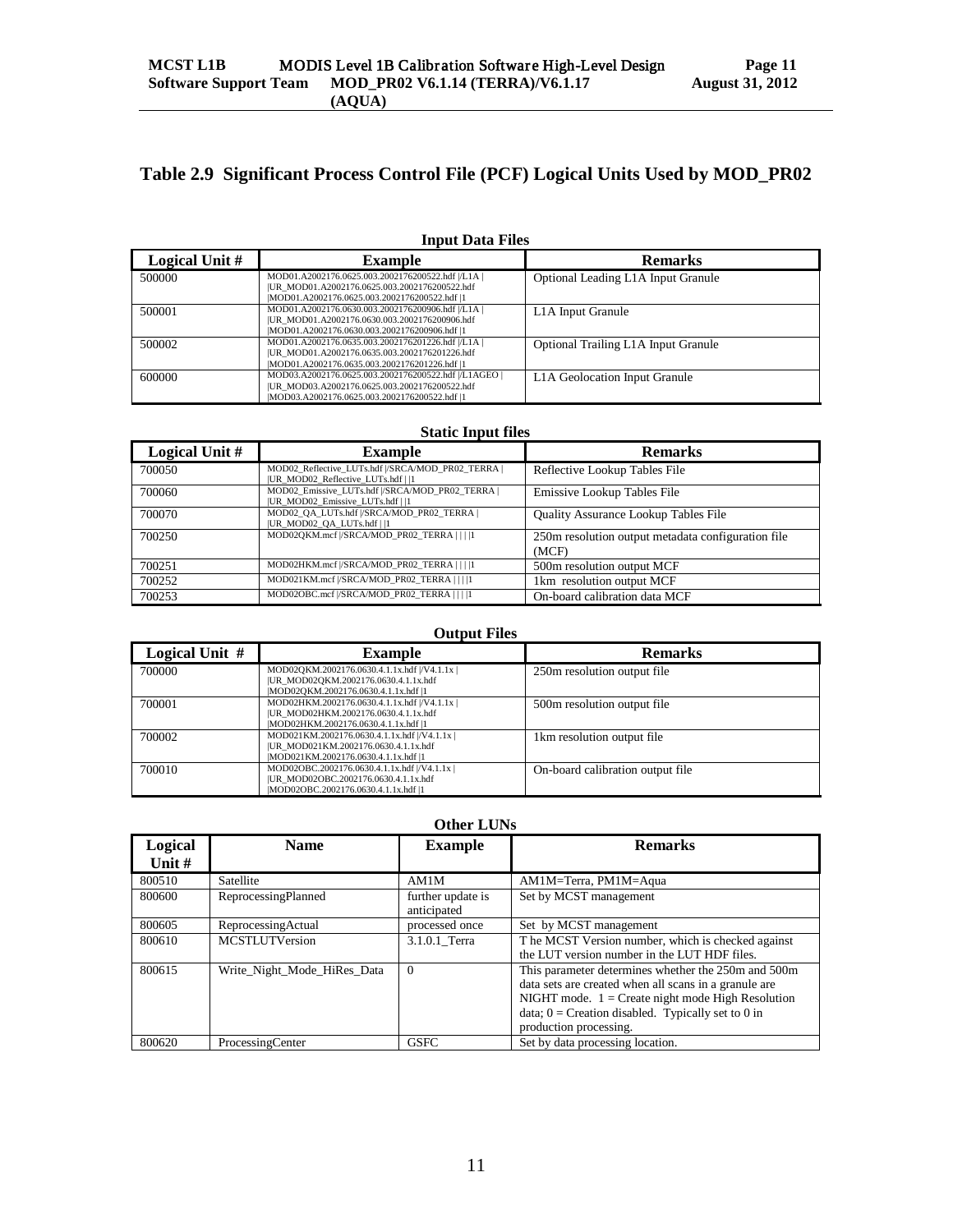## Table 2.9 Significant Process Control File (PCF) Logical Units Used by MOD_PR02

**Input Data Files**

| Logical Unit # | Example | Remarks |
|---|---|---|
| 500000 | MOD01.A2002176.0625.003.2002176200522.hdf \|/L1A \| \|UR_MOD01.A2002176.0625.003.2002176200522.hdf \|MOD01.A2002176.0625.003.2002176200522.hdf \|1 | Optional Leading L1A Input Granule |
| 500001 | MOD01.A2002176.0630.003.2002176200906.hdf \|/L1A \| \|UR_MOD01.A2002176.0630.003.2002176200906.hdf \|MOD01.A2002176.0630.003.2002176200906.hdf \|1 | L1A Input Granule |
| 500002 | MOD01.A2002176.0635.003.2002176201226.hdf \|/L1A \| \|UR_MOD01.A2002176.0635.003.2002176201226.hdf \|MOD01.A2002176.0635.003.2002176201226.hdf \|1 | Optional Trailing L1A Input Granule |
| 600000 | MOD03.A2002176.0625.003.2002176200522.hdf \|/L1AGEO \| \|UR_MOD03.A2002176.0625.003.2002176200522.hdf \|MOD03.A2002176.0625.003.2002176200522.hdf \|1 | L1A Geolocation Input Granule |

**Static Input files**

| Logical Unit # | Example | Remarks |
|---|---|---|
| 700050 | MOD02_Reflective_LUTs.hdf \|/SRCA/MOD_PR02_TERRA \| \|UR_MOD02_Reflective_LUTs.hdf \| \|1 | Reflective Lookup Tables File |
| 700060 | MOD02_Emissive_LUTs.hdf \|/SRCA/MOD_PR02_TERRA \| \|UR_MOD02_Emissive_LUTs.hdf \| \|1 | Emissive Lookup Tables File |
| 700070 | MOD02_QA_LUTs.hdf \|/SRCA/MOD_PR02_TERRA \| \|UR_MOD02_QA_LUTs.hdf \| \|1 | Quality Assurance Lookup Tables File |
| 700250 | MOD02QKM.mcf \|/SRCA/MOD_PR02_TERRA \| \| \| \|1 | 250m resolution output metadata configuration file (MCF) |
| 700251 | MOD02HKM.mcf \|/SRCA/MOD_PR02_TERRA \| \| \| \|1 | 500m resolution output MCF |
| 700252 | MOD021KM.mcf \|/SRCA/MOD_PR02_TERRA \| \| \| \|1 | 1km resolution output MCF |
| 700253 | MOD02OBC.mcf \|/SRCA/MOD_PR02_TERRA \| \| \| \|1 | On-board calibration data MCF |

**Output Files**

| Logical Unit # | Example | Remarks |
|---|---|---|
| 700000 | MOD02QKM.2002176.0630.4.1.1x.hdf \|/V4.1.1x \| \|UR_MOD02QKM.2002176.0630.4.1.1x.hdf \|MOD02QKM.2002176.0630.4.1.1x.hdf \|1 | 250m resolution output file |
| 700001 | MOD02HKM.2002176.0630.4.1.1x.hdf \|/V4.1.1x \| \|UR_MOD02HKM.2002176.0630.4.1.1x.hdf \|MOD02HKM.2002176.0630.4.1.1x.hdf \|1 | 500m resolution output file |
| 700002 | MOD021KM.2002176.0630.4.1.1x.hdf \|/V4.1.1x \| \|UR_MOD021KM.2002176.0630.4.1.1x.hdf \|MOD021KM.2002176.0630.4.1.1x.hdf \|1 | 1km resolution output file |
| 700010 | MOD02OBC.2002176.0630.4.1.1x.hdf \|/V4.1.1x \| \|UR_MOD02OBC.2002176.0630.4.1.1x.hdf \|MOD02OBC.2002176.0630.4.1.1x.hdf \|1 | On-board calibration output file |

**Other LUNs**

| Logical Unit # | Name | Example | Remarks |
|---|---|---|---|
| 800510 | Satellite | AM1M | AM1M=Terra, PM1M=Aqua |
| 800600 | ReprocessingPlanned | further update is anticipated | Set by MCST management |
| 800605 | ReprocessingActual | processed once | Set by MCST management |
| 800610 | MCSTLUTVersion | 3.1.0.1_Terra | T he MCST Version number, which is checked against the LUT version number in the LUT HDF files. |
| 800615 | Write_Night_Mode_HiRes_Data | 0 | This parameter determines whether the 250m and 500m data sets are created when all scans in a granule are NIGHT mode. 1 = Create night mode High Resolution data; 0 = Creation disabled. Typically set to 0 in production processing. |
| 800620 | ProcessingCenter | GSFC | Set by data processing location. |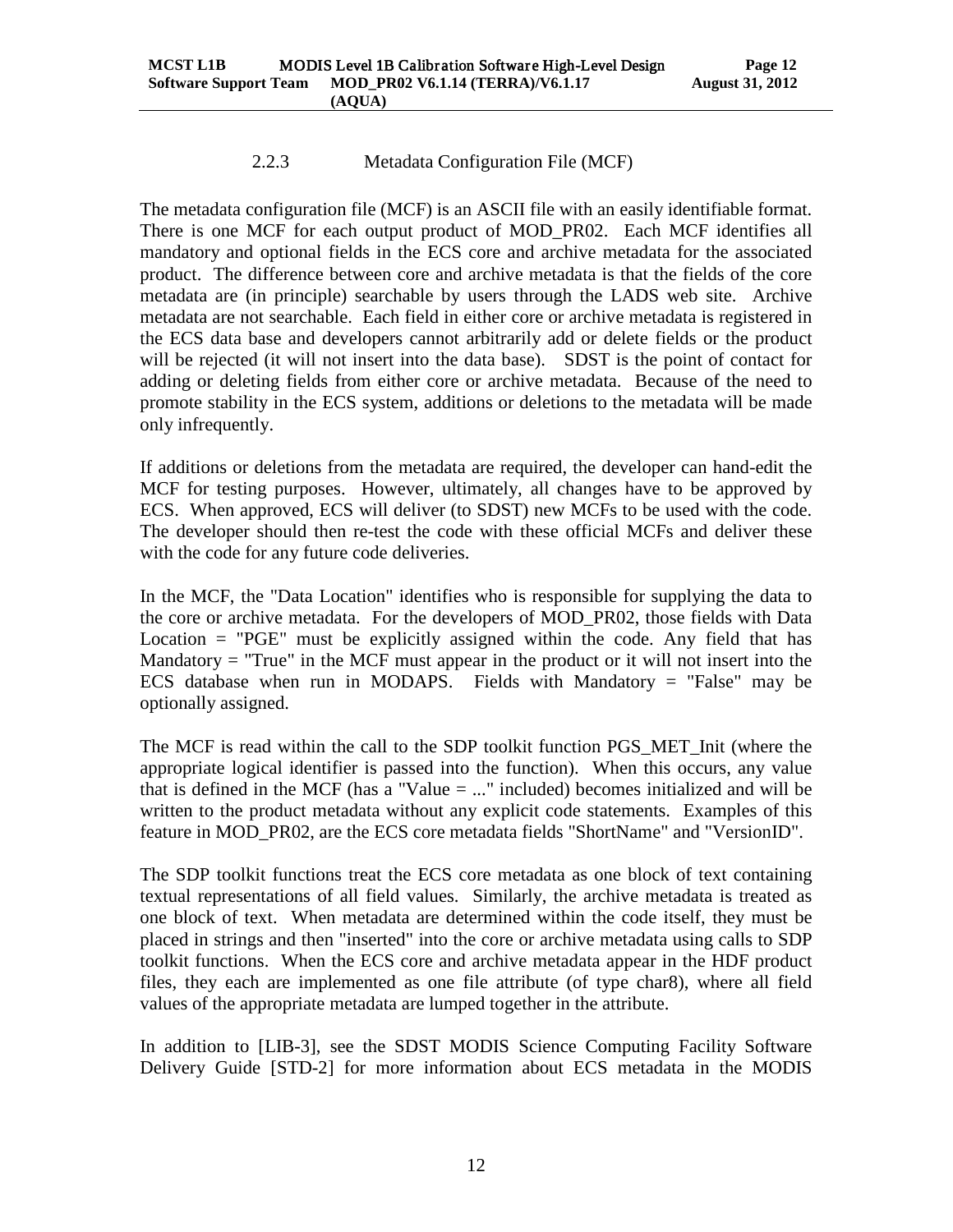### 2.2.3 Metadata Configuration File (MCF)

The metadata configuration file (MCF) is an ASCII file with an easily identifiable format. There is one MCF for each output product of MOD_PR02. Each MCF identifies all mandatory and optional fields in the ECS core and archive metadata for the associated product. The difference between core and archive metadata is that the fields of the core metadata are (in principle) searchable by users through the LADS web site. Archive metadata are not searchable. Each field in either core or archive metadata is registered in the ECS data base and developers cannot arbitrarily add or delete fields or the product will be rejected (it will not insert into the data base). SDST is the point of contact for adding or deleting fields from either core or archive metadata. Because of the need to promote stability in the ECS system, additions or deletions to the metadata will be made only infrequently.

If additions or deletions from the metadata are required, the developer can hand-edit the MCF for testing purposes. However, ultimately, all changes have to be approved by ECS. When approved, ECS will deliver (to SDST) new MCFs to be used with the code. The developer should then re-test the code with these official MCFs and deliver these with the code for any future code deliveries.

In the MCF, the "Data Location" identifies who is responsible for supplying the data to the core or archive metadata. For the developers of MOD_PR02, those fields with Data Location = "PGE" must be explicitly assigned within the code. Any field that has Mandatory = "True" in the MCF must appear in the product or it will not insert into the ECS database when run in MODAPS. Fields with Mandatory = "False" may be optionally assigned.

The MCF is read within the call to the SDP toolkit function PGS_MET_Init (where the appropriate logical identifier is passed into the function). When this occurs, any value that is defined in the MCF (has a "Value = ..." included) becomes initialized and will be written to the product metadata without any explicit code statements. Examples of this feature in MOD_PR02, are the ECS core metadata fields "ShortName" and "VersionID".

The SDP toolkit functions treat the ECS core metadata as one block of text containing textual representations of all field values. Similarly, the archive metadata is treated as one block of text. When metadata are determined within the code itself, they must be placed in strings and then "inserted" into the core or archive metadata using calls to SDP toolkit functions. When the ECS core and archive metadata appear in the HDF product files, they each are implemented as one file attribute (of type char8), where all field values of the appropriate metadata are lumped together in the attribute.

In addition to [LIB-3], see the SDST MODIS Science Computing Facility Software Delivery Guide [STD-2] for more information about ECS metadata in the MODIS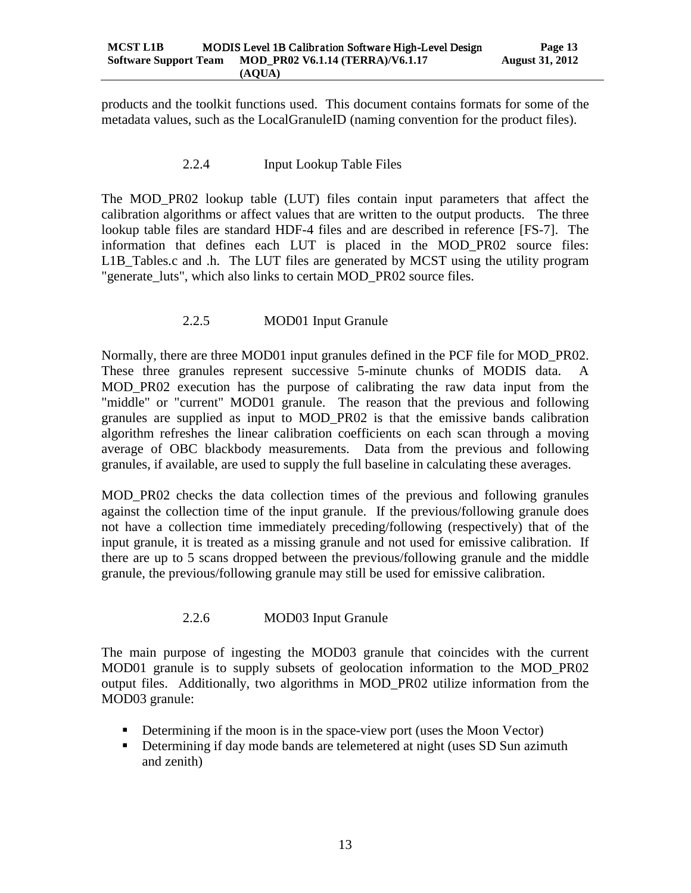products and the toolkit functions used. This document contains formats for some of the metadata values, such as the LocalGranuleID (naming convention for the product files).

### 2.2.4 Input Lookup Table Files

The MOD_PR02 lookup table (LUT) files contain input parameters that affect the calibration algorithms or affect values that are written to the output products. The three lookup table files are standard HDF-4 files and are described in reference [FS-7]. The information that defines each LUT is placed in the MOD_PR02 source files: L1B_Tables.c and .h. The LUT files are generated by MCST using the utility program "generate_luts", which also links to certain MOD_PR02 source files.

### 2.2.5 MOD01 Input Granule

Normally, there are three MOD01 input granules defined in the PCF file for MOD_PR02. These three granules represent successive 5-minute chunks of MODIS data. A MOD_PR02 execution has the purpose of calibrating the raw data input from the "middle" or "current" MOD01 granule. The reason that the previous and following granules are supplied as input to MOD_PR02 is that the emissive bands calibration algorithm refreshes the linear calibration coefficients on each scan through a moving average of OBC blackbody measurements. Data from the previous and following granules, if available, are used to supply the full baseline in calculating these averages.

MOD_PR02 checks the data collection times of the previous and following granules against the collection time of the input granule. If the previous/following granule does not have a collection time immediately preceding/following (respectively) that of the input granule, it is treated as a missing granule and not used for emissive calibration. If there are up to 5 scans dropped between the previous/following granule and the middle granule, the previous/following granule may still be used for emissive calibration.

### 2.2.6 MOD03 Input Granule

The main purpose of ingesting the MOD03 granule that coincides with the current MOD01 granule is to supply subsets of geolocation information to the MOD_PR02 output files. Additionally, two algorithms in MOD_PR02 utilize information from the MOD03 granule:

- Determining if the moon is in the space-view port (uses the Moon Vector)
- Determining if day mode bands are telemetered at night (uses SD Sun azimuth and zenith)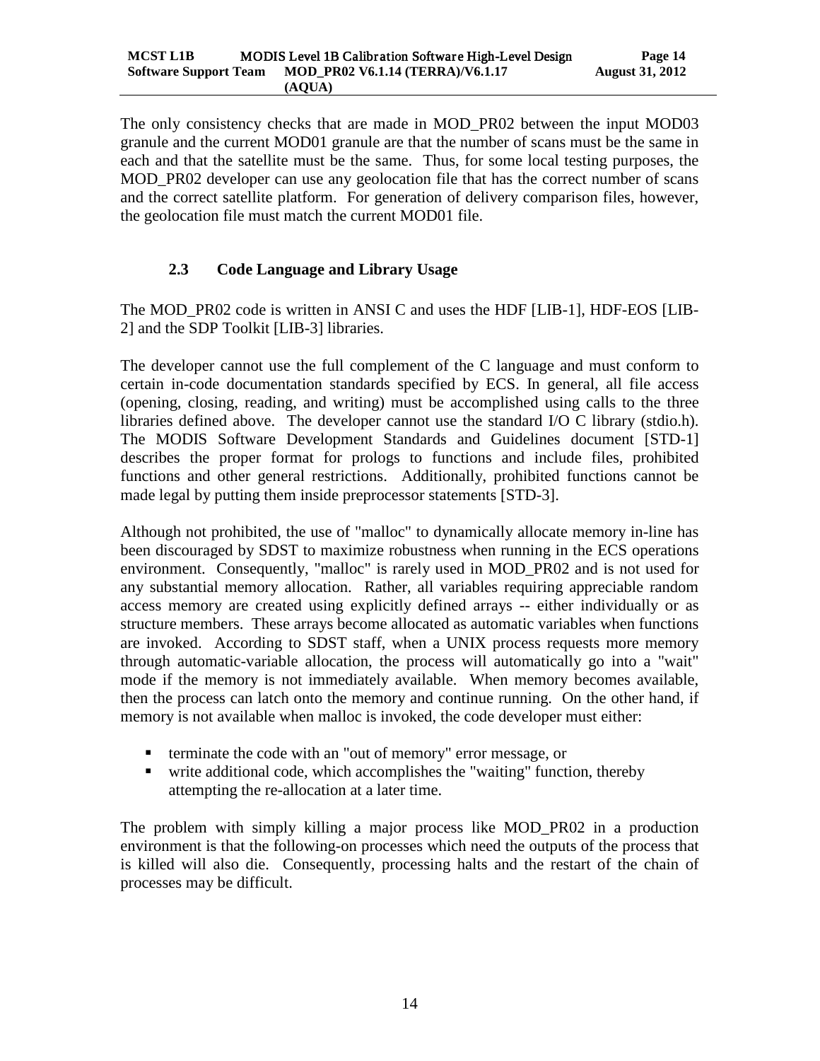The only consistency checks that are made in MOD_PR02 between the input MOD03 granule and the current MOD01 granule are that the number of scans must be the same in each and that the satellite must be the same. Thus, for some local testing purposes, the MOD_PR02 developer can use any geolocation file that has the correct number of scans and the correct satellite platform. For generation of delivery comparison files, however, the geolocation file must match the current MOD01 file.

### 2.3 Code Language and Library Usage

The MOD_PR02 code is written in ANSI C and uses the HDF [LIB-1], HDF-EOS [LIB-2] and the SDP Toolkit [LIB-3] libraries.

The developer cannot use the full complement of the C language and must conform to certain in-code documentation standards specified by ECS. In general, all file access (opening, closing, reading, and writing) must be accomplished using calls to the three libraries defined above. The developer cannot use the standard I/O C library (stdio.h). The MODIS Software Development Standards and Guidelines document [STD-1] describes the proper format for prologs to functions and include files, prohibited functions and other general restrictions. Additionally, prohibited functions cannot be made legal by putting them inside preprocessor statements [STD-3].

Although not prohibited, the use of "malloc" to dynamically allocate memory in-line has been discouraged by SDST to maximize robustness when running in the ECS operations environment. Consequently, "malloc" is rarely used in MOD_PR02 and is not used for any substantial memory allocation. Rather, all variables requiring appreciable random access memory are created using explicitly defined arrays -- either individually or as structure members. These arrays become allocated as automatic variables when functions are invoked. According to SDST staff, when a UNIX process requests more memory through automatic-variable allocation, the process will automatically go into a "wait" mode if the memory is not immediately available. When memory becomes available, then the process can latch onto the memory and continue running. On the other hand, if memory is not available when malloc is invoked, the code developer must either:

- terminate the code with an "out of memory" error message, or
- write additional code, which accomplishes the "waiting" function, thereby attempting the re-allocation at a later time.

The problem with simply killing a major process like MOD_PR02 in a production environment is that the following-on processes which need the outputs of the process that is killed will also die. Consequently, processing halts and the restart of the chain of processes may be difficult.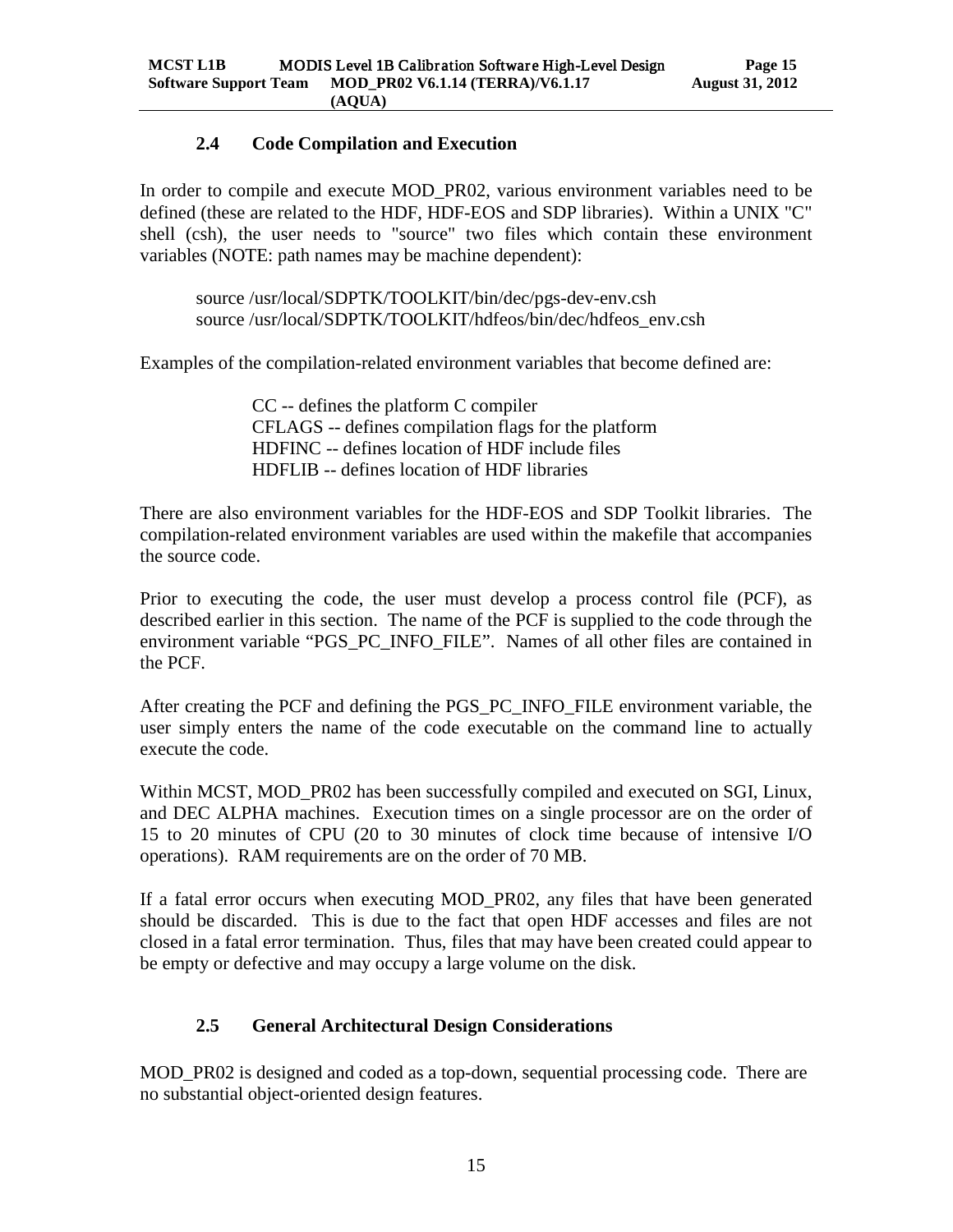## 2.4 Code Compilation and Execution

In order to compile and execute MOD_PR02, various environment variables need to be defined (these are related to the HDF, HDF-EOS and SDP libraries). Within a UNIX "C" shell (csh), the user needs to "source" two files which contain these environment variables (NOTE: path names may be machine dependent):

```
source /usr/local/SDPTK/TOOLKIT/bin/dec/pgs-dev-env.csh
source /usr/local/SDPTK/TOOLKIT/hdfeos/bin/dec/hdfeos_env.csh
```

Examples of the compilation-related environment variables that become defined are:

CC -- defines the platform C compiler
CFLAGS -- defines compilation flags for the platform
HDFINC -- defines location of HDF include files
HDFLIB -- defines location of HDF libraries

There are also environment variables for the HDF-EOS and SDP Toolkit libraries. The compilation-related environment variables are used within the makefile that accompanies the source code.

Prior to executing the code, the user must develop a process control file (PCF), as described earlier in this section. The name of the PCF is supplied to the code through the environment variable "PGS_PC_INFO_FILE". Names of all other files are contained in the PCF.

After creating the PCF and defining the PGS_PC_INFO_FILE environment variable, the user simply enters the name of the code executable on the command line to actually execute the code.

Within MCST, MOD_PR02 has been successfully compiled and executed on SGI, Linux, and DEC ALPHA machines. Execution times on a single processor are on the order of 15 to 20 minutes of CPU (20 to 30 minutes of clock time because of intensive I/O operations). RAM requirements are on the order of 70 MB.

If a fatal error occurs when executing MOD_PR02, any files that have been generated should be discarded. This is due to the fact that open HDF accesses and files are not closed in a fatal error termination. Thus, files that may have been created could appear to be empty or defective and may occupy a large volume on the disk.

## 2.5 General Architectural Design Considerations

MOD_PR02 is designed and coded as a top-down, sequential processing code. There are no substantial object-oriented design features.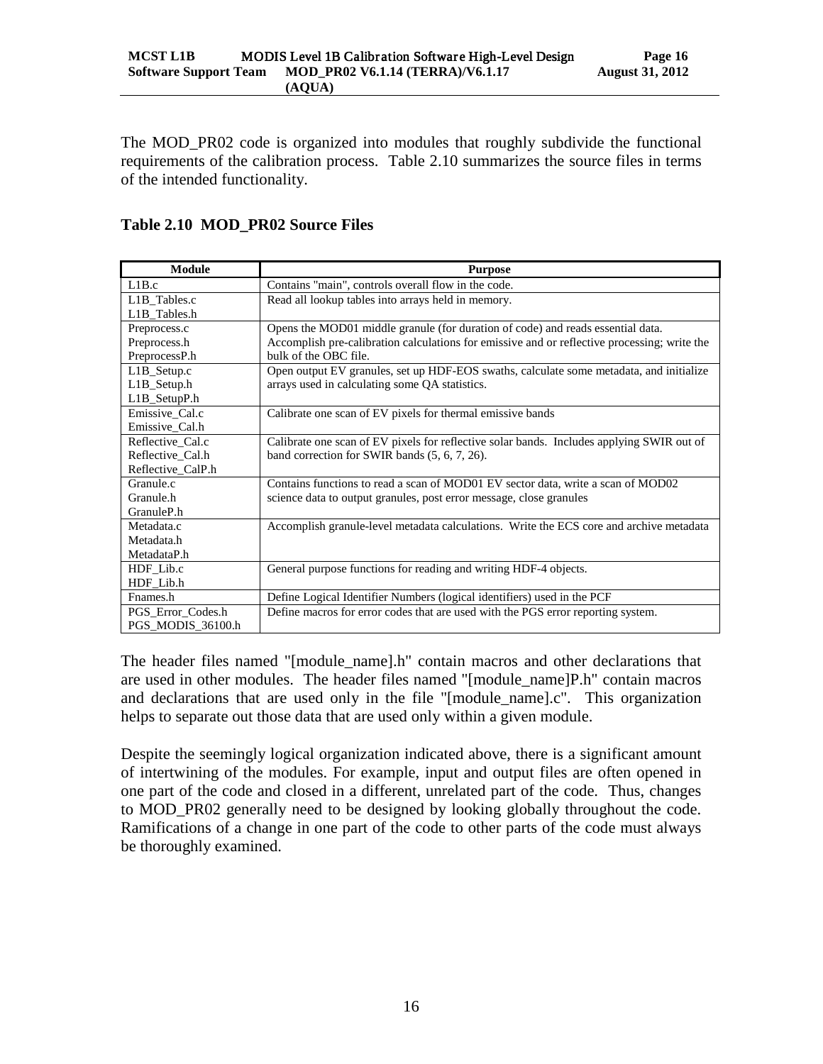The MOD_PR02 code is organized into modules that roughly subdivide the functional requirements of the calibration process. Table 2.10 summarizes the source files in terms of the intended functionality.

**Table 2.10 MOD_PR02 Source Files**

| Module | Purpose |
|---|---|
| L1B.c | Contains "main", controls overall flow in the code. |
| L1B_Tables.c<br>L1B_Tables.h | Read all lookup tables into arrays held in memory. |
| Preprocess.c<br>Preprocess.h<br>PreprocessP.h | Opens the MOD01 middle granule (for duration of code) and reads essential data. Accomplish pre-calibration calculations for emissive and or reflective processing; write the bulk of the OBC file. |
| L1B_Setup.c<br>L1B_Setup.h<br>L1B_SetupP.h | Open output EV granules, set up HDF-EOS swaths, calculate some metadata, and initialize arrays used in calculating some QA statistics. |
| Emissive_Cal.c<br>Emissive_Cal.h | Calibrate one scan of EV pixels for thermal emissive bands |
| Reflective_Cal.c<br>Reflective_Cal.h<br>Reflective_CalP.h | Calibrate one scan of EV pixels for reflective solar bands. Includes applying SWIR out of band correction for SWIR bands (5, 6, 7, 26). |
| Granule.c<br>Granule.h<br>GranuleP.h | Contains functions to read a scan of MOD01 EV sector data, write a scan of MOD02 science data to output granules, post error message, close granules |
| Metadata.c<br>Metadata.h<br>MetadataP.h | Accomplish granule-level metadata calculations. Write the ECS core and archive metadata |
| HDF_Lib.c<br>HDF_Lib.h | General purpose functions for reading and writing HDF-4 objects. |
| Fnames.h | Define Logical Identifier Numbers (logical identifiers) used in the PCF |
| PGS_Error_Codes.h<br>PGS_MODIS_36100.h | Define macros for error codes that are used with the PGS error reporting system. |

The header files named "[module_name].h" contain macros and other declarations that are used in other modules. The header files named "[module_name]P.h" contain macros and declarations that are used only in the file "[module_name].c". This organization helps to separate out those data that are used only within a given module.

Despite the seemingly logical organization indicated above, there is a significant amount of intertwining of the modules. For example, input and output files are often opened in one part of the code and closed in a different, unrelated part of the code. Thus, changes to MOD_PR02 generally need to be designed by looking globally throughout the code. Ramifications of a change in one part of the code to other parts of the code must always be thoroughly examined.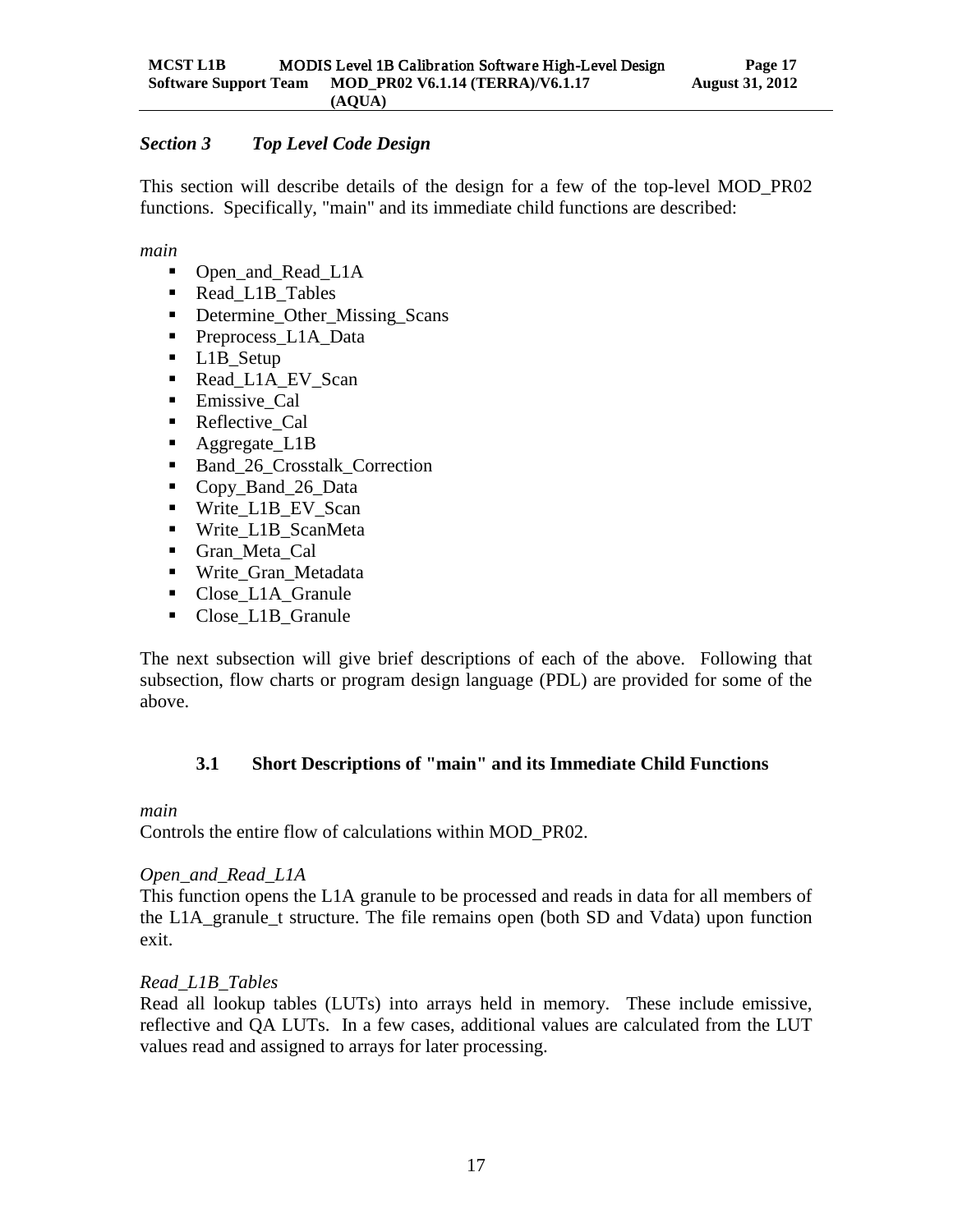## *Section 3 Top Level Code Design*

This section will describe details of the design for a few of the top-level MOD_PR02 functions. Specifically, "main" and its immediate child functions are described:

*main*

- Open_and_Read_L1A
- Read_L1B_Tables
- Determine_Other_Missing_Scans
- Preprocess_L1A_Data
- L1B_Setup
- Read_L1A_EV_Scan
- Emissive_Cal
- Reflective_Cal
- Aggregate_L1B
- Band_26_Crosstalk_Correction
- Copy_Band_26_Data
- Write_L1B_EV_Scan
- Write_L1B_ScanMeta
- Gran_Meta_Cal
- Write_Gran_Metadata
- Close_L1A_Granule
- Close_L1B_Granule

The next subsection will give brief descriptions of each of the above. Following that subsection, flow charts or program design language (PDL) are provided for some of the above.

### 3.1 Short Descriptions of "main" and its Immediate Child Functions

*main*

Controls the entire flow of calculations within MOD_PR02.

*Open_and_Read_L1A*

This function opens the L1A granule to be processed and reads in data for all members of the L1A_granule_t structure. The file remains open (both SD and Vdata) upon function exit.

*Read_L1B_Tables*

Read all lookup tables (LUTs) into arrays held in memory. These include emissive, reflective and QA LUTs. In a few cases, additional values are calculated from the LUT values read and assigned to arrays for later processing.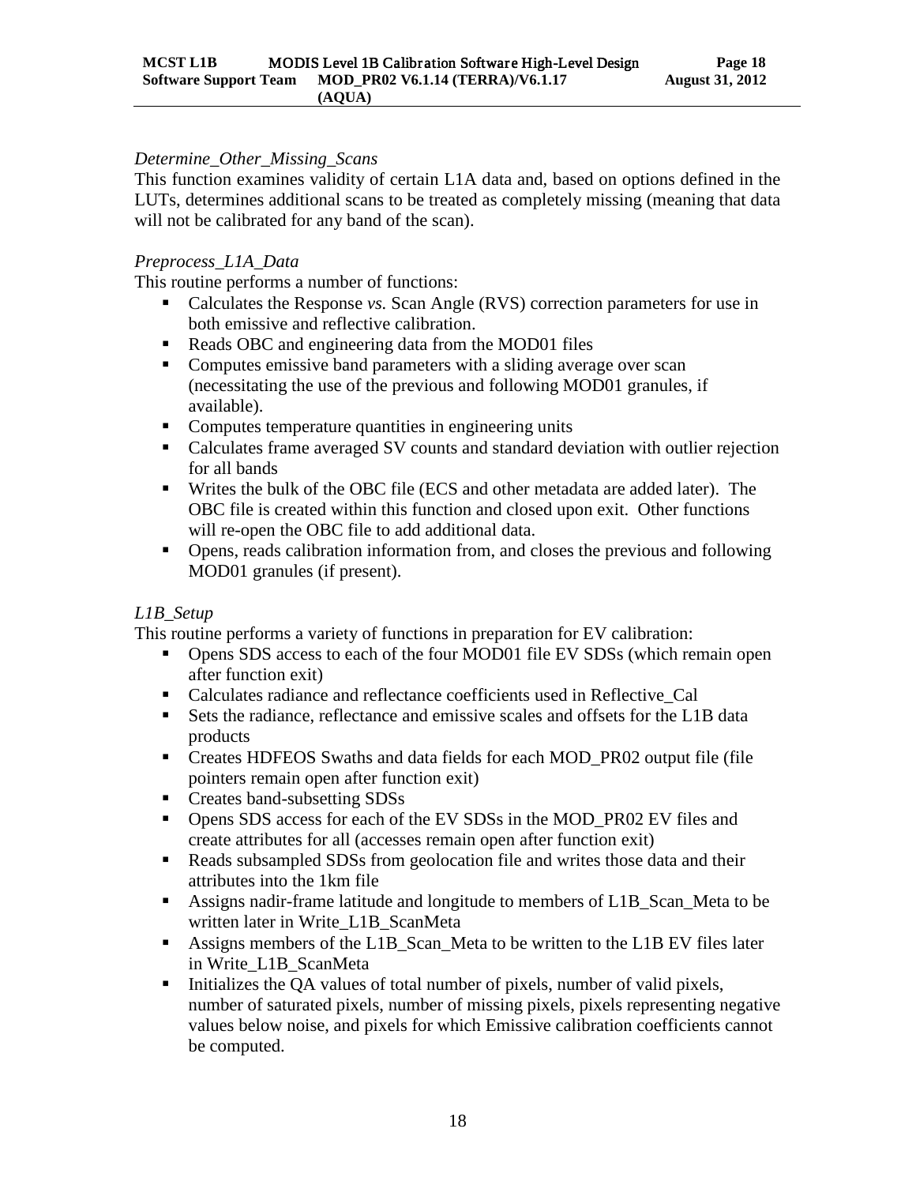*Determine_Other_Missing_Scans*

This function examines validity of certain L1A data and, based on options defined in the LUTs, determines additional scans to be treated as completely missing (meaning that data will not be calibrated for any band of the scan).

*Preprocess_L1A_Data*

This routine performs a number of functions:

- Calculates the Response *vs.* Scan Angle (RVS) correction parameters for use in both emissive and reflective calibration.
- Reads OBC and engineering data from the MOD01 files
- Computes emissive band parameters with a sliding average over scan (necessitating the use of the previous and following MOD01 granules, if available).
- Computes temperature quantities in engineering units
- Calculates frame averaged SV counts and standard deviation with outlier rejection for all bands
- Writes the bulk of the OBC file (ECS and other metadata are added later). The OBC file is created within this function and closed upon exit. Other functions will re-open the OBC file to add additional data.
- Opens, reads calibration information from, and closes the previous and following MOD01 granules (if present).

*L1B_Setup*

This routine performs a variety of functions in preparation for EV calibration:

- Opens SDS access to each of the four MOD01 file EV SDSs (which remain open after function exit)
- Calculates radiance and reflectance coefficients used in Reflective_Cal
- Sets the radiance, reflectance and emissive scales and offsets for the L1B data products
- Creates HDFEOS Swaths and data fields for each MOD_PR02 output file (file pointers remain open after function exit)
- Creates band-subsetting SDSs
- Opens SDS access for each of the EV SDSs in the MOD_PR02 EV files and create attributes for all (accesses remain open after function exit)
- Reads subsampled SDSs from geolocation file and writes those data and their attributes into the 1km file
- Assigns nadir-frame latitude and longitude to members of L1B_Scan_Meta to be written later in Write_L1B_ScanMeta
- Assigns members of the L1B_Scan_Meta to be written to the L1B EV files later in Write_L1B_ScanMeta
- Initializes the QA values of total number of pixels, number of valid pixels, number of saturated pixels, number of missing pixels, pixels representing negative values below noise, and pixels for which Emissive calibration coefficients cannot be computed.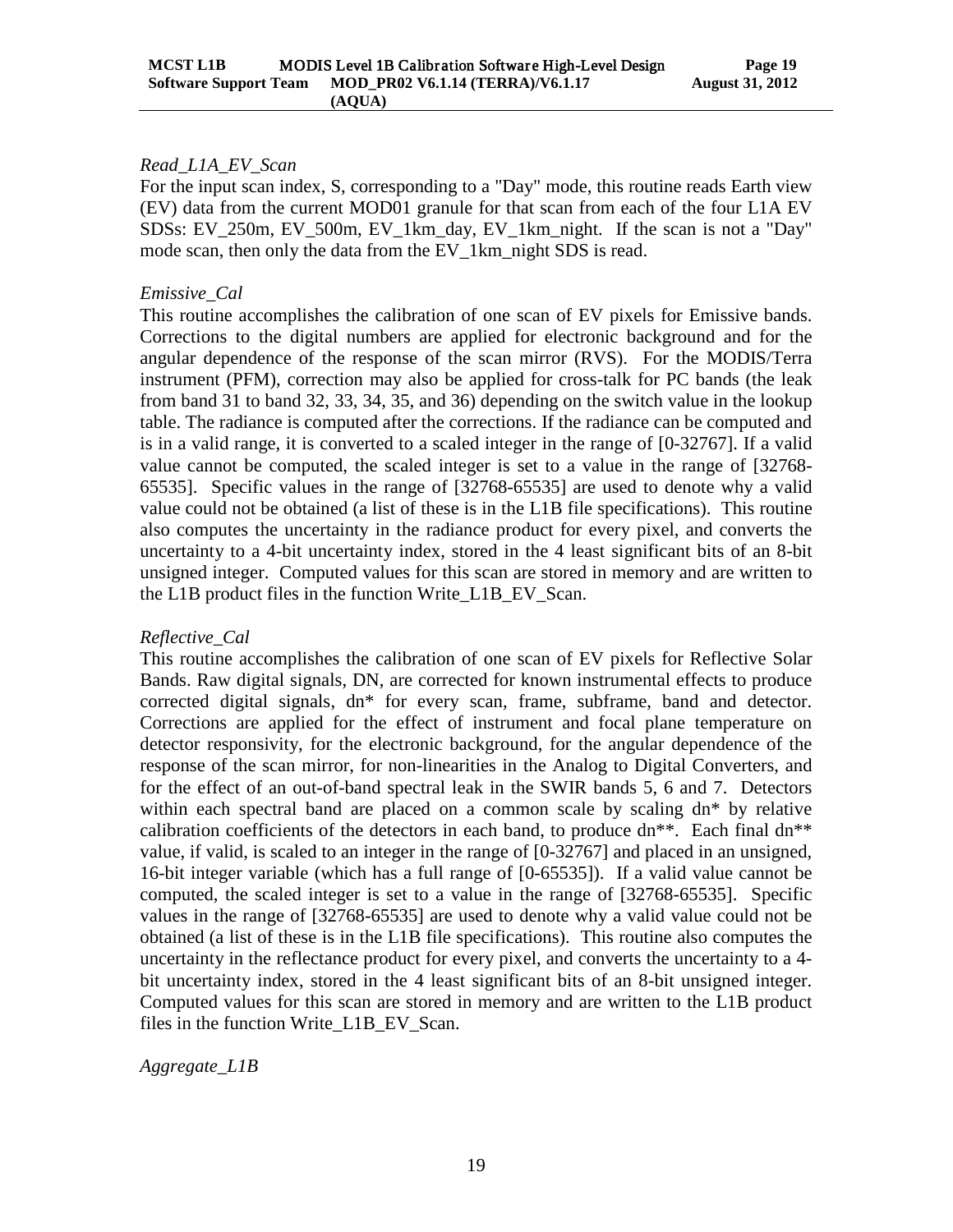*Read_L1A_EV_Scan*

For the input scan index, S, corresponding to a "Day" mode, this routine reads Earth view (EV) data from the current MOD01 granule for that scan from each of the four L1A EV SDSs: EV_250m, EV_500m, EV_1km_day, EV_1km_night. If the scan is not a "Day" mode scan, then only the data from the EV_1km_night SDS is read.

*Emissive_Cal*

This routine accomplishes the calibration of one scan of EV pixels for Emissive bands. Corrections to the digital numbers are applied for electronic background and for the angular dependence of the response of the scan mirror (RVS). For the MODIS/Terra instrument (PFM), correction may also be applied for cross-talk for PC bands (the leak from band 31 to band 32, 33, 34, 35, and 36) depending on the switch value in the lookup table. The radiance is computed after the corrections. If the radiance can be computed and is in a valid range, it is converted to a scaled integer in the range of [0-32767]. If a valid value cannot be computed, the scaled integer is set to a value in the range of [32768-65535]. Specific values in the range of [32768-65535] are used to denote why a valid value could not be obtained (a list of these is in the L1B file specifications). This routine also computes the uncertainty in the radiance product for every pixel, and converts the uncertainty to a 4-bit uncertainty index, stored in the 4 least significant bits of an 8-bit unsigned integer. Computed values for this scan are stored in memory and are written to the L1B product files in the function Write_L1B_EV_Scan.

*Reflective_Cal*

This routine accomplishes the calibration of one scan of EV pixels for Reflective Solar Bands. Raw digital signals, DN, are corrected for known instrumental effects to produce corrected digital signals, dn* for every scan, frame, subframe, band and detector. Corrections are applied for the effect of instrument and focal plane temperature on detector responsivity, for the electronic background, for the angular dependence of the response of the scan mirror, for non-linearities in the Analog to Digital Converters, and for the effect of an out-of-band spectral leak in the SWIR bands 5, 6 and 7. Detectors within each spectral band are placed on a common scale by scaling dn* by relative calibration coefficients of the detectors in each band, to produce dn**. Each final dn** value, if valid, is scaled to an integer in the range of [0-32767] and placed in an unsigned, 16-bit integer variable (which has a full range of [0-65535]). If a valid value cannot be computed, the scaled integer is set to a value in the range of [32768-65535]. Specific values in the range of [32768-65535] are used to denote why a valid value could not be obtained (a list of these is in the L1B file specifications). This routine also computes the uncertainty in the reflectance product for every pixel, and converts the uncertainty to a 4-bit uncertainty index, stored in the 4 least significant bits of an 8-bit unsigned integer. Computed values for this scan are stored in memory and are written to the L1B product files in the function Write_L1B_EV_Scan.

*Aggregate_L1B*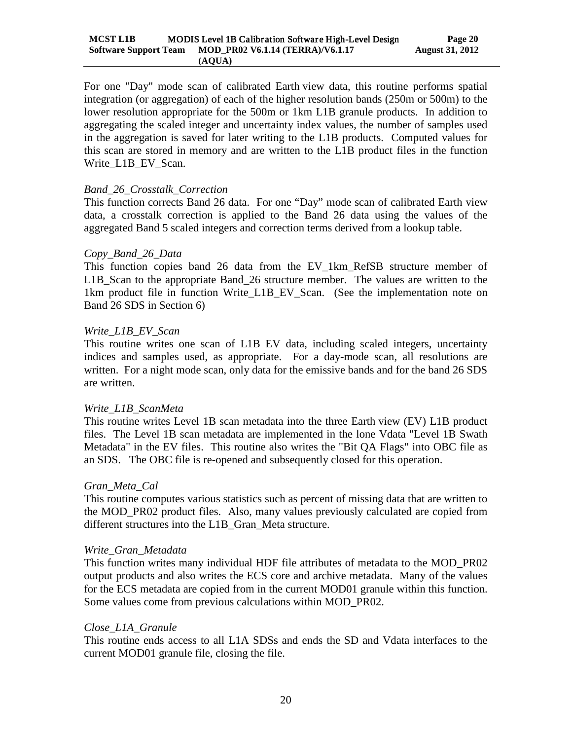For one "Day" mode scan of calibrated Earth view data, this routine performs spatial integration (or aggregation) of each of the higher resolution bands (250m or 500m) to the lower resolution appropriate for the 500m or 1km L1B granule products. In addition to aggregating the scaled integer and uncertainty index values, the number of samples used in the aggregation is saved for later writing to the L1B products. Computed values for this scan are stored in memory and are written to the L1B product files in the function Write_L1B_EV_Scan.

*Band_26_Crosstalk_Correction*
This function corrects Band 26 data. For one "Day" mode scan of calibrated Earth view data, a crosstalk correction is applied to the Band 26 data using the values of the aggregated Band 5 scaled integers and correction terms derived from a lookup table.

*Copy_Band_26_Data*
This function copies band 26 data from the EV_1km_RefSB structure member of L1B_Scan to the appropriate Band_26 structure member. The values are written to the 1km product file in function Write_L1B_EV_Scan. (See the implementation note on Band 26 SDS in Section 6)

*Write_L1B_EV_Scan*
This routine writes one scan of L1B EV data, including scaled integers, uncertainty indices and samples used, as appropriate. For a day-mode scan, all resolutions are written. For a night mode scan, only data for the emissive bands and for the band 26 SDS are written.

*Write_L1B_ScanMeta*
This routine writes Level 1B scan metadata into the three Earth view (EV) L1B product files. The Level 1B scan metadata are implemented in the lone Vdata "Level 1B Swath Metadata" in the EV files. This routine also writes the "Bit QA Flags" into OBC file as an SDS. The OBC file is re-opened and subsequently closed for this operation.

*Gran_Meta_Cal*
This routine computes various statistics such as percent of missing data that are written to the MOD_PR02 product files. Also, many values previously calculated are copied from different structures into the L1B_Gran_Meta structure.

*Write_Gran_Metadata*
This function writes many individual HDF file attributes of metadata to the MOD_PR02 output products and also writes the ECS core and archive metadata. Many of the values for the ECS metadata are copied from in the current MOD01 granule within this function. Some values come from previous calculations within MOD_PR02.

*Close_L1A_Granule*
This routine ends access to all L1A SDSs and ends the SD and Vdata interfaces to the current MOD01 granule file, closing the file.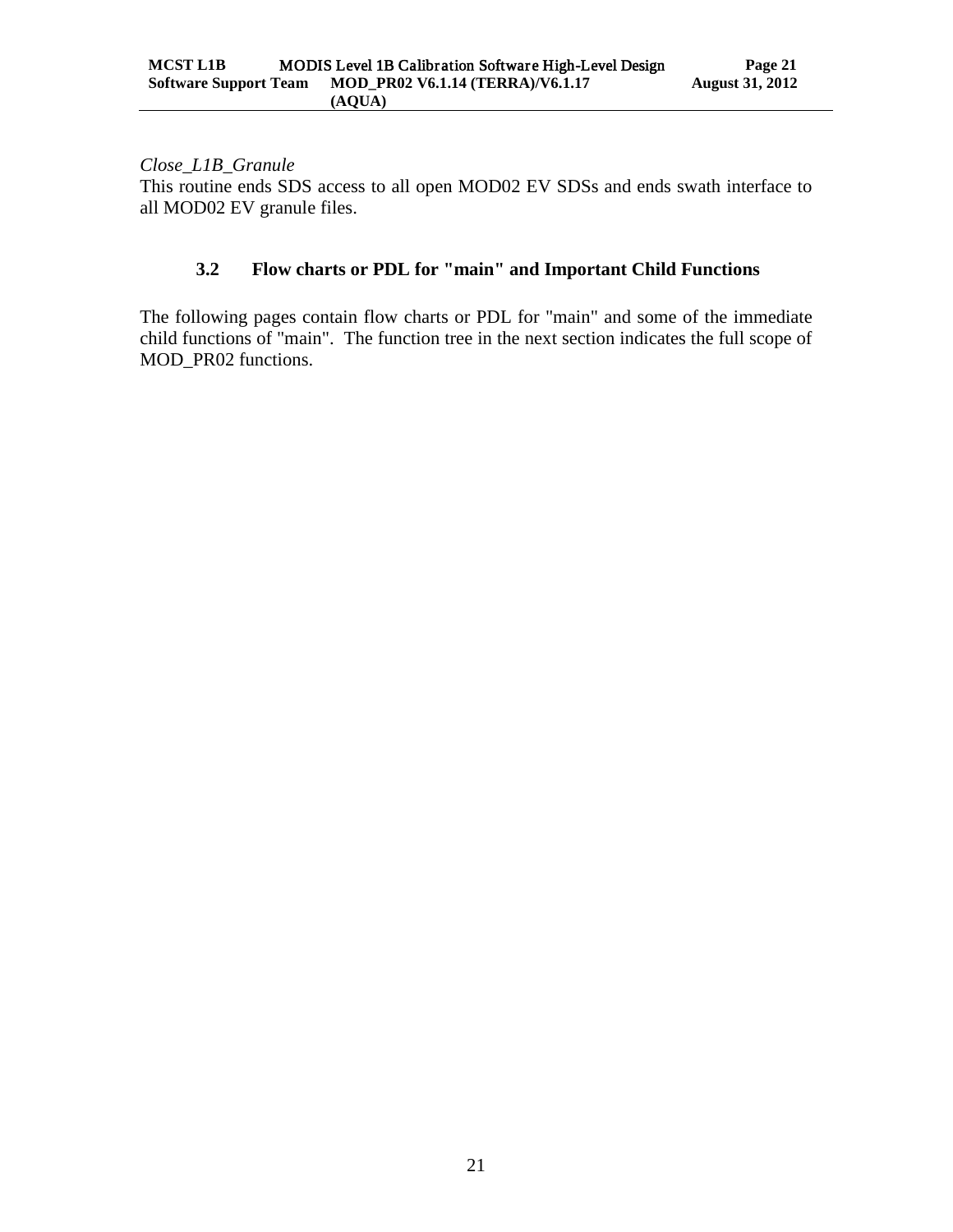*Close_L1B_Granule*
This routine ends SDS access to all open MOD02 EV SDSs and ends swath interface to all MOD02 EV granule files.

### 3.2 Flow charts or PDL for "main" and Important Child Functions

The following pages contain flow charts or PDL for "main" and some of the immediate child functions of "main". The function tree in the next section indicates the full scope of MOD_PR02 functions.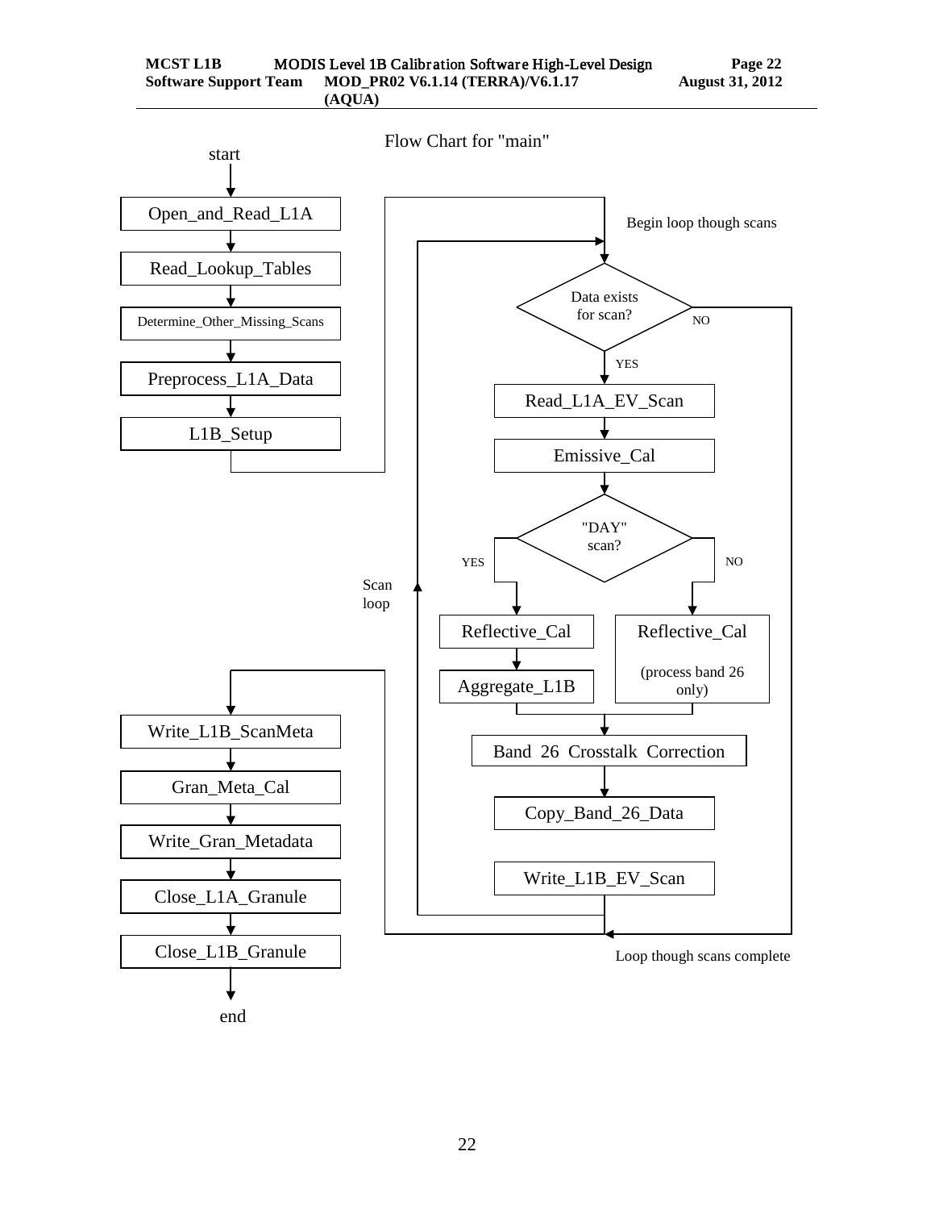Flow Chart for "main"

start

Open_and_Read_L1A

Read_Lookup_Tables

Determine_Other_Missing_Scans

Preprocess_L1A_Data

L1B_Setup

Begin loop though scans

Data exists for scan?

NO

YES

Read_L1A_EV_Scan

Emissive_Cal

"DAY" scan?

YES

NO

Scan loop

Reflective_Cal

Aggregate_L1B

Reflective_Cal

(process band 26 only)

Band 26 Crosstalk Correction

Copy_Band_26_Data

Write_L1B_EV_Scan

Loop though scans complete

Write_L1B_ScanMeta

Gran_Meta_Cal

Write_Gran_Metadata

Close_L1A_Granule

Close_L1B_Granule

end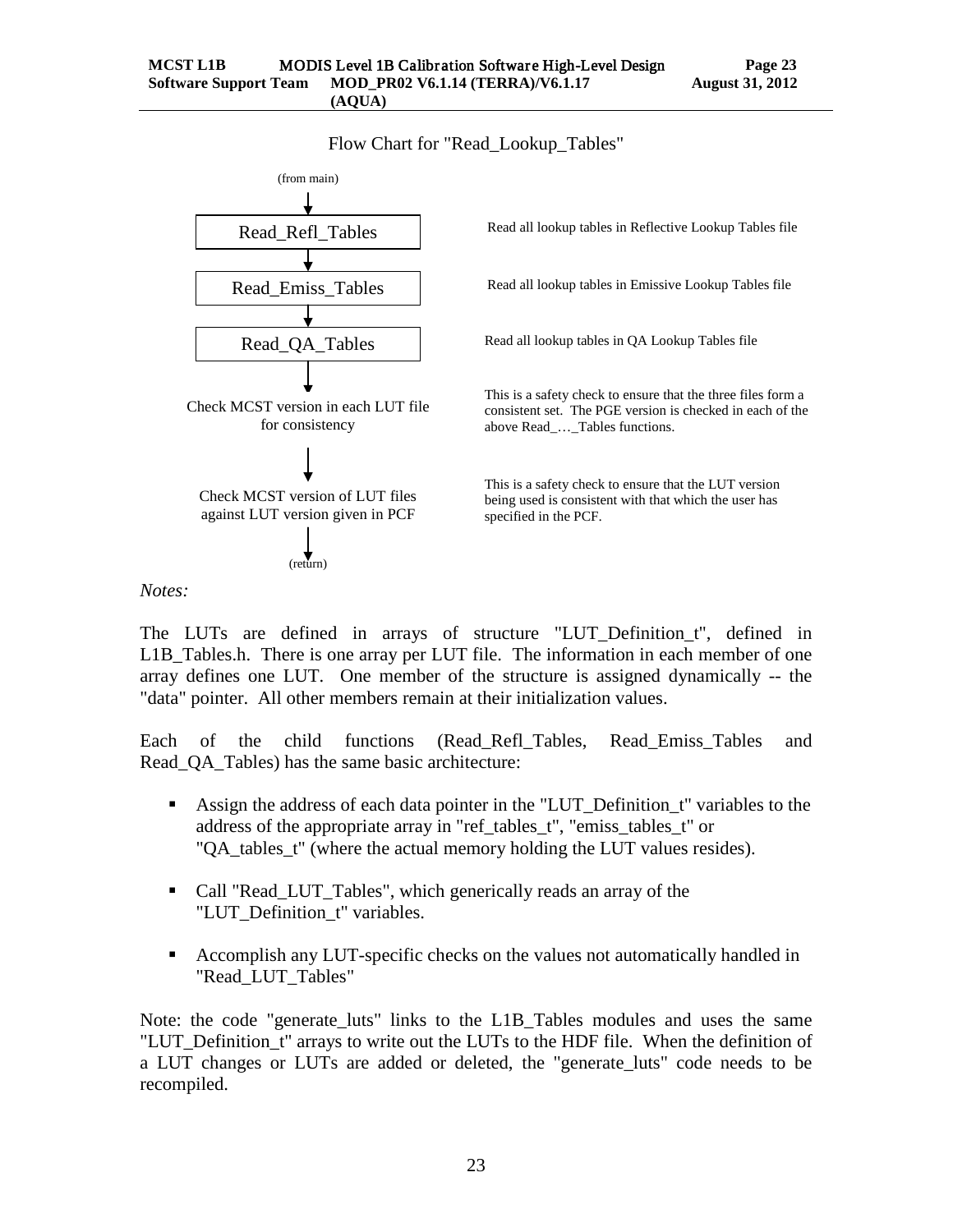Flow Chart for "Read_Lookup_Tables"

(from main)

| Step | Description |
|---|---|
| Read_Refl_Tables | Read all lookup tables in Reflective Lookup Tables file |
| Read_Emiss_Tables | Read all lookup tables in Emissive Lookup Tables file |
| Read_QA_Tables | Read all lookup tables in QA Lookup Tables file |
| Check MCST version in each LUT file for consistency | This is a safety check to ensure that the three files form a consistent set. The PGE version is checked in each of the above Read_…_Tables functions. |
| Check MCST version of LUT files against LUT version given in PCF | This is a safety check to ensure that the LUT version being used is consistent with that which the user has specified in the PCF. |

(return)

*Notes:*

The LUTs are defined in arrays of structure "LUT_Definition_t", defined in L1B_Tables.h. There is one array per LUT file. The information in each member of one array defines one LUT. One member of the structure is assigned dynamically -- the "data" pointer. All other members remain at their initialization values.

Each of the child functions (Read_Refl_Tables, Read_Emiss_Tables and Read_QA_Tables) has the same basic architecture:

- Assign the address of each data pointer in the "LUT_Definition_t" variables to the address of the appropriate array in "ref_tables_t", "emiss_tables_t" or "QA_tables_t" (where the actual memory holding the LUT values resides).
- Call "Read_LUT_Tables", which generically reads an array of the "LUT_Definition_t" variables.
- Accomplish any LUT-specific checks on the values not automatically handled in "Read_LUT_Tables"

Note: the code "generate_luts" links to the L1B_Tables modules and uses the same "LUT_Definition_t" arrays to write out the LUTs to the HDF file. When the definition of a LUT changes or LUTs are added or deleted, the "generate_luts" code needs to be recompiled.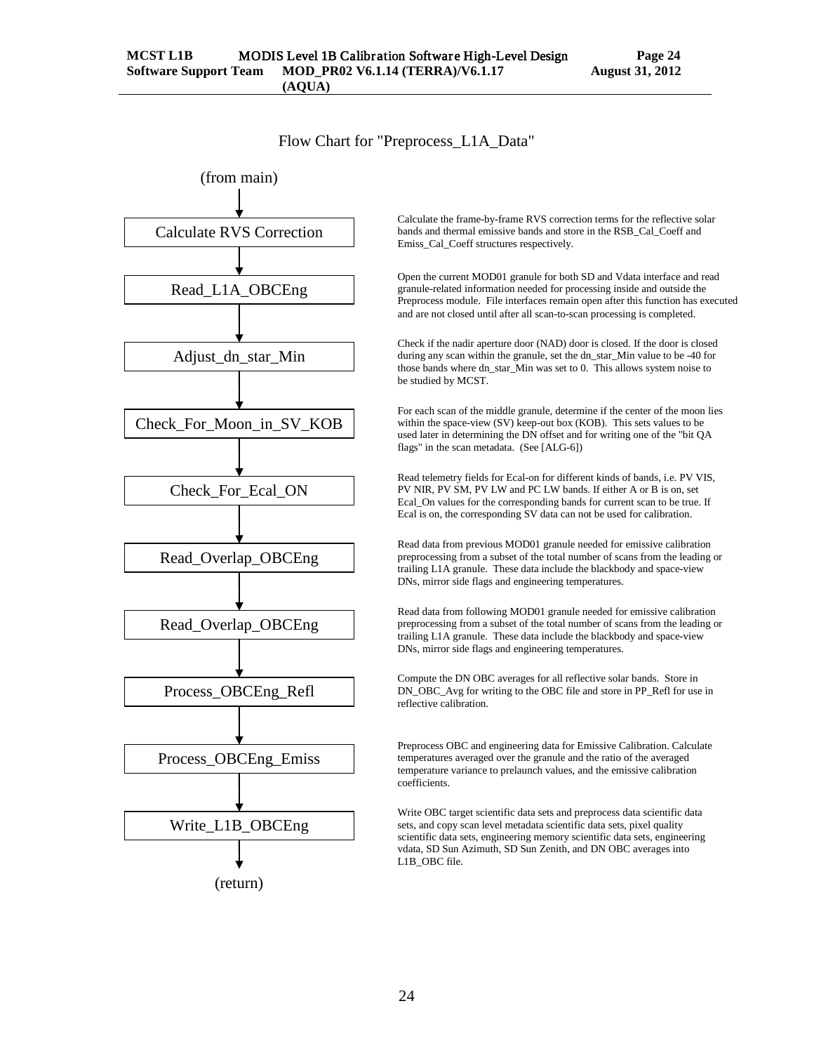Flow Chart for "Preprocess_L1A_Data"

(from main)

| Step | Description |
|---|---|
| Calculate RVS Correction | Calculate the frame-by-frame RVS correction terms for the reflective solar bands and thermal emissive bands and store in the RSB_Cal_Coeff and Emiss_Cal_Coeff structures respectively. |
| Read_L1A_OBCEng | Open the current MOD01 granule for both SD and Vdata interface and read granule-related information needed for processing inside and outside the Preprocess module. File interfaces remain open after this function has executed and are not closed until after all scan-to-scan processing is completed. |
| Adjust_dn_star_Min | Check if the nadir aperture door (NAD) door is closed. If the door is closed during any scan within the granule, set the dn_star_Min value to be -40 for those bands where dn_star_Min was set to 0. This allows system noise to be studied by MCST. |
| Check_For_Moon_in_SV_KOB | For each scan of the middle granule, determine if the center of the moon lies within the space-view (SV) keep-out box (KOB). This sets values to be used later in determining the DN offset and for writing one of the "bit QA flags" in the scan metadata. (See [ALG-6]) |
| Check_For_Ecal_ON | Read telemetry fields for Ecal-on for different kinds of bands, i.e. PV VIS, PV NIR, PV SM, PV LW and PC LW bands. If either A or B is on, set Ecal_On values for the corresponding bands for current scan to be true. If Ecal is on, the corresponding SV data can not be used for calibration. |
| Read_Overlap_OBCEng | Read data from previous MOD01 granule needed for emissive calibration preprocessing from a subset of the total number of scans from the leading or trailing L1A granule. These data include the blackbody and space-view DNs, mirror side flags and engineering temperatures. |
| Read_Overlap_OBCEng | Read data from following MOD01 granule needed for emissive calibration preprocessing from a subset of the total number of scans from the leading or trailing L1A granule. These data include the blackbody and space-view DNs, mirror side flags and engineering temperatures. |
| Process_OBCEng_Refl | Compute the DN OBC averages for all reflective solar bands. Store in DN_OBC_Avg for writing to the OBC file and store in PP_Refl for use in reflective calibration. |
| Process_OBCEng_Emiss | Preprocess OBC and engineering data for Emissive Calibration. Calculate temperatures averaged over the granule and the ratio of the averaged temperature variance to prelaunch values, and the emissive calibration coefficients. |
| Write_L1B_OBCEng | Write OBC target scientific data sets and preprocess data scientific data sets, and copy scan level metadata scientific data sets, pixel quality scientific data sets, engineering memory scientific data sets, engineering vdata, SD Sun Azimuth, SD Sun Zenith, and DN OBC averages into L1B_OBC file. |

(return)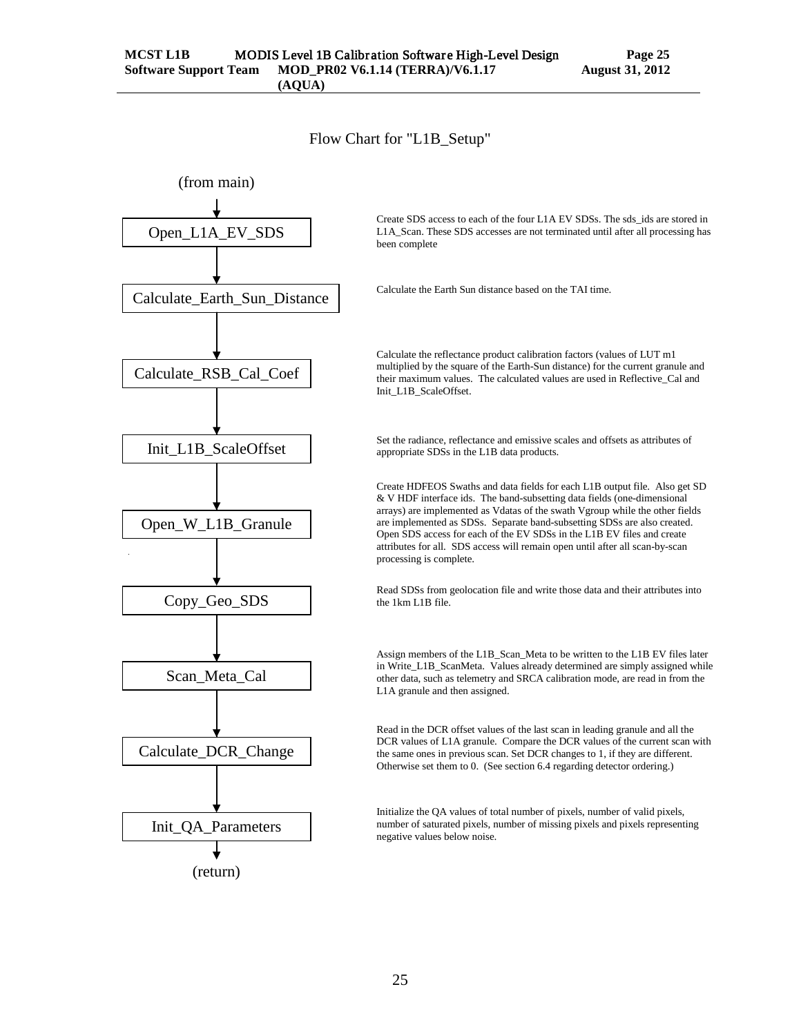Flow Chart for "L1B_Setup"

(from main)

**Open_L1A_EV_SDS** — Create SDS access to each of the four L1A EV SDSs. The sds_ids are stored in L1A_Scan. These SDS accesses are not terminated until after all processing has been complete

**Calculate_Earth_Sun_Distance** — Calculate the Earth Sun distance based on the TAI time.

**Calculate_RSB_Cal_Coef** — Calculate the reflectance product calibration factors (values of LUT m1 multiplied by the square of the Earth-Sun distance) for the current granule and their maximum values. The calculated values are used in Reflective_Cal and Init_L1B_ScaleOffset.

**Init_L1B_ScaleOffset** — Set the radiance, reflectance and emissive scales and offsets as attributes of appropriate SDSs in the L1B data products.

**Open_W_L1B_Granule** — Create HDFEOS Swaths and data fields for each L1B output file. Also get SD & V HDF interface ids. The band-subsetting data fields (one-dimensional arrays) are implemented as Vdatas of the swath Vgroup while the other fields are implemented as SDSs. Separate band-subsetting SDSs are also created. Open SDS access for each of the EV SDSs in the L1B EV files and create attributes for all. SDS access will remain open until after all scan-by-scan processing is complete.

**Copy_Geo_SDS** — Read SDSs from geolocation file and write those data and their attributes into the 1km L1B file.

**Scan_Meta_Cal** — Assign members of the L1B_Scan_Meta to be written to the L1B EV files later in Write_L1B_ScanMeta. Values already determined are simply assigned while other data, such as telemetry and SRCA calibration mode, are read in from the L1A granule and then assigned.

**Calculate_DCR_Change** — Read in the DCR offset values of the last scan in leading granule and all the DCR values of L1A granule. Compare the DCR values of the current scan with the same ones in previous scan. Set DCR changes to 1, if they are different. Otherwise set them to 0. (See section 6.4 regarding detector ordering.)

**Init_QA_Parameters** — Initialize the QA values of total number of pixels, number of valid pixels, number of saturated pixels, number of missing pixels and pixels representing negative values below noise.

(return)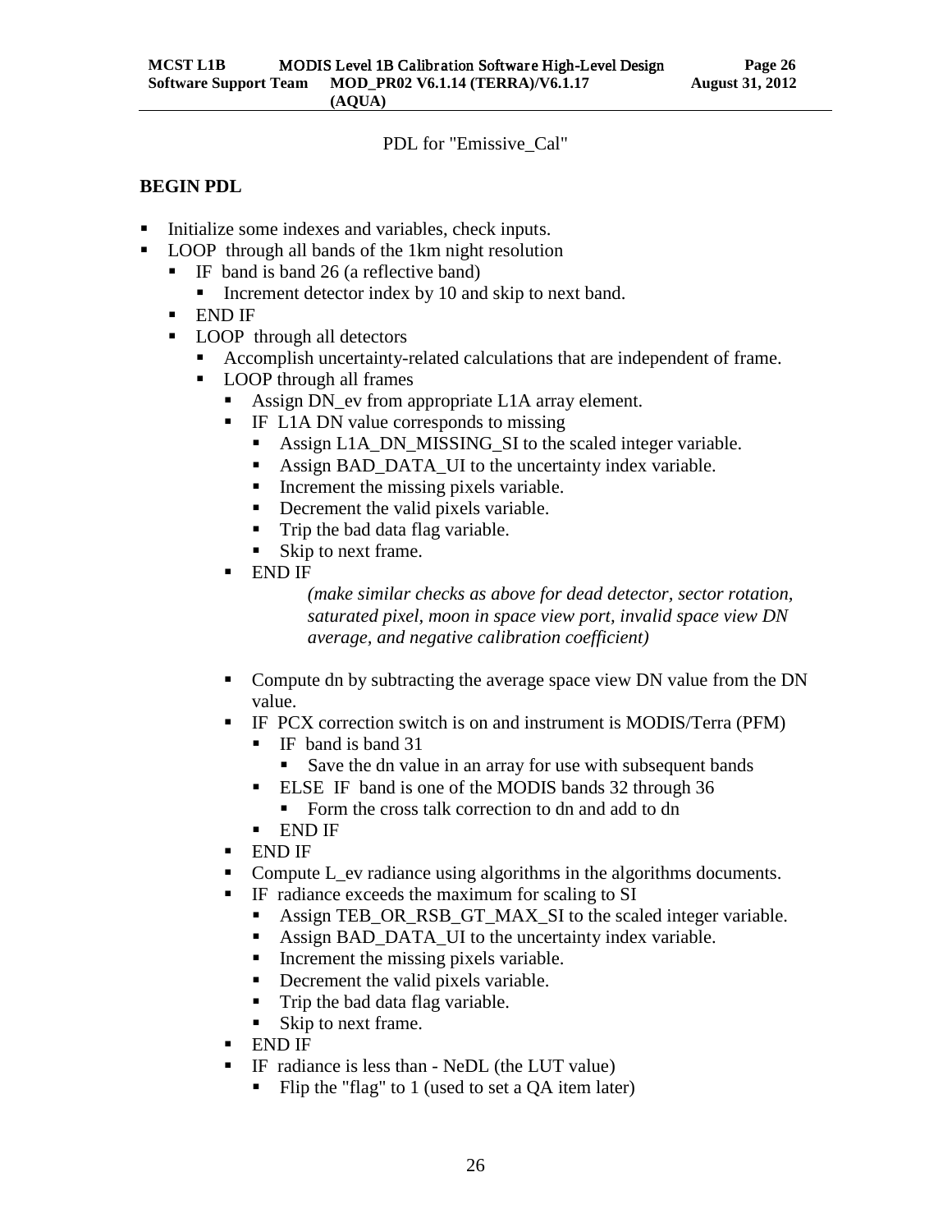PDL for "Emissive_Cal"

**BEGIN PDL**

- Initialize some indexes and variables, check inputs.
- LOOP through all bands of the 1km night resolution
  - IF band is band 26 (a reflective band)
    - Increment detector index by 10 and skip to next band.
  - END IF
  - LOOP through all detectors
    - Accomplish uncertainty-related calculations that are independent of frame.
    - LOOP through all frames
      - Assign DN_ev from appropriate L1A array element.
      - IF L1A DN value corresponds to missing
        - Assign L1A_DN_MISSING_SI to the scaled integer variable.
        - Assign BAD_DATA_UI to the uncertainty index variable.
        - Increment the missing pixels variable.
        - Decrement the valid pixels variable.
        - Trip the bad data flag variable.
        - Skip to next frame.
      - END IF

        *(make similar checks as above for dead detector, sector rotation, saturated pixel, moon in space view port, invalid space view DN average, and negative calibration coefficient)*

      - Compute dn by subtracting the average space view DN value from the DN value.
      - IF PCX correction switch is on and instrument is MODIS/Terra (PFM)
        - IF band is band 31
          - Save the dn value in an array for use with subsequent bands
        - ELSE IF band is one of the MODIS bands 32 through 36
          - Form the cross talk correction to dn and add to dn
        - END IF
      - END IF
      - Compute L_ev radiance using algorithms in the algorithms documents.
      - IF radiance exceeds the maximum for scaling to SI
        - Assign TEB_OR_RSB_GT_MAX_SI to the scaled integer variable.
        - Assign BAD_DATA_UI to the uncertainty index variable.
        - Increment the missing pixels variable.
        - Decrement the valid pixels variable.
        - Trip the bad data flag variable.
        - Skip to next frame.
      - END IF
      - IF radiance is less than - NeDL (the LUT value)
        - Flip the "flag" to 1 (used to set a QA item later)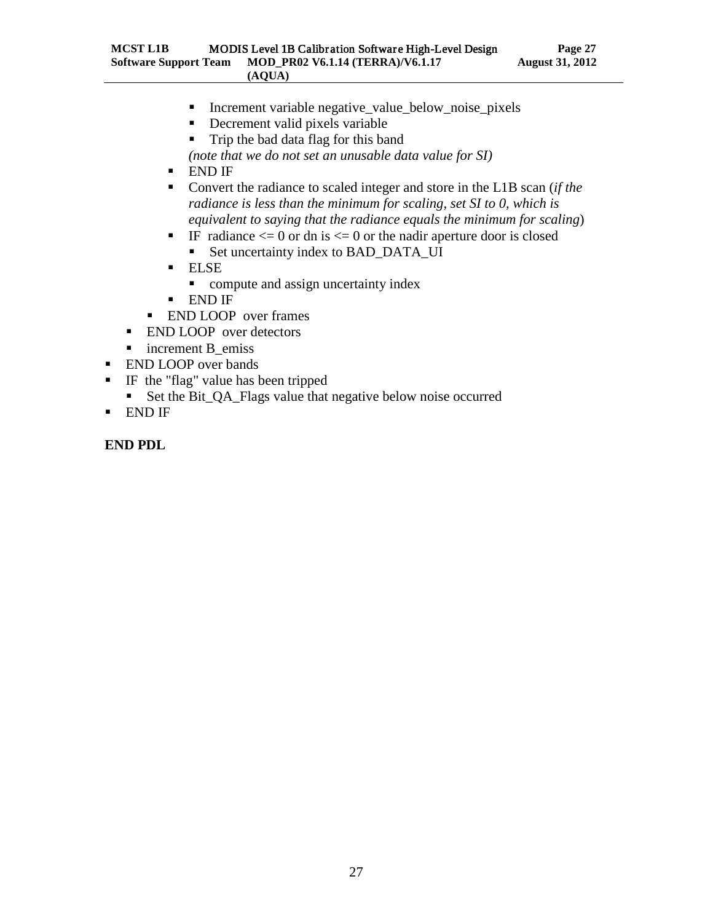- Increment variable negative_value_below_noise_pixels
            - Decrement valid pixels variable
            - Trip the bad data flag for this band

            *(note that we do not set an unusable data value for SI)*
        - END IF
        - Convert the radiance to scaled integer and store in the L1B scan (*if the radiance is less than the minimum for scaling, set SI to 0, which is equivalent to saying that the radiance equals the minimum for scaling*)
        - IF radiance <= 0 or dn is <= 0 or the nadir aperture door is closed
            - Set uncertainty index to BAD_DATA_UI
        - ELSE
            - compute and assign uncertainty index
        - END IF
    - END LOOP over frames
  - END LOOP over detectors
  - increment B_emiss
- END LOOP over bands
- IF the "flag" value has been tripped
  - Set the Bit_QA_Flags value that negative below noise occurred
- END IF

**END PDL**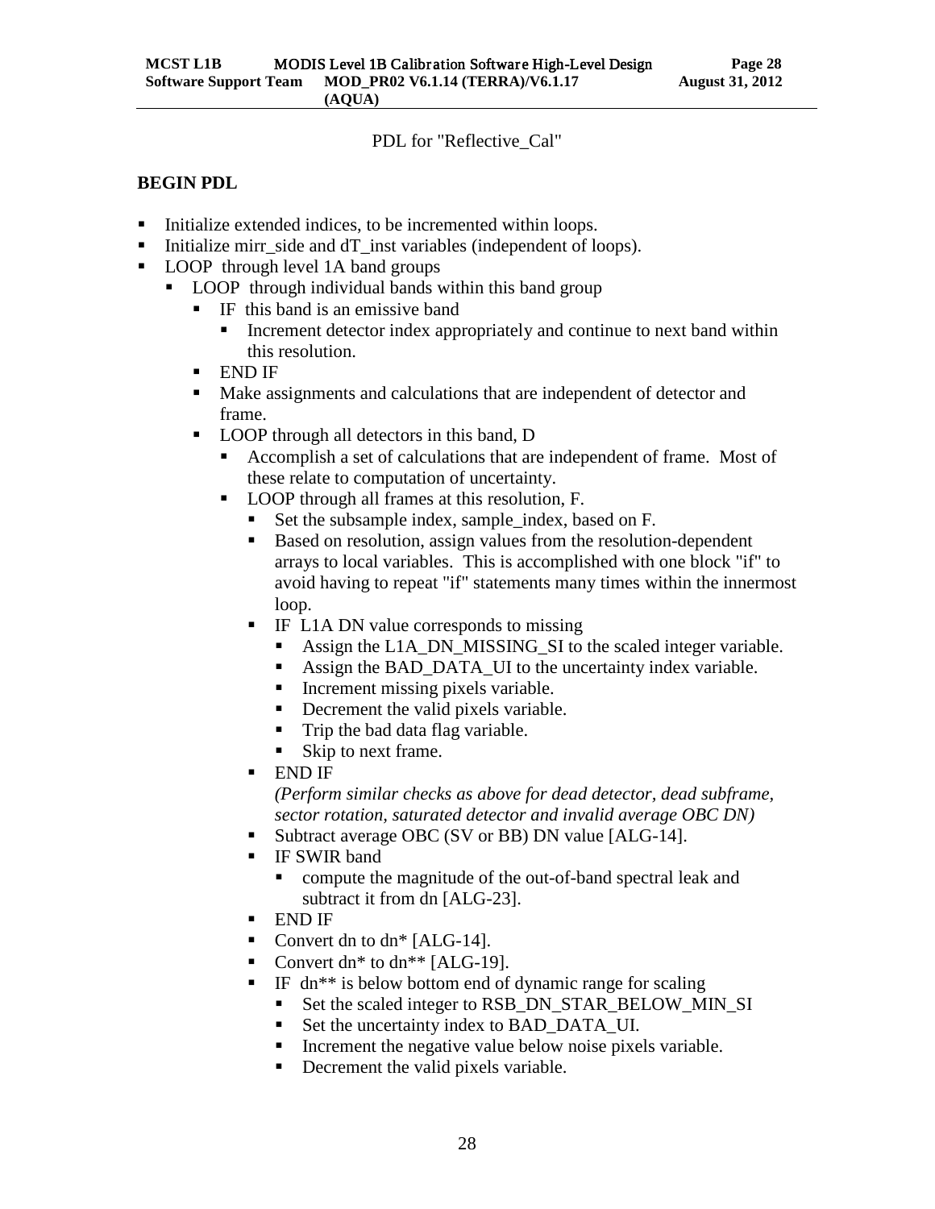PDL for "Reflective_Cal"

**BEGIN PDL**

- Initialize extended indices, to be incremented within loops.
- Initialize mirr_side and dT_inst variables (independent of loops).
- LOOP through level 1A band groups
  - LOOP through individual bands within this band group
    - IF this band is an emissive band
      - Increment detector index appropriately and continue to next band within this resolution.
    - END IF
    - Make assignments and calculations that are independent of detector and frame.
    - LOOP through all detectors in this band, D
      - Accomplish a set of calculations that are independent of frame. Most of these relate to computation of uncertainty.
      - LOOP through all frames at this resolution, F.
        - Set the subsample index, sample_index, based on F.
        - Based on resolution, assign values from the resolution-dependent arrays to local variables. This is accomplished with one block "if" to avoid having to repeat "if" statements many times within the innermost loop.
        - IF L1A DN value corresponds to missing
          - Assign the L1A_DN_MISSING_SI to the scaled integer variable.
          - Assign the BAD_DATA_UI to the uncertainty index variable.
          - Increment missing pixels variable.
          - Decrement the valid pixels variable.
          - Trip the bad data flag variable.
          - Skip to next frame.
        - END IF

          *(Perform similar checks as above for dead detector, dead subframe, sector rotation, saturated detector and invalid average OBC DN)*
        - Subtract average OBC (SV or BB) DN value [ALG-14].
        - IF SWIR band
          - compute the magnitude of the out-of-band spectral leak and subtract it from dn [ALG-23].
        - END IF
        - Convert dn to dn* [ALG-14].
        - Convert dn* to dn** [ALG-19].
        - IF dn** is below bottom end of dynamic range for scaling
          - Set the scaled integer to RSB_DN_STAR_BELOW_MIN_SI
          - Set the uncertainty index to BAD_DATA_UI.
          - Increment the negative value below noise pixels variable.
          - Decrement the valid pixels variable.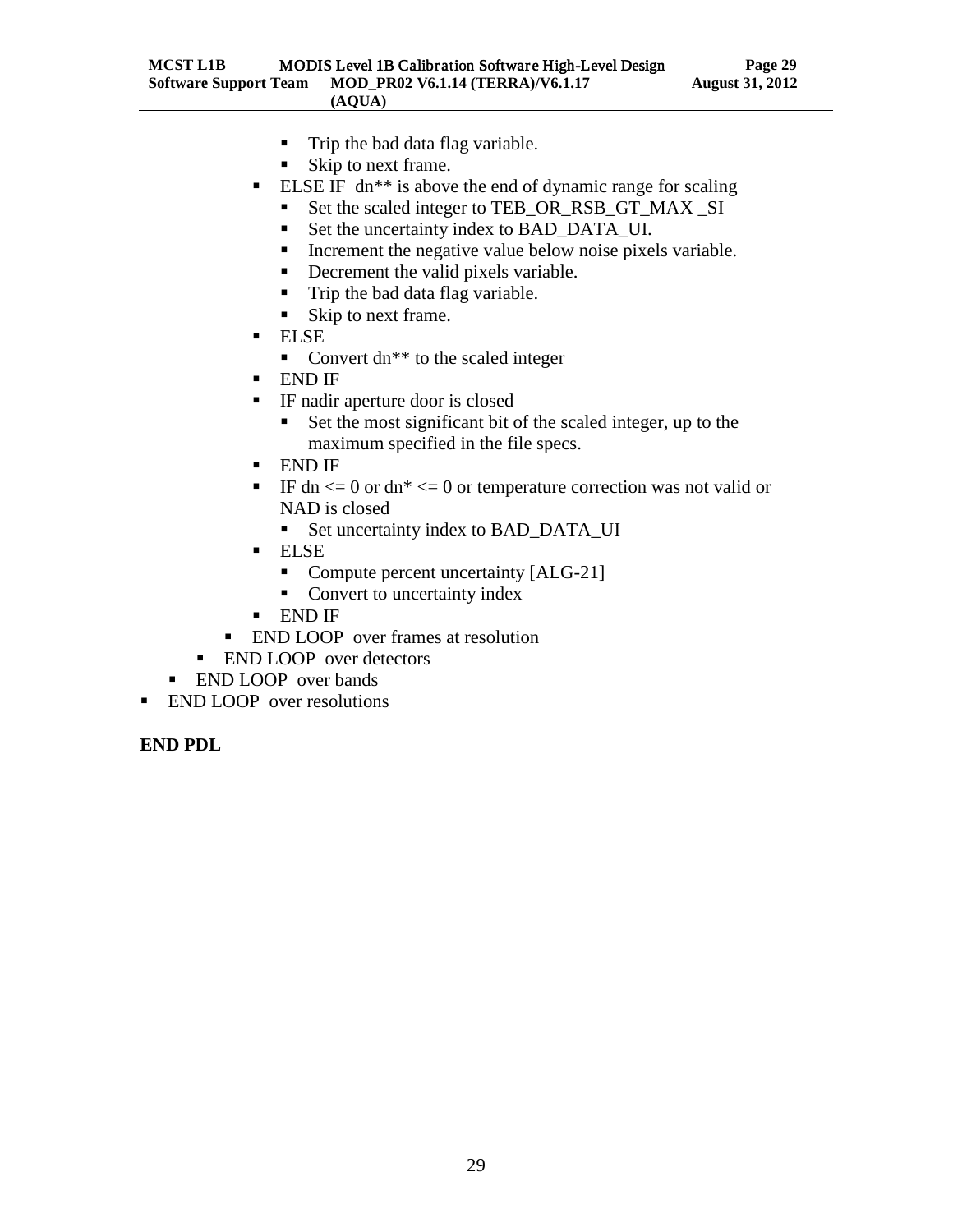- Trip the bad data flag variable.
        - Skip to next frame.
      - ELSE IF dn** is above the end of dynamic range for scaling
        - Set the scaled integer to TEB_OR_RSB_GT_MAX _SI
        - Set the uncertainty index to BAD_DATA_UI.
        - Increment the negative value below noise pixels variable.
        - Decrement the valid pixels variable.
        - Trip the bad data flag variable.
        - Skip to next frame.
      - ELSE
        - Convert dn** to the scaled integer
      - END IF
      - IF nadir aperture door is closed
        - Set the most significant bit of the scaled integer, up to the maximum specified in the file specs.
      - END IF
      - IF dn <= 0 or dn* <= 0 or temperature correction was not valid or NAD is closed
        - Set uncertainty index to BAD_DATA_UI
      - ELSE
        - Compute percent uncertainty [ALG-21]
        - Convert to uncertainty index
      - END IF
    - END LOOP over frames at resolution
  - END LOOP over detectors
- END LOOP over bands
- END LOOP over resolutions

**END PDL**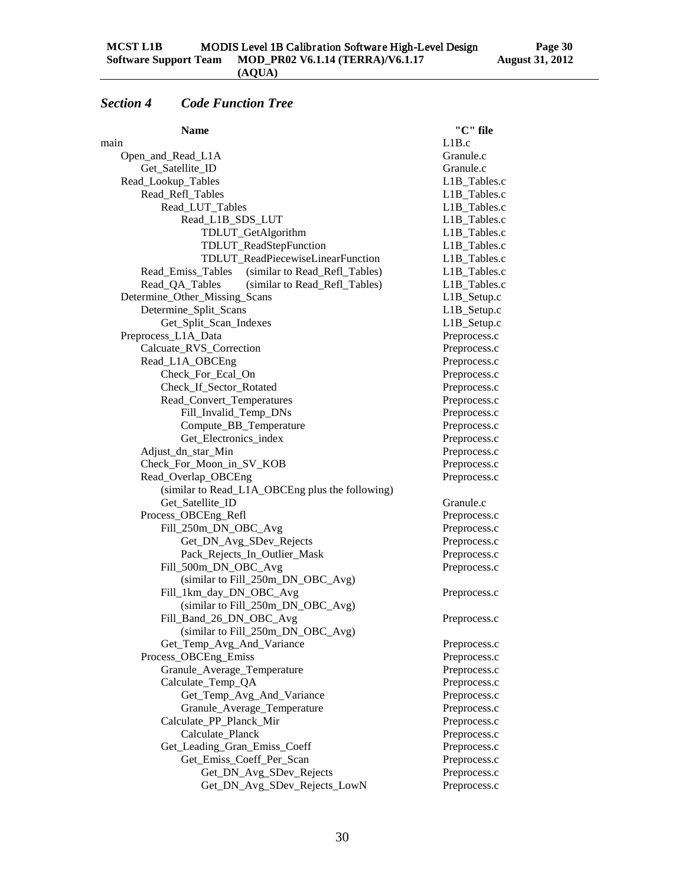## *Section 4 Code Function Tree*

| Name | "C" file |
|---|---|
| main | L1B.c |
| Open_and_Read_L1A | Granule.c |
| Get_Satellite_ID | Granule.c |
| Read_Lookup_Tables | L1B_Tables.c |
| Read_Refl_Tables | L1B_Tables.c |
| Read_LUT_Tables | L1B_Tables.c |
| Read_L1B_SDS_LUT | L1B_Tables.c |
| TDLUT_GetAlgorithm | L1B_Tables.c |
| TDLUT_ReadStepFunction | L1B_Tables.c |
| TDLUT_ReadPiecewiseLinearFunction | L1B_Tables.c |
| Read_Emiss_Tables (similar to Read_Refl_Tables) | L1B_Tables.c |
| Read_QA_Tables (similar to Read_Refl_Tables) | L1B_Tables.c |
| Determine_Other_Missing_Scans | L1B_Setup.c |
| Determine_Split_Scans | L1B_Setup.c |
| Get_Split_Scan_Indexes | L1B_Setup.c |
| Preprocess_L1A_Data | Preprocess.c |
| Calcuate_RVS_Correction | Preprocess.c |
| Read_L1A_OBCEng | Preprocess.c |
| Check_For_Ecal_On | Preprocess.c |
| Check_If_Sector_Rotated | Preprocess.c |
| Read_Convert_Temperatures | Preprocess.c |
| Fill_Invalid_Temp_DNs | Preprocess.c |
| Compute_BB_Temperature | Preprocess.c |
| Get_Electronics_index | Preprocess.c |
| Adjust_dn_star_Min | Preprocess.c |
| Check_For_Moon_in_SV_KOB | Preprocess.c |
| Read_Overlap_OBCEng | Preprocess.c |
| (similar to Read_L1A_OBCEng plus the following) | |
| Get_Satellite_ID | Granule.c |
| Process_OBCEng_Refl | Preprocess.c |
| Fill_250m_DN_OBC_Avg | Preprocess.c |
| Get_DN_Avg_SDev_Rejects | Preprocess.c |
| Pack_Rejects_In_Outlier_Mask | Preprocess.c |
| Fill_500m_DN_OBC_Avg | Preprocess.c |
| (similar to Fill_250m_DN_OBC_Avg) | |
| Fill_1km_day_DN_OBC_Avg | Preprocess.c |
| (similar to Fill_250m_DN_OBC_Avg) | |
| Fill_Band_26_DN_OBC_Avg | Preprocess.c |
| (similar to Fill_250m_DN_OBC_Avg) | |
| Get_Temp_Avg_And_Variance | Preprocess.c |
| Process_OBCEng_Emiss | Preprocess.c |
| Granule_Average_Temperature | Preprocess.c |
| Calculate_Temp_QA | Preprocess.c |
| Get_Temp_Avg_And_Variance | Preprocess.c |
| Granule_Average_Temperature | Preprocess.c |
| Calculate_PP_Planck_Mir | Preprocess.c |
| Calculate_Planck | Preprocess.c |
| Get_Leading_Gran_Emiss_Coeff | Preprocess.c |
| Get_Emiss_Coeff_Per_Scan | Preprocess.c |
| Get_DN_Avg_SDev_Rejects | Preprocess.c |
| Get_DN_Avg_SDev_Rejects_LowN | Preprocess.c |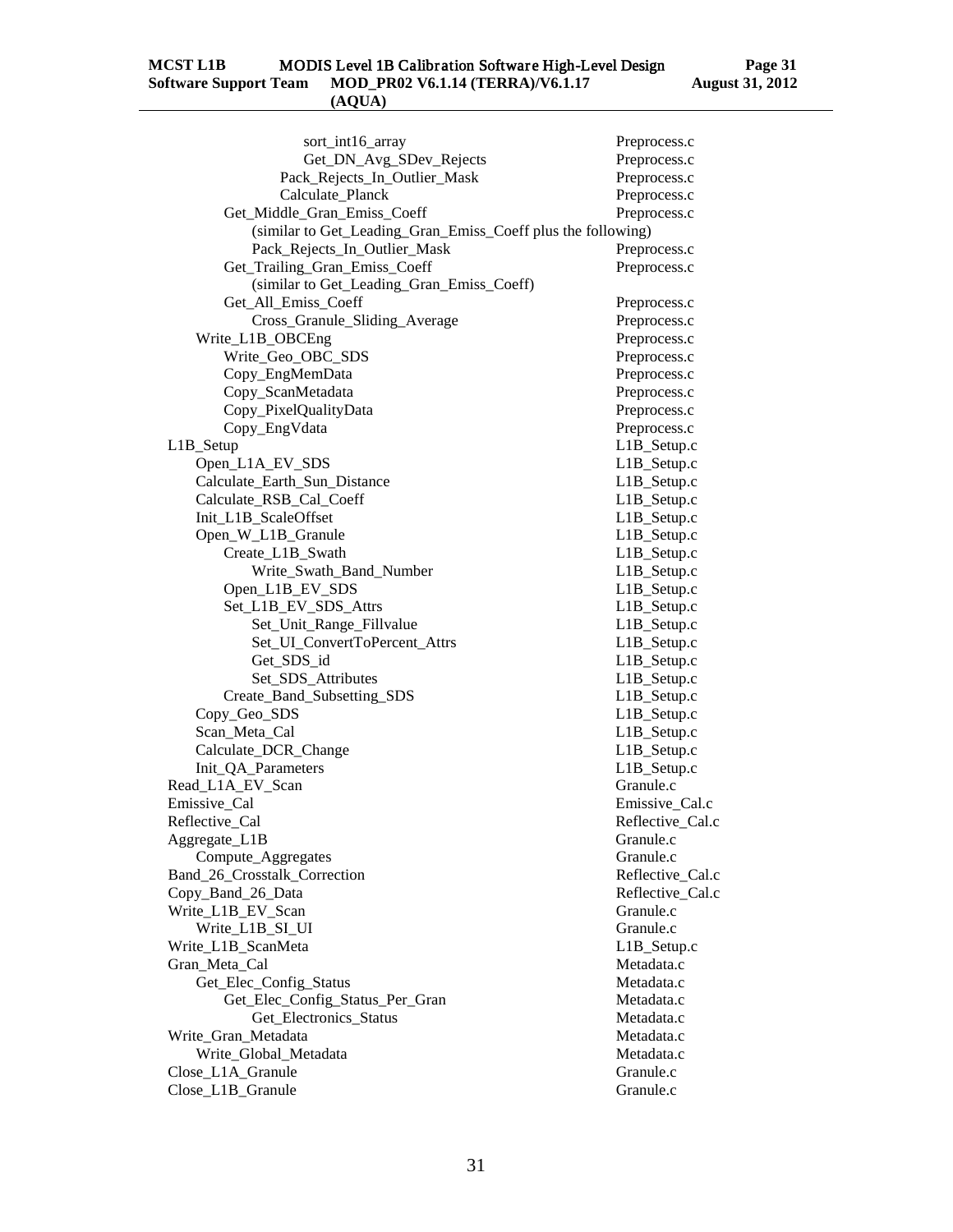```
                    sort_int16_array                              Preprocess.c
                    Get_DN_Avg_SDev_Rejects                       Preprocess.c
                Pack_Rejects_In_Outlier_Mask                      Preprocess.c
                Calculate_Planck                                  Preprocess.c
        Get_Middle_Gran_Emiss_Coeff                               Preprocess.c
            (similar to Get_Leading_Gran_Emiss_Coeff plus the following)
            Pack_Rejects_In_Outlier_Mask                          Preprocess.c
        Get_Trailing_Gran_Emiss_Coeff                             Preprocess.c
            (similar to Get_Leading_Gran_Emiss_Coeff)
        Get_All_Emiss_Coeff                                       Preprocess.c
            Cross_Granule_Sliding_Average                         Preprocess.c
    Write_L1B_OBCEng                                              Preprocess.c
        Write_Geo_OBC_SDS                                         Preprocess.c
        Copy_EngMemData                                           Preprocess.c
        Copy_ScanMetadata                                         Preprocess.c
        Copy_PixelQualityData                                     Preprocess.c
        Copy_EngVdata                                             Preprocess.c
L1B_Setup                                                         L1B_Setup.c
    Open_L1A_EV_SDS                                               L1B_Setup.c
    Calculate_Earth_Sun_Distance                                  L1B_Setup.c
    Calculate_RSB_Cal_Coeff                                       L1B_Setup.c
    Init_L1B_ScaleOffset                                          L1B_Setup.c
    Open_W_L1B_Granule                                            L1B_Setup.c
        Create_L1B_Swath                                          L1B_Setup.c
            Write_Swath_Band_Number                               L1B_Setup.c
        Open_L1B_EV_SDS                                           L1B_Setup.c
        Set_L1B_EV_SDS_Attrs                                      L1B_Setup.c
            Set_Unit_Range_Fillvalue                              L1B_Setup.c
            Set_UI_ConvertToPercent_Attrs                         L1B_Setup.c
            Get_SDS_id                                            L1B_Setup.c
            Set_SDS_Attributes                                    L1B_Setup.c
        Create_Band_Subsetting_SDS                                L1B_Setup.c
    Copy_Geo_SDS                                                  L1B_Setup.c
    Scan_Meta_Cal                                                 L1B_Setup.c
    Calculate_DCR_Change                                          L1B_Setup.c
    Init_QA_Parameters                                            L1B_Setup.c
Read_L1A_EV_Scan                                                  Granule.c
Emissive_Cal                                                      Emissive_Cal.c
Reflective_Cal                                                    Reflective_Cal.c
Aggregate_L1B                                                     Granule.c
    Compute_Aggregates                                            Granule.c
Band_26_Crosstalk_Correction                                      Reflective_Cal.c
Copy_Band_26_Data                                                 Reflective_Cal.c
Write_L1B_EV_Scan                                                 Granule.c
    Write_L1B_SI_UI                                               Granule.c
Write_L1B_ScanMeta                                                L1B_Setup.c
Gran_Meta_Cal                                                     Metadata.c
    Get_Elec_Config_Status                                        Metadata.c
        Get_Elec_Config_Status_Per_Gran                           Metadata.c
            Get_Electronics_Status                                Metadata.c
Write_Gran_Metadata                                               Metadata.c
    Write_Global_Metadata                                         Metadata.c
Close_L1A_Granule                                                 Granule.c
Close_L1B_Granule                                                 Granule.c
```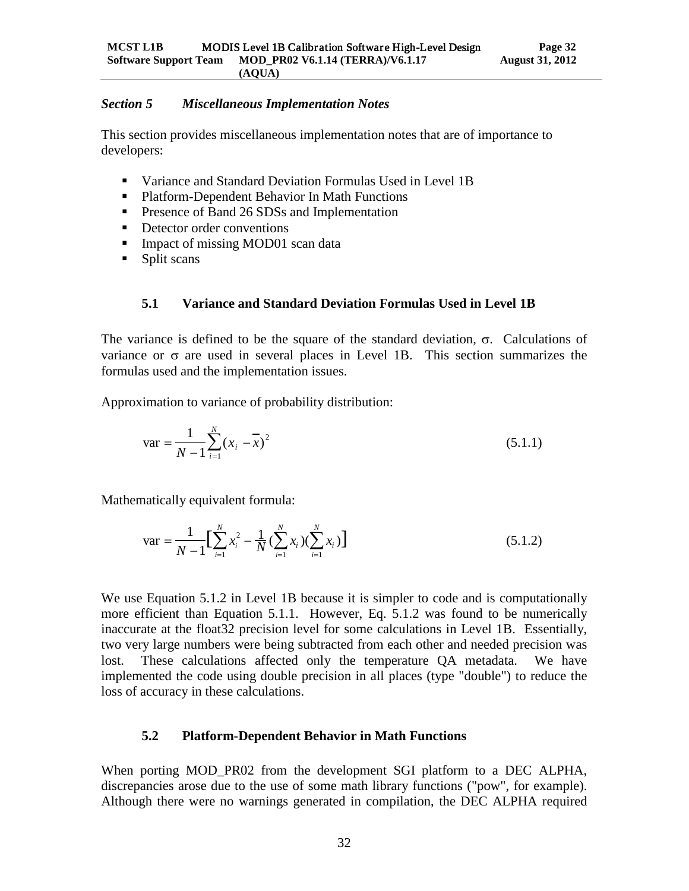## *Section 5 Miscellaneous Implementation Notes*

This section provides miscellaneous implementation notes that are of importance to developers:

- Variance and Standard Deviation Formulas Used in Level 1B
- Platform-Dependent Behavior In Math Functions
- Presence of Band 26 SDSs and Implementation
- Detector order conventions
- Impact of missing MOD01 scan data
- Split scans

### 5.1 Variance and Standard Deviation Formulas Used in Level 1B

The variance is defined to be the square of the standard deviation, $\sigma$. Calculations of variance or $\sigma$ are used in several places in Level 1B. This section summarizes the formulas used and the implementation issues.

Approximation to variance of probability distribution:

$$\text{var} = \frac{1}{N-1}\sum_{i=1}^{N}(x_i - \overline{x})^2 \qquad (5.1.1)$$

Mathematically equivalent formula:

$$\text{var} = \frac{1}{N-1}\left[\sum_{i=1}^{N} x_i^2 - \frac{1}{N}\left(\sum_{i=1}^{N} x_i\right)\left(\sum_{i=1}^{N} x_i\right)\right] \qquad (5.1.2)$$

We use Equation 5.1.2 in Level 1B because it is simpler to code and is computationally more efficient than Equation 5.1.1. However, Eq. 5.1.2 was found to be numerically inaccurate at the float32 precision level for some calculations in Level 1B. Essentially, two very large numbers were being subtracted from each other and needed precision was lost. These calculations affected only the temperature QA metadata. We have implemented the code using double precision in all places (type "double") to reduce the loss of accuracy in these calculations.

### 5.2 Platform-Dependent Behavior in Math Functions

When porting MOD_PR02 from the development SGI platform to a DEC ALPHA, discrepancies arose due to the use of some math library functions ("pow", for example). Although there were no warnings generated in compilation, the DEC ALPHA required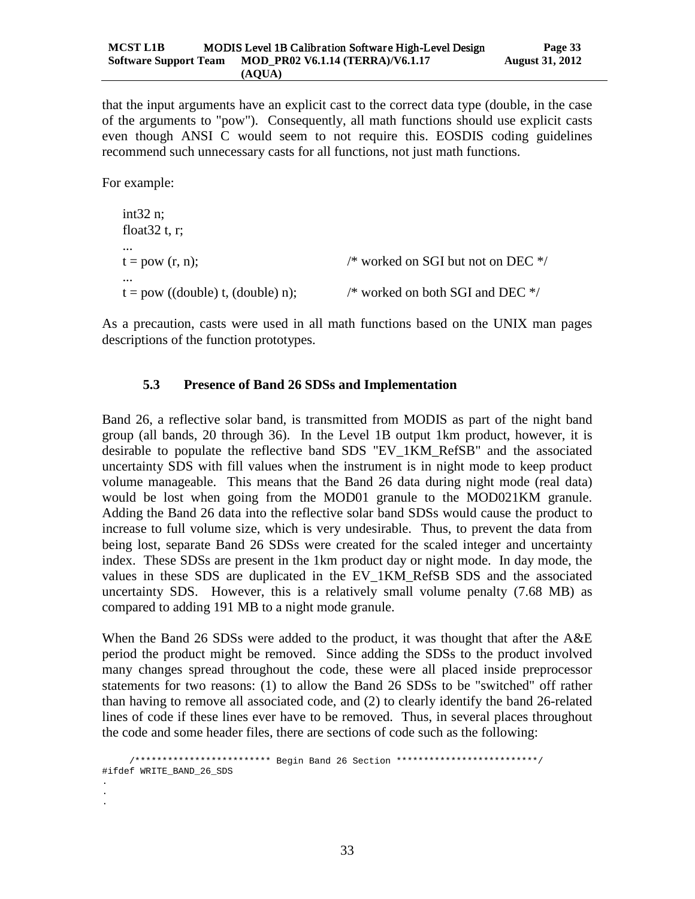that the input arguments have an explicit cast to the correct data type (double, in the case of the arguments to "pow"). Consequently, all math functions should use explicit casts even though ANSI C would seem to not require this. EOSDIS coding guidelines recommend such unnecessary casts for all functions, not just math functions.

For example:

```
int32 n;
float32 t, r;
...
t = pow (r, n);                        /* worked on SGI but not on DEC */
...
t = pow ((double) t, (double) n);      /* worked on both SGI and DEC */
```

As a precaution, casts were used in all math functions based on the UNIX man pages descriptions of the function prototypes.

### 5.3 Presence of Band 26 SDSs and Implementation

Band 26, a reflective solar band, is transmitted from MODIS as part of the night band group (all bands, 20 through 36). In the Level 1B output 1km product, however, it is desirable to populate the reflective band SDS "EV_1KM_RefSB" and the associated uncertainty SDS with fill values when the instrument is in night mode to keep product volume manageable. This means that the Band 26 data during night mode (real data) would be lost when going from the MOD01 granule to the MOD021KM granule. Adding the Band 26 data into the reflective solar band SDSs would cause the product to increase to full volume size, which is very undesirable. Thus, to prevent the data from being lost, separate Band 26 SDSs were created for the scaled integer and uncertainty index. These SDSs are present in the 1km product day or night mode. In day mode, the values in these SDS are duplicated in the EV_1KM_RefSB SDS and the associated uncertainty SDS. However, this is a relatively small volume penalty (7.68 MB) as compared to adding 191 MB to a night mode granule.

When the Band 26 SDSs were added to the product, it was thought that after the A&E period the product might be removed. Since adding the SDSs to the product involved many changes spread throughout the code, these were all placed inside preprocessor statements for two reasons: (1) to allow the Band 26 SDSs to be "switched" off rather than having to remove all associated code, and (2) to clearly identify the band 26-related lines of code if these lines ever have to be removed. Thus, in several places throughout the code and some header files, there are sections of code such as the following:

```
     /************************* Begin Band 26 Section **************************/
#ifdef WRITE_BAND_26_SDS
.
.
.
```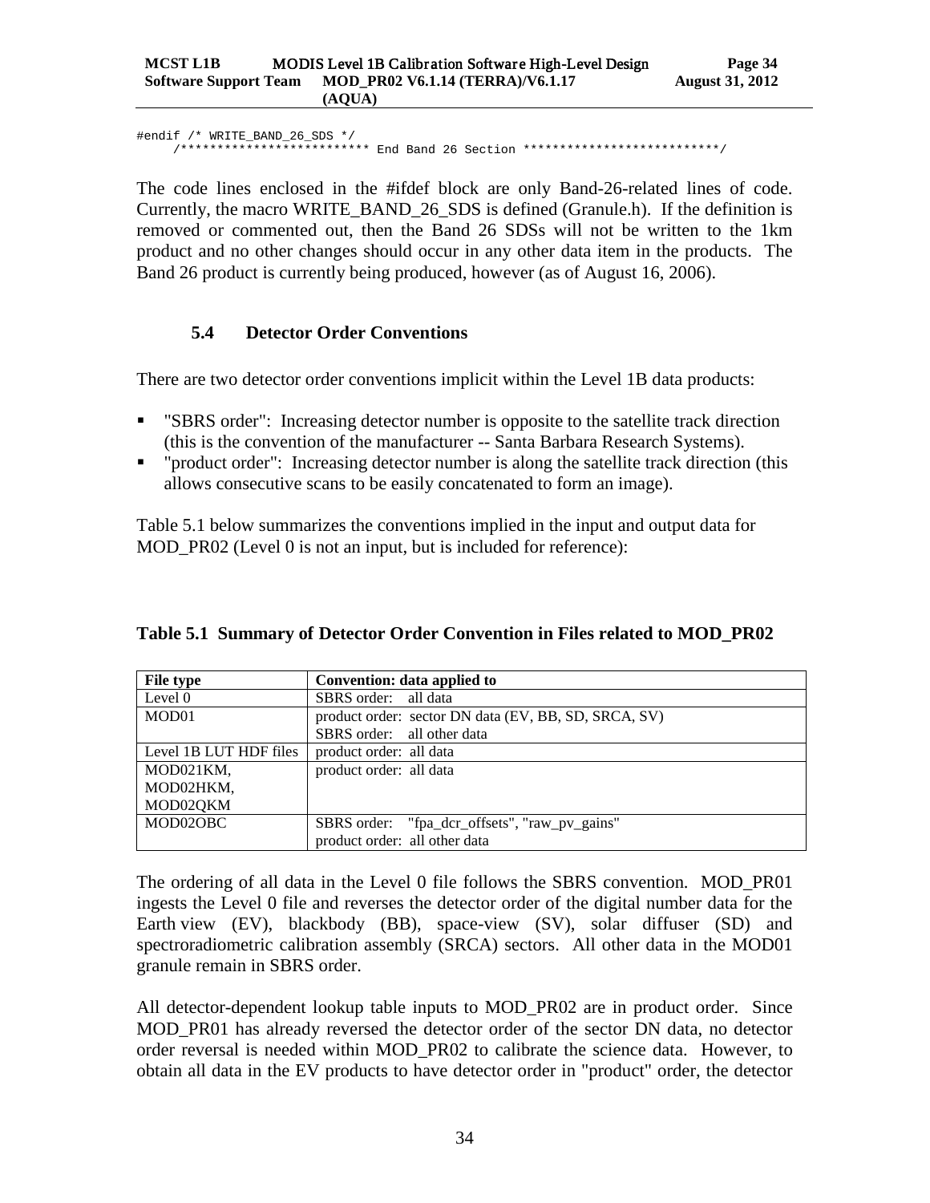```
#endif /* WRITE_BAND_26_SDS */
     /************************** End Band 26 Section ***************************/
```

The code lines enclosed in the #ifdef block are only Band-26-related lines of code. Currently, the macro WRITE_BAND_26_SDS is defined (Granule.h). If the definition is removed or commented out, then the Band 26 SDSs will not be written to the 1km product and no other changes should occur in any other data item in the products. The Band 26 product is currently being produced, however (as of August 16, 2006).

### 5.4 Detector Order Conventions

There are two detector order conventions implicit within the Level 1B data products:

- "SBRS order": Increasing detector number is opposite to the satellite track direction (this is the convention of the manufacturer -- Santa Barbara Research Systems).
- "product order": Increasing detector number is along the satellite track direction (this allows consecutive scans to be easily concatenated to form an image).

Table 5.1 below summarizes the conventions implied in the input and output data for MOD_PR02 (Level 0 is not an input, but is included for reference):

**Table 5.1 Summary of Detector Order Convention in Files related to MOD_PR02**

| File type | Convention: data applied to |
|---|---|
| Level 0 | SBRS order: all data |
| MOD01 | product order: sector DN data (EV, BB, SD, SRCA, SV)<br>SBRS order: all other data |
| Level 1B LUT HDF files | product order: all data |
| MOD021KM,<br>MOD02HKM,<br>MOD02QKM | product order: all data |
| MOD02OBC | SBRS order: "fpa_dcr_offsets", "raw_pv_gains"<br>product order: all other data |

The ordering of all data in the Level 0 file follows the SBRS convention. MOD_PR01 ingests the Level 0 file and reverses the detector order of the digital number data for the Earth view (EV), blackbody (BB), space-view (SV), solar diffuser (SD) and spectroradiometric calibration assembly (SRCA) sectors. All other data in the MOD01 granule remain in SBRS order.

All detector-dependent lookup table inputs to MOD_PR02 are in product order. Since MOD_PR01 has already reversed the detector order of the sector DN data, no detector order reversal is needed within MOD_PR02 to calibrate the science data. However, to obtain all data in the EV products to have detector order in "product" order, the detector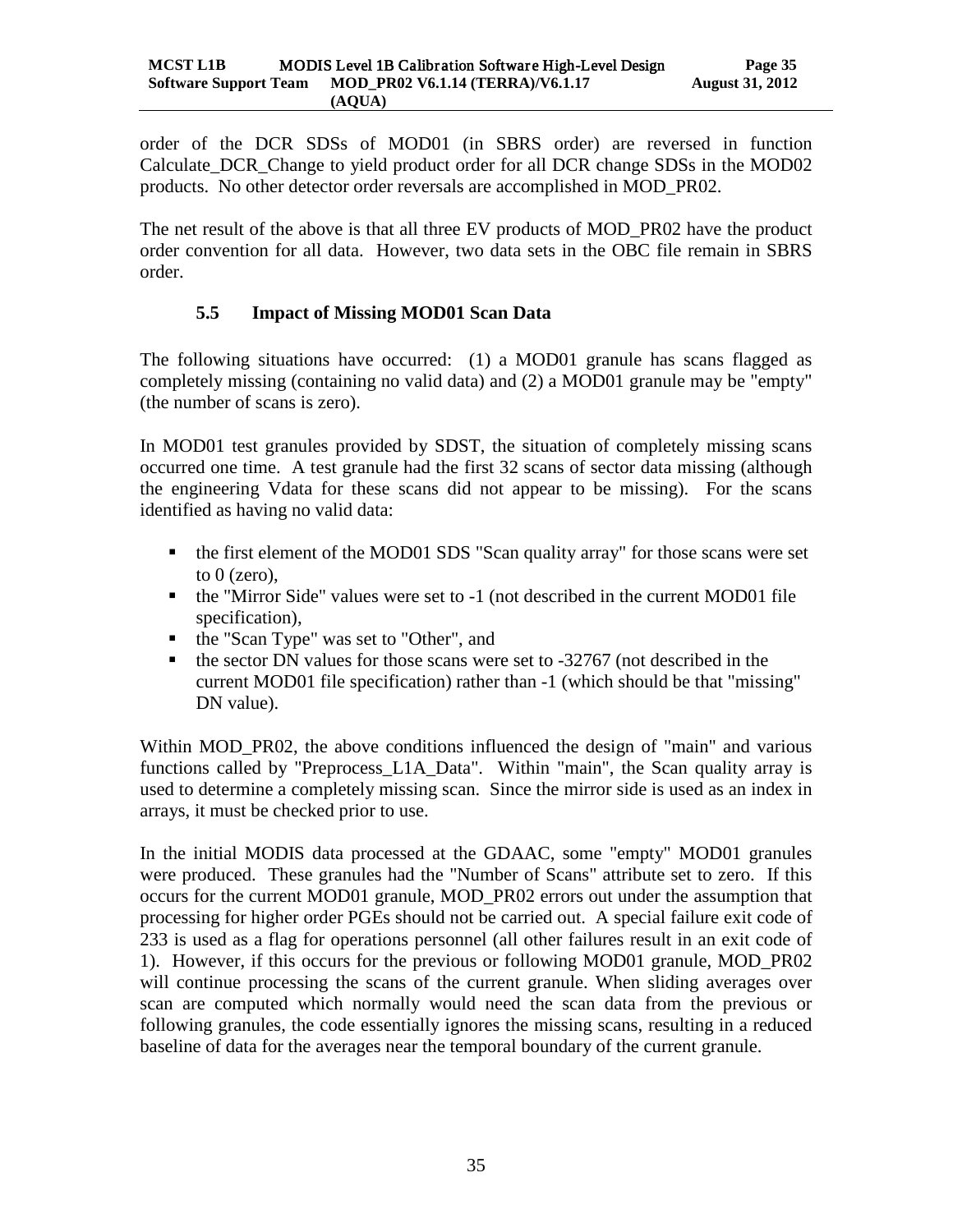order of the DCR SDSs of MOD01 (in SBRS order) are reversed in function Calculate_DCR_Change to yield product order for all DCR change SDSs in the MOD02 products. No other detector order reversals are accomplished in MOD_PR02.

The net result of the above is that all three EV products of MOD_PR02 have the product order convention for all data. However, two data sets in the OBC file remain in SBRS order.

### 5.5 Impact of Missing MOD01 Scan Data

The following situations have occurred: (1) a MOD01 granule has scans flagged as completely missing (containing no valid data) and (2) a MOD01 granule may be "empty" (the number of scans is zero).

In MOD01 test granules provided by SDST, the situation of completely missing scans occurred one time. A test granule had the first 32 scans of sector data missing (although the engineering Vdata for these scans did not appear to be missing). For the scans identified as having no valid data:

- the first element of the MOD01 SDS "Scan quality array" for those scans were set to 0 (zero),
- the "Mirror Side" values were set to -1 (not described in the current MOD01 file specification),
- the "Scan Type" was set to "Other", and
- the sector DN values for those scans were set to -32767 (not described in the current MOD01 file specification) rather than -1 (which should be that "missing" DN value).

Within MOD_PR02, the above conditions influenced the design of "main" and various functions called by "Preprocess_L1A_Data". Within "main", the Scan quality array is used to determine a completely missing scan. Since the mirror side is used as an index in arrays, it must be checked prior to use.

In the initial MODIS data processed at the GDAAC, some "empty" MOD01 granules were produced. These granules had the "Number of Scans" attribute set to zero. If this occurs for the current MOD01 granule, MOD_PR02 errors out under the assumption that processing for higher order PGEs should not be carried out. A special failure exit code of 233 is used as a flag for operations personnel (all other failures result in an exit code of 1). However, if this occurs for the previous or following MOD01 granule, MOD_PR02 will continue processing the scans of the current granule. When sliding averages over scan are computed which normally would need the scan data from the previous or following granules, the code essentially ignores the missing scans, resulting in a reduced baseline of data for the averages near the temporal boundary of the current granule.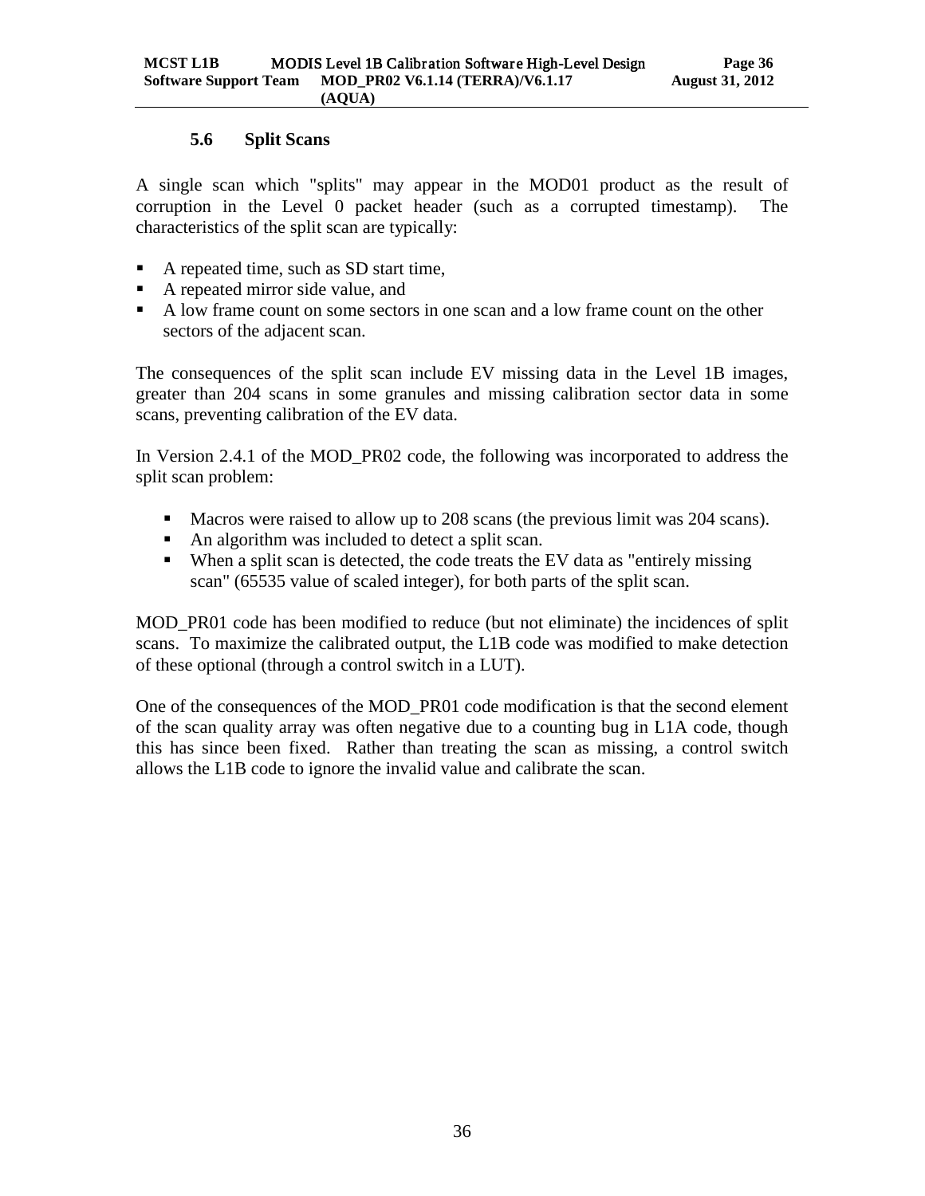### 5.6 Split Scans

A single scan which "splits" may appear in the MOD01 product as the result of corruption in the Level 0 packet header (such as a corrupted timestamp). The characteristics of the split scan are typically:

- A repeated time, such as SD start time,
- A repeated mirror side value, and
- A low frame count on some sectors in one scan and a low frame count on the other sectors of the adjacent scan.

The consequences of the split scan include EV missing data in the Level 1B images, greater than 204 scans in some granules and missing calibration sector data in some scans, preventing calibration of the EV data.

In Version 2.4.1 of the MOD_PR02 code, the following was incorporated to address the split scan problem:

- Macros were raised to allow up to 208 scans (the previous limit was 204 scans).
- An algorithm was included to detect a split scan.
- When a split scan is detected, the code treats the EV data as "entirely missing scan" (65535 value of scaled integer), for both parts of the split scan.

MOD_PR01 code has been modified to reduce (but not eliminate) the incidences of split scans. To maximize the calibrated output, the L1B code was modified to make detection of these optional (through a control switch in a LUT).

One of the consequences of the MOD_PR01 code modification is that the second element of the scan quality array was often negative due to a counting bug in L1A code, though this has since been fixed. Rather than treating the scan as missing, a control switch allows the L1B code to ignore the invalid value and calibrate the scan.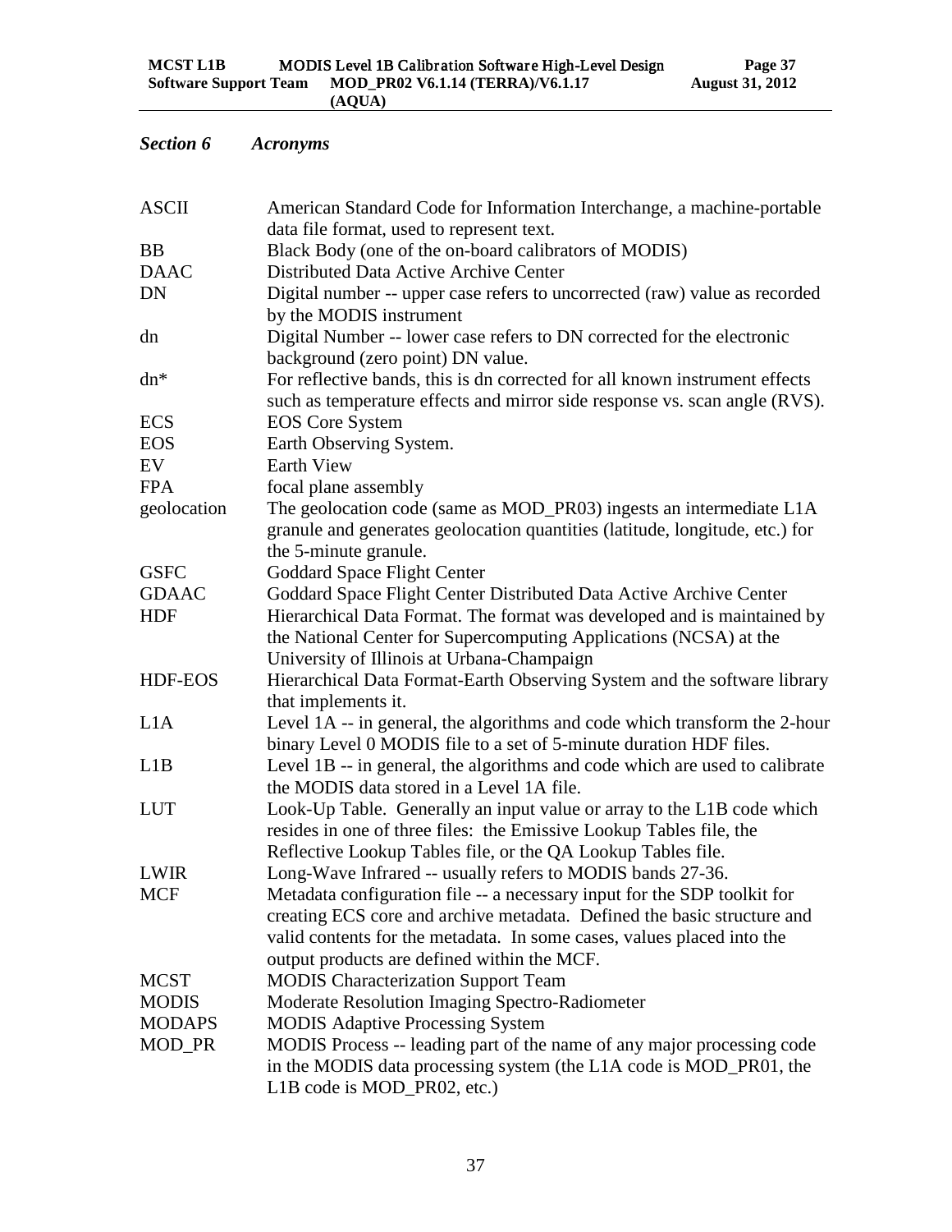## *Section 6 Acronyms*

| | |
|---|---|
| ASCII | American Standard Code for Information Interchange, a machine-portable data file format, used to represent text. |
| BB | Black Body (one of the on-board calibrators of MODIS) |
| DAAC | Distributed Data Active Archive Center |
| DN | Digital number -- upper case refers to uncorrected (raw) value as recorded by the MODIS instrument |
| dn | Digital Number -- lower case refers to DN corrected for the electronic background (zero point) DN value. |
| dn* | For reflective bands, this is dn corrected for all known instrument effects such as temperature effects and mirror side response vs. scan angle (RVS). |
| ECS | EOS Core System |
| EOS | Earth Observing System. |
| EV | Earth View |
| FPA | focal plane assembly |
| geolocation | The geolocation code (same as MOD_PR03) ingests an intermediate L1A granule and generates geolocation quantities (latitude, longitude, etc.) for the 5-minute granule. |
| GSFC | Goddard Space Flight Center |
| GDAAC | Goddard Space Flight Center Distributed Data Active Archive Center |
| HDF | Hierarchical Data Format. The format was developed and is maintained by the National Center for Supercomputing Applications (NCSA) at the University of Illinois at Urbana-Champaign |
| HDF-EOS | Hierarchical Data Format-Earth Observing System and the software library that implements it. |
| L1A | Level 1A -- in general, the algorithms and code which transform the 2-hour binary Level 0 MODIS file to a set of 5-minute duration HDF files. |
| L1B | Level 1B -- in general, the algorithms and code which are used to calibrate the MODIS data stored in a Level 1A file. |
| LUT | Look-Up Table. Generally an input value or array to the L1B code which resides in one of three files: the Emissive Lookup Tables file, the Reflective Lookup Tables file, or the QA Lookup Tables file. |
| LWIR | Long-Wave Infrared -- usually refers to MODIS bands 27-36. |
| MCF | Metadata configuration file -- a necessary input for the SDP toolkit for creating ECS core and archive metadata. Defined the basic structure and valid contents for the metadata. In some cases, values placed into the output products are defined within the MCF. |
| MCST | MODIS Characterization Support Team |
| MODIS | Moderate Resolution Imaging Spectro-Radiometer |
| MODAPS | MODIS Adaptive Processing System |
| MOD_PR | MODIS Process -- leading part of the name of any major processing code in the MODIS data processing system (the L1A code is MOD_PR01, the L1B code is MOD_PR02, etc.) |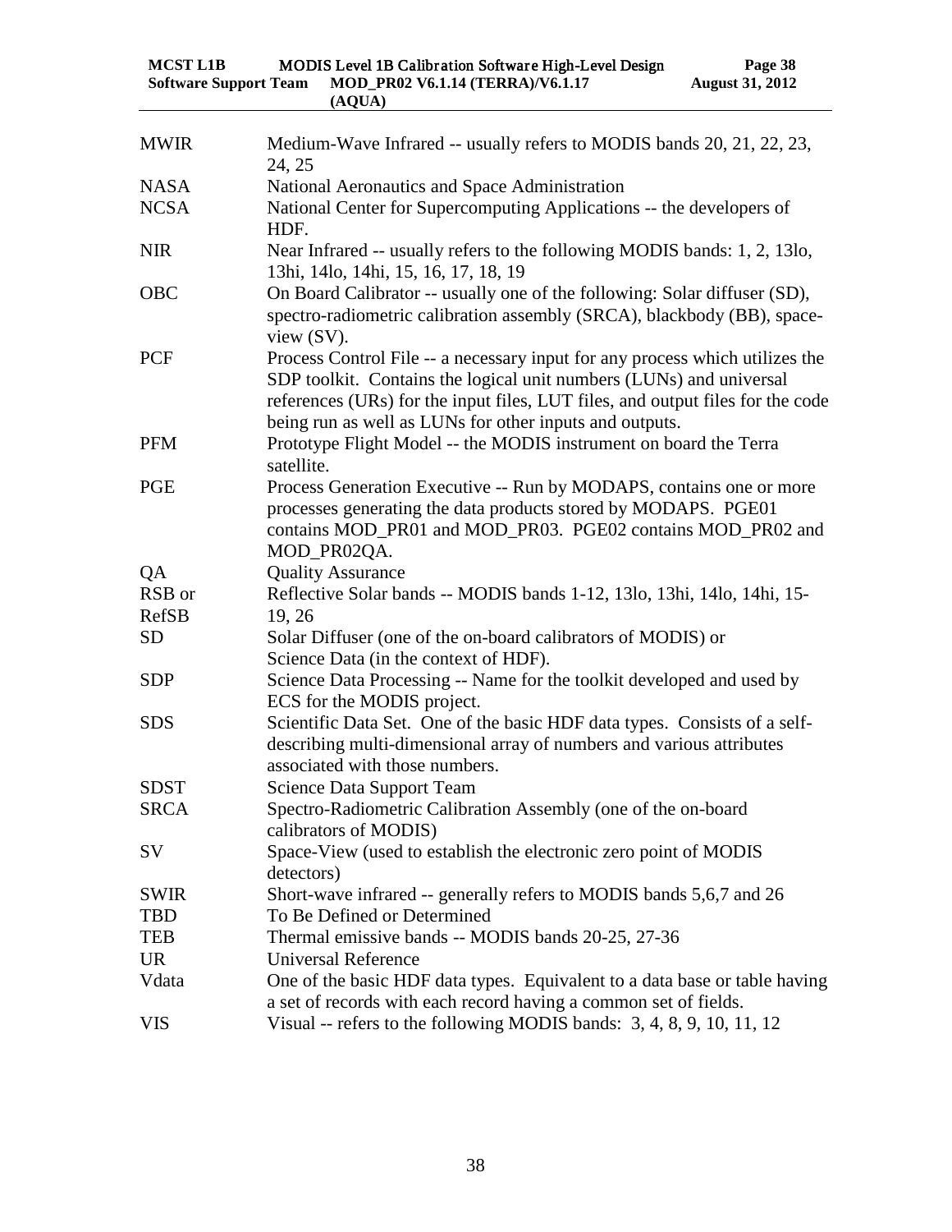| | |
|---|---|
| MWIR | Medium-Wave Infrared -- usually refers to MODIS bands 20, 21, 22, 23, 24, 25 |
| NASA | National Aeronautics and Space Administration |
| NCSA | National Center for Supercomputing Applications -- the developers of HDF. |
| NIR | Near Infrared -- usually refers to the following MODIS bands: 1, 2, 13lo, 13hi, 14lo, 14hi, 15, 16, 17, 18, 19 |
| OBC | On Board Calibrator -- usually one of the following: Solar diffuser (SD), spectro-radiometric calibration assembly (SRCA), blackbody (BB), space-view (SV). |
| PCF | Process Control File -- a necessary input for any process which utilizes the SDP toolkit. Contains the logical unit numbers (LUNs) and universal references (URs) for the input files, LUT files, and output files for the code being run as well as LUNs for other inputs and outputs. |
| PFM | Prototype Flight Model -- the MODIS instrument on board the Terra satellite. |
| PGE | Process Generation Executive -- Run by MODAPS, contains one or more processes generating the data products stored by MODAPS. PGE01 contains MOD_PR01 and MOD_PR03. PGE02 contains MOD_PR02 and MOD_PR02QA. |
| QA | Quality Assurance |
| RSB or RefSB | Reflective Solar bands -- MODIS bands 1-12, 13lo, 13hi, 14lo, 14hi, 15-19, 26 |
| SD | Solar Diffuser (one of the on-board calibrators of MODIS) or Science Data (in the context of HDF). |
| SDP | Science Data Processing -- Name for the toolkit developed and used by ECS for the MODIS project. |
| SDS | Scientific Data Set. One of the basic HDF data types. Consists of a self-describing multi-dimensional array of numbers and various attributes associated with those numbers. |
| SDST | Science Data Support Team |
| SRCA | Spectro-Radiometric Calibration Assembly (one of the on-board calibrators of MODIS) |
| SV | Space-View (used to establish the electronic zero point of MODIS detectors) |
| SWIR | Short-wave infrared -- generally refers to MODIS bands 5,6,7 and 26 |
| TBD | To Be Defined or Determined |
| TEB | Thermal emissive bands -- MODIS bands 20-25, 27-36 |
| UR | Universal Reference |
| Vdata | One of the basic HDF data types. Equivalent to a data base or table having a set of records with each record having a common set of fields. |
| VIS | Visual -- refers to the following MODIS bands: 3, 4, 8, 9, 10, 11, 12 |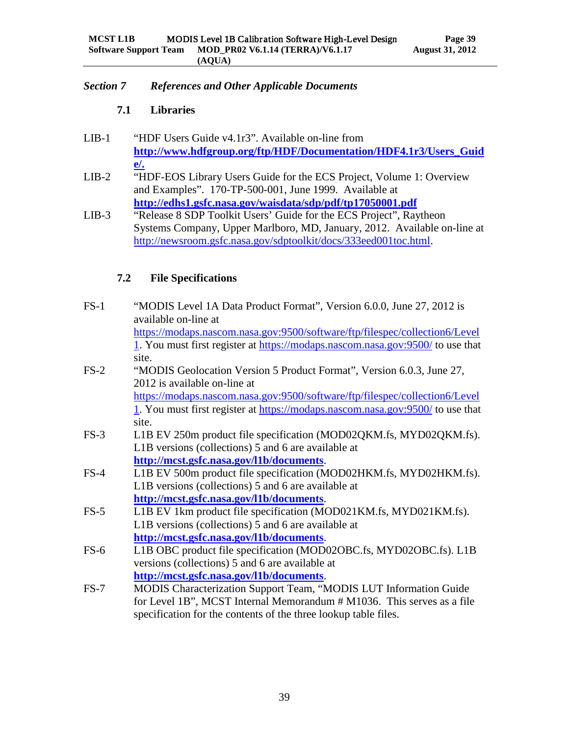## *Section 7 References and Other Applicable Documents*

### 7.1 Libraries

LIB-1 "HDF Users Guide v4.1r3". Available on-line from **http://www.hdfgroup.org/ftp/HDF/Documentation/HDF4.1r3/Users_Guide/.**

LIB-2 "HDF-EOS Library Users Guide for the ECS Project, Volume 1: Overview and Examples". 170-TP-500-001, June 1999. Available at **http://edhs1.gsfc.nasa.gov/waisdata/sdp/pdf/tp17050001.pdf**

LIB-3 "Release 8 SDP Toolkit Users' Guide for the ECS Project", Raytheon Systems Company, Upper Marlboro, MD, January, 2012. Available on-line at http://newsroom.gsfc.nasa.gov/sdptoolkit/docs/333eed001toc.html.

### 7.2 File Specifications

FS-1 "MODIS Level 1A Data Product Format", Version 6.0.0, June 27, 2012 is available on-line at https://modaps.nascom.nasa.gov:9500/software/ftp/filespec/collection6/Level1. You must first register at https://modaps.nascom.nasa.gov:9500/ to use that site.

FS-2 "MODIS Geolocation Version 5 Product Format", Version 6.0.3, June 27, 2012 is available on-line at https://modaps.nascom.nasa.gov:9500/software/ftp/filespec/collection6/Level1. You must first register at https://modaps.nascom.nasa.gov:9500/ to use that site.

FS-3 L1B EV 250m product file specification (MOD02QKM.fs, MYD02QKM.fs). L1B versions (collections) 5 and 6 are available at **http://mcst.gsfc.nasa.gov/l1b/documents**.

FS-4 L1B EV 500m product file specification (MOD02HKM.fs, MYD02HKM.fs). L1B versions (collections) 5 and 6 are available at **http://mcst.gsfc.nasa.gov/l1b/documents**.

FS-5 L1B EV 1km product file specification (MOD021KM.fs, MYD021KM.fs). L1B versions (collections) 5 and 6 are available at **http://mcst.gsfc.nasa.gov/l1b/documents**.

FS-6 L1B OBC product file specification (MOD02OBC.fs, MYD02OBC.fs). L1B versions (collections) 5 and 6 are available at **http://mcst.gsfc.nasa.gov/l1b/documents**.

FS-7 MODIS Characterization Support Team, "MODIS LUT Information Guide for Level 1B", MCST Internal Memorandum # M1036. This serves as a file specification for the contents of the three lookup table files.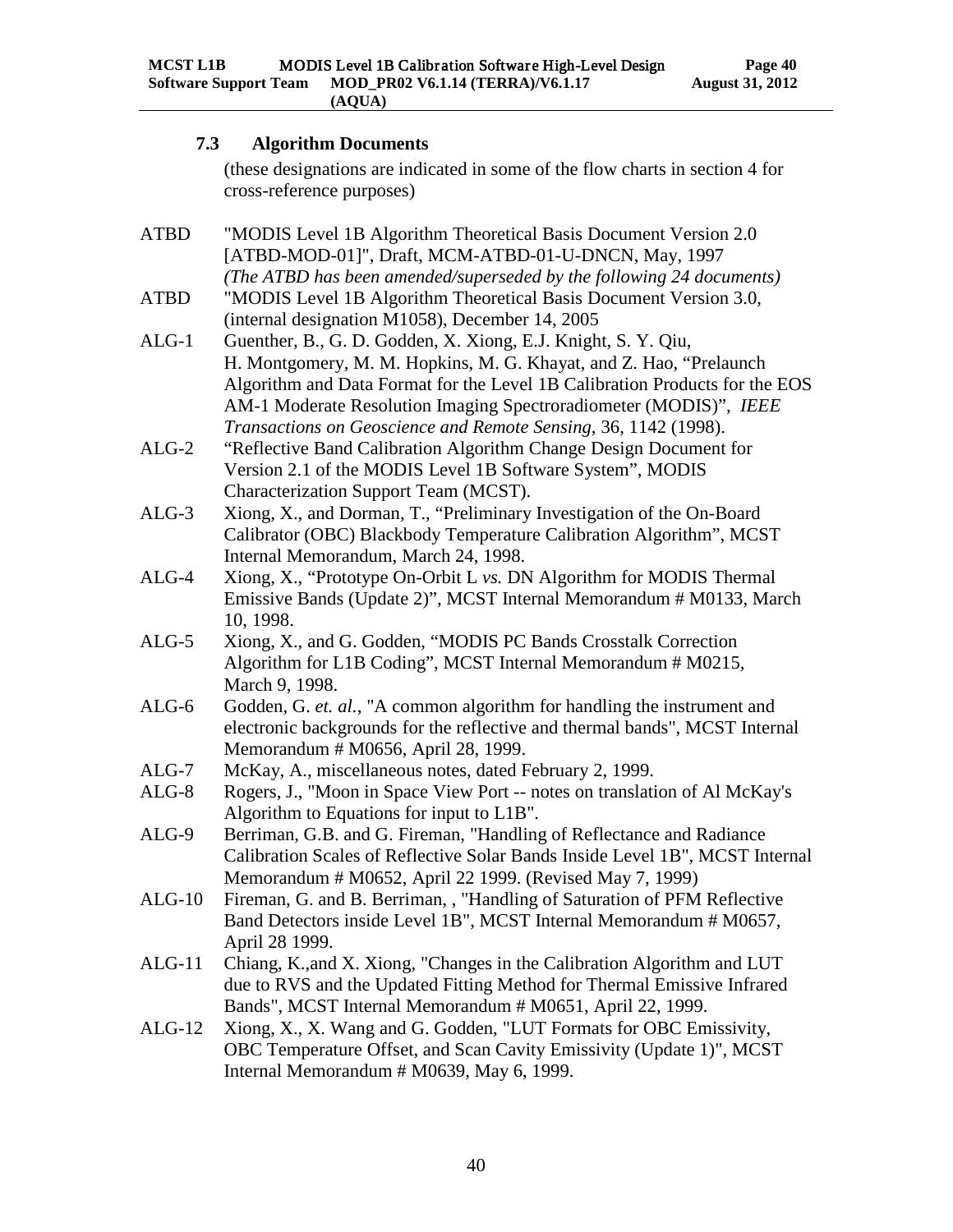### 7.3 Algorithm Documents

(these designations are indicated in some of the flow charts in section 4 for cross-reference purposes)

ATBD "MODIS Level 1B Algorithm Theoretical Basis Document Version 2.0 [ATBD-MOD-01]", Draft, MCM-ATBD-01-U-DNCN, May, 1997
*(The ATBD has been amended/superseded by the following 24 documents)*

ATBD "MODIS Level 1B Algorithm Theoretical Basis Document Version 3.0, (internal designation M1058), December 14, 2005

ALG-1 Guenther, B., G. D. Godden, X. Xiong, E.J. Knight, S. Y. Qiu, H. Montgomery, M. M. Hopkins, M. G. Khayat, and Z. Hao, "Prelaunch Algorithm and Data Format for the Level 1B Calibration Products for the EOS AM-1 Moderate Resolution Imaging Spectroradiometer (MODIS)", *IEEE Transactions on Geoscience and Remote Sensing*, 36, 1142 (1998).

ALG-2 "Reflective Band Calibration Algorithm Change Design Document for Version 2.1 of the MODIS Level 1B Software System", MODIS Characterization Support Team (MCST).

ALG-3 Xiong, X., and Dorman, T., "Preliminary Investigation of the On-Board Calibrator (OBC) Blackbody Temperature Calibration Algorithm", MCST Internal Memorandum, March 24, 1998.

ALG-4 Xiong, X., "Prototype On-Orbit L *vs.* DN Algorithm for MODIS Thermal Emissive Bands (Update 2)", MCST Internal Memorandum # M0133, March 10, 1998.

ALG-5 Xiong, X., and G. Godden, "MODIS PC Bands Crosstalk Correction Algorithm for L1B Coding", MCST Internal Memorandum # M0215, March 9, 1998.

ALG-6 Godden, G. *et. al.*, "A common algorithm for handling the instrument and electronic backgrounds for the reflective and thermal bands", MCST Internal Memorandum # M0656, April 28, 1999.

ALG-7 McKay, A., miscellaneous notes, dated February 2, 1999.

ALG-8 Rogers, J., "Moon in Space View Port -- notes on translation of Al McKay's Algorithm to Equations for input to L1B".

ALG-9 Berriman, G.B. and G. Fireman, "Handling of Reflectance and Radiance Calibration Scales of Reflective Solar Bands Inside Level 1B", MCST Internal Memorandum # M0652, April 22 1999. (Revised May 7, 1999)

ALG-10 Fireman, G. and B. Berriman, , "Handling of Saturation of PFM Reflective Band Detectors inside Level 1B", MCST Internal Memorandum # M0657, April 28 1999.

ALG-11 Chiang, K.,and X. Xiong, "Changes in the Calibration Algorithm and LUT due to RVS and the Updated Fitting Method for Thermal Emissive Infrared Bands", MCST Internal Memorandum # M0651, April 22, 1999.

ALG-12 Xiong, X., X. Wang and G. Godden, "LUT Formats for OBC Emissivity, OBC Temperature Offset, and Scan Cavity Emissivity (Update 1)", MCST Internal Memorandum # M0639, May 6, 1999.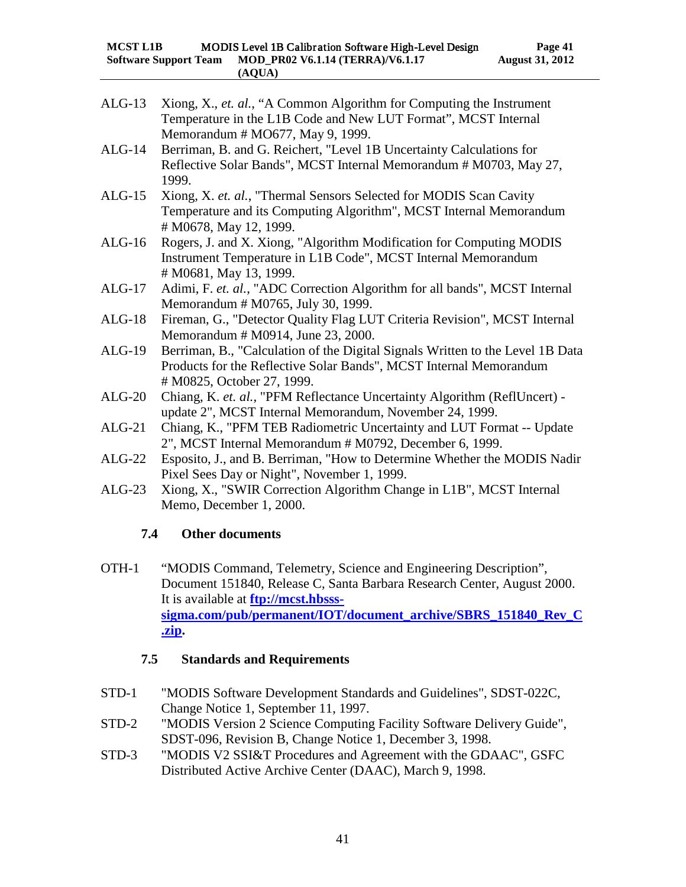ALG-13 Xiong, X., *et. al.*, "A Common Algorithm for Computing the Instrument Temperature in the L1B Code and New LUT Format", MCST Internal Memorandum # MO677, May 9, 1999.

ALG-14 Berriman, B. and G. Reichert, "Level 1B Uncertainty Calculations for Reflective Solar Bands", MCST Internal Memorandum # M0703, May 27, 1999.

ALG-15 Xiong, X. *et. al.*, "Thermal Sensors Selected for MODIS Scan Cavity Temperature and its Computing Algorithm", MCST Internal Memorandum # M0678, May 12, 1999.

ALG-16 Rogers, J. and X. Xiong, "Algorithm Modification for Computing MODIS Instrument Temperature in L1B Code", MCST Internal Memorandum # M0681, May 13, 1999.

ALG-17 Adimi, F. *et. al.*, "ADC Correction Algorithm for all bands", MCST Internal Memorandum # M0765, July 30, 1999.

ALG-18 Fireman, G., "Detector Quality Flag LUT Criteria Revision", MCST Internal Memorandum # M0914, June 23, 2000.

ALG-19 Berriman, B., "Calculation of the Digital Signals Written to the Level 1B Data Products for the Reflective Solar Bands", MCST Internal Memorandum # M0825, October 27, 1999.

ALG-20 Chiang, K. *et. al.*, "PFM Reflectance Uncertainty Algorithm (ReflUncert) - update 2", MCST Internal Memorandum, November 24, 1999.

ALG-21 Chiang, K., "PFM TEB Radiometric Uncertainty and LUT Format -- Update 2", MCST Internal Memorandum # M0792, December 6, 1999.

ALG-22 Esposito, J., and B. Berriman, "How to Determine Whether the MODIS Nadir Pixel Sees Day or Night", November 1, 1999.

ALG-23 Xiong, X., "SWIR Correction Algorithm Change in L1B", MCST Internal Memo, December 1, 2000.

### 7.4 Other documents

OTH-1 "MODIS Command, Telemetry, Science and Engineering Description", Document 151840, Release C, Santa Barbara Research Center, August 2000. It is available at **ftp://mcst.hbsss-sigma.com/pub/permanent/IOT/document_archive/SBRS_151840_Rev_C.zip**.

### 7.5 Standards and Requirements

STD-1 "MODIS Software Development Standards and Guidelines", SDST-022C, Change Notice 1, September 11, 1997.

STD-2 "MODIS Version 2 Science Computing Facility Software Delivery Guide", SDST-096, Revision B, Change Notice 1, December 3, 1998.

STD-3 "MODIS V2 SSI&T Procedures and Agreement with the GDAAC", GSFC Distributed Active Archive Center (DAAC), March 9, 1998.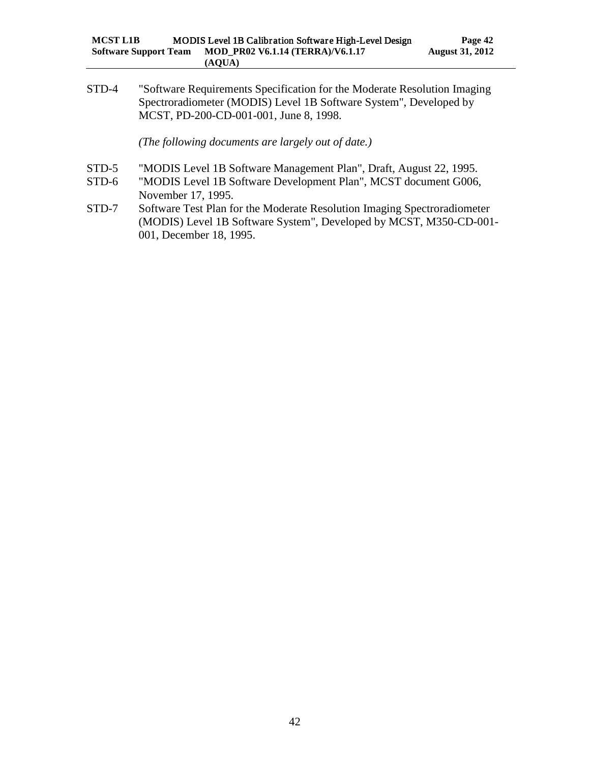STD-4 "Software Requirements Specification for the Moderate Resolution Imaging Spectroradiometer (MODIS) Level 1B Software System", Developed by MCST, PD-200-CD-001-001, June 8, 1998.

*(The following documents are largely out of date.)*

STD-5 "MODIS Level 1B Software Management Plan", Draft, August 22, 1995.

STD-6 "MODIS Level 1B Software Development Plan", MCST document G006, November 17, 1995.

STD-7 Software Test Plan for the Moderate Resolution Imaging Spectroradiometer (MODIS) Level 1B Software System", Developed by MCST, M350-CD-001-001, December 18, 1995.